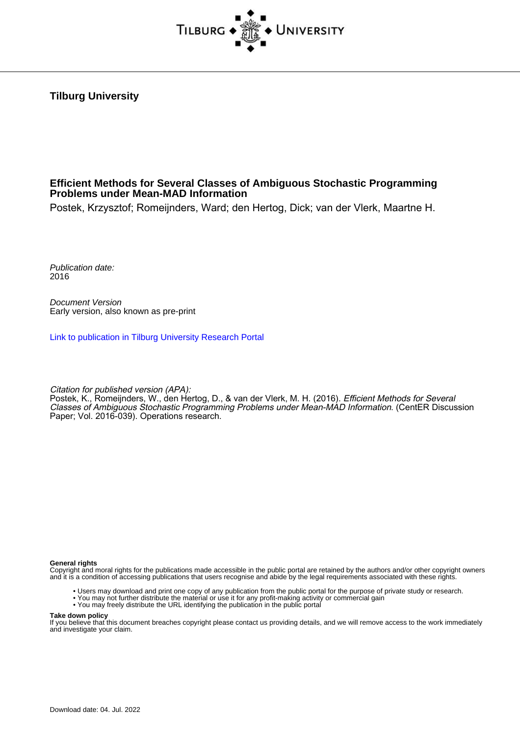**Tilburg University**

# Efficient Methods for Several Classes of Ambiguous Stochastic Programming Problems under Mean-MAD Information

Postek, Krzysztof; Romeijnders, Ward; den Hertog, Dick; van der Vlerk, Maartne H.

*Publication date:*
2016

*Document Version*
Early version, also known as pre-print

Link to publication in Tilburg University Research Portal

*Citation for published version (APA):*
Postek, K., Romeijnders, W., den Hertog, D., & van der Vlerk, M. H. (2016). *Efficient Methods for Several Classes of Ambiguous Stochastic Programming Problems under Mean-MAD Information.* (CentER Discussion Paper; Vol. 2016-039). Operations research.

**General rights**
Copyright and moral rights for the publications made accessible in the public portal are retained by the authors and/or other copyright owners and it is a condition of accessing publications that users recognise and abide by the legal requirements associated with these rights.

- Users may download and print one copy of any publication from the public portal for the purpose of private study or research.
- You may not further distribute the material or use it for any profit-making activity or commercial gain
- You may freely distribute the URL identifying the publication in the public portal

**Take down policy**
If you believe that this document breaches copyright please contact us providing details, and we will remove access to the work immediately and investigate your claim.

Download date: 04. Jul. 2022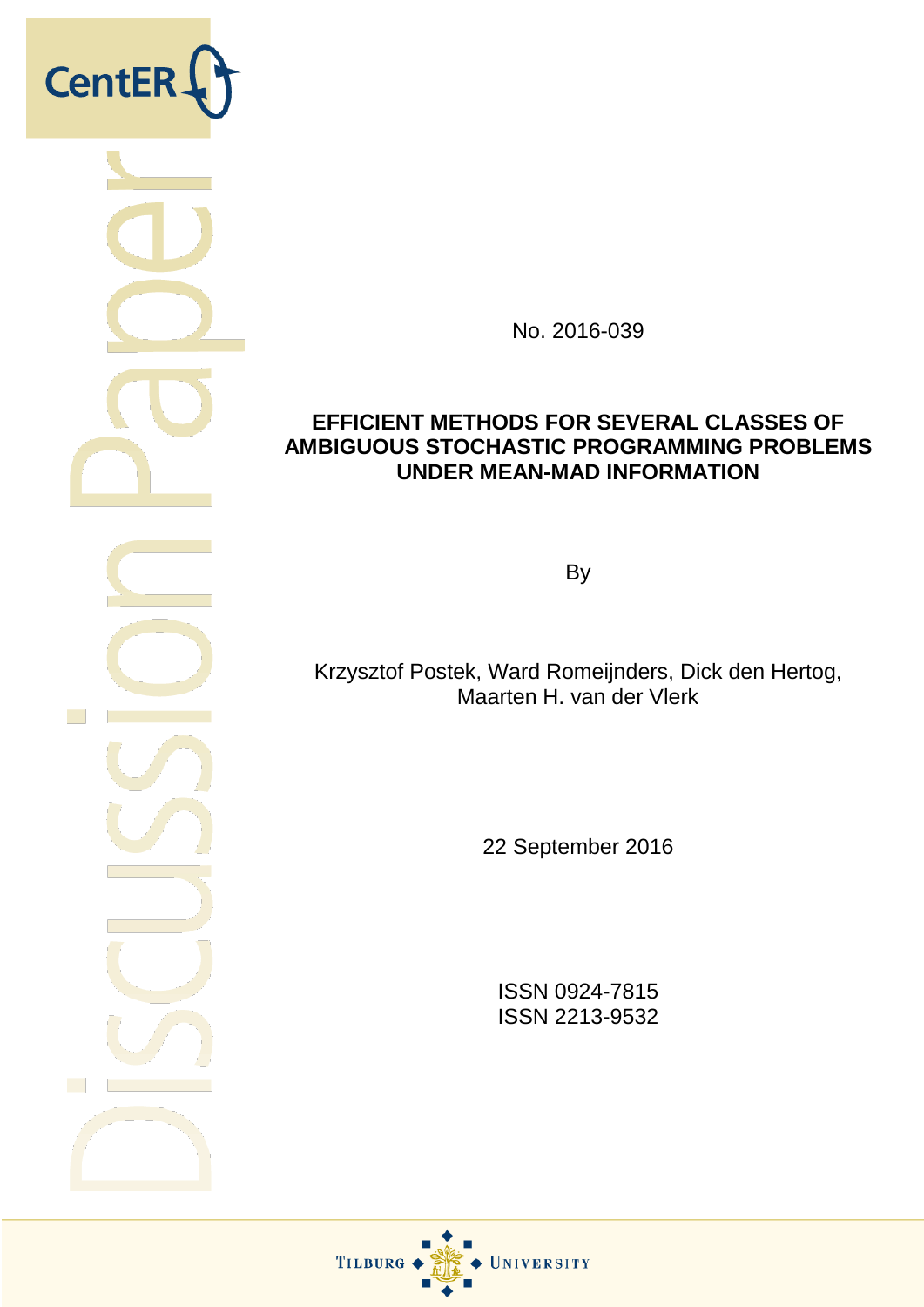No. 2016-039

**EFFICIENT METHODS FOR SEVERAL CLASSES OF AMBIGUOUS STOCHASTIC PROGRAMMING PROBLEMS UNDER MEAN-MAD INFORMATION**

By

Krzysztof Postek, Ward Romeijnders, Dick den Hertog, Maarten H. van der Vlerk

22 September 2016

ISSN 0924-7815
ISSN 2213-9532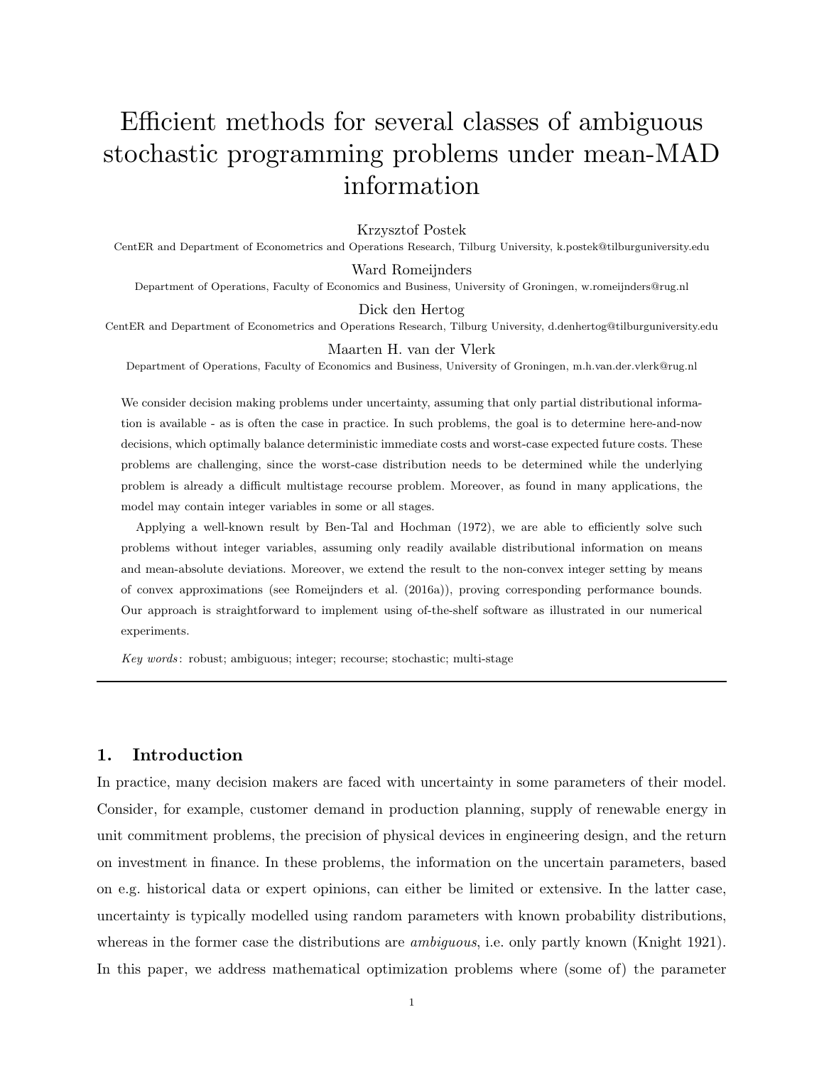# Efficient methods for several classes of ambiguous stochastic programming problems under mean-MAD information

Krzysztof Postek

CentER and Department of Econometrics and Operations Research, Tilburg University, k.postek@tilburguniversity.edu

Ward Romeijnders

Department of Operations, Faculty of Economics and Business, University of Groningen, w.romeijnders@rug.nl

Dick den Hertog

CentER and Department of Econometrics and Operations Research, Tilburg University, d.denhertog@tilburguniversity.edu

Maarten H. van der Vlerk

Department of Operations, Faculty of Economics and Business, University of Groningen, m.h.van.der.vlerk@rug.nl

We consider decision making problems under uncertainty, assuming that only partial distributional information is available - as is often the case in practice. In such problems, the goal is to determine here-and-now decisions, which optimally balance deterministic immediate costs and worst-case expected future costs. These problems are challenging, since the worst-case distribution needs to be determined while the underlying problem is already a difficult multistage recourse problem. Moreover, as found in many applications, the model may contain integer variables in some or all stages.

Applying a well-known result by Ben-Tal and Hochman (1972), we are able to efficiently solve such problems without integer variables, assuming only readily available distributional information on means and mean-absolute deviations. Moreover, we extend the result to the non-convex integer setting by means of convex approximations (see Romeijnders et al. (2016a)), proving corresponding performance bounds. Our approach is straightforward to implement using of-the-shelf software as illustrated in our numerical experiments.

*Key words*: robust; ambiguous; integer; recourse; stochastic; multi-stage

## 1. Introduction

In practice, many decision makers are faced with uncertainty in some parameters of their model. Consider, for example, customer demand in production planning, supply of renewable energy in unit commitment problems, the precision of physical devices in engineering design, and the return on investment in finance. In these problems, the information on the uncertain parameters, based on e.g. historical data or expert opinions, can either be limited or extensive. In the latter case, uncertainty is typically modelled using random parameters with known probability distributions, whereas in the former case the distributions are *ambiguous*, i.e. only partly known (Knight 1921). In this paper, we address mathematical optimization problems where (some of) the parameter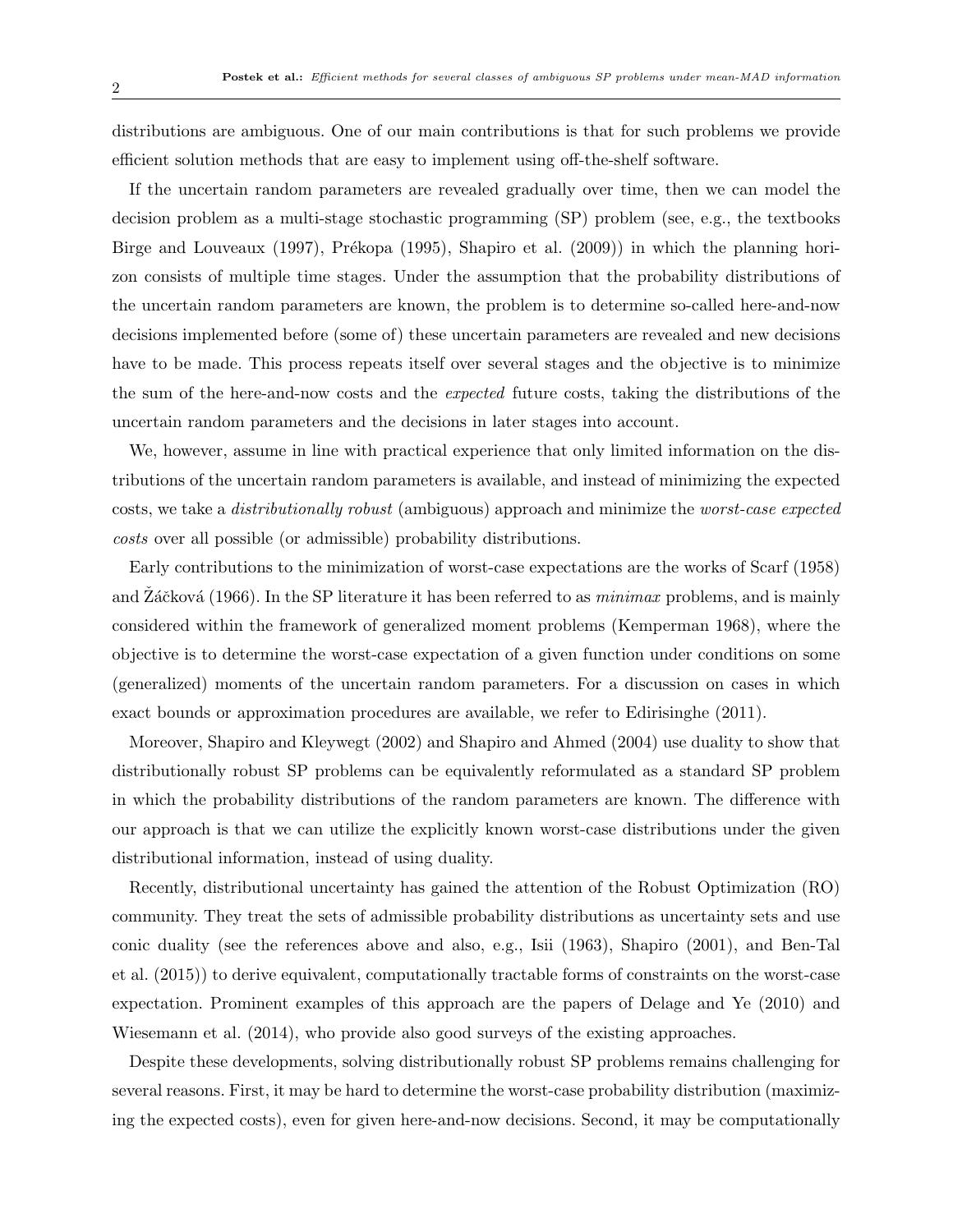distributions are ambiguous. One of our main contributions is that for such problems we provide efficient solution methods that are easy to implement using off-the-shelf software.

If the uncertain random parameters are revealed gradually over time, then we can model the decision problem as a multi-stage stochastic programming (SP) problem (see, e.g., the textbooks Birge and Louveaux (1997), Prékopa (1995), Shapiro et al. (2009)) in which the planning horizon consists of multiple time stages. Under the assumption that the probability distributions of the uncertain random parameters are known, the problem is to determine so-called here-and-now decisions implemented before (some of) these uncertain parameters are revealed and new decisions have to be made. This process repeats itself over several stages and the objective is to minimize the sum of the here-and-now costs and the *expected* future costs, taking the distributions of the uncertain random parameters and the decisions in later stages into account.

We, however, assume in line with practical experience that only limited information on the distributions of the uncertain random parameters is available, and instead of minimizing the expected costs, we take a *distributionally robust* (ambiguous) approach and minimize the *worst-case expected costs* over all possible (or admissible) probability distributions.

Early contributions to the minimization of worst-case expectations are the works of Scarf (1958) and Žáčková (1966). In the SP literature it has been referred to as *minimax* problems, and is mainly considered within the framework of generalized moment problems (Kemperman 1968), where the objective is to determine the worst-case expectation of a given function under conditions on some (generalized) moments of the uncertain random parameters. For a discussion on cases in which exact bounds or approximation procedures are available, we refer to Edirisinghe (2011).

Moreover, Shapiro and Kleywegt (2002) and Shapiro and Ahmed (2004) use duality to show that distributionally robust SP problems can be equivalently reformulated as a standard SP problem in which the probability distributions of the random parameters are known. The difference with our approach is that we can utilize the explicitly known worst-case distributions under the given distributional information, instead of using duality.

Recently, distributional uncertainty has gained the attention of the Robust Optimization (RO) community. They treat the sets of admissible probability distributions as uncertainty sets and use conic duality (see the references above and also, e.g., Isii (1963), Shapiro (2001), and Ben-Tal et al. (2015)) to derive equivalent, computationally tractable forms of constraints on the worst-case expectation. Prominent examples of this approach are the papers of Delage and Ye (2010) and Wiesemann et al. (2014), who provide also good surveys of the existing approaches.

Despite these developments, solving distributionally robust SP problems remains challenging for several reasons. First, it may be hard to determine the worst-case probability distribution (maximizing the expected costs), even for given here-and-now decisions. Second, it may be computationally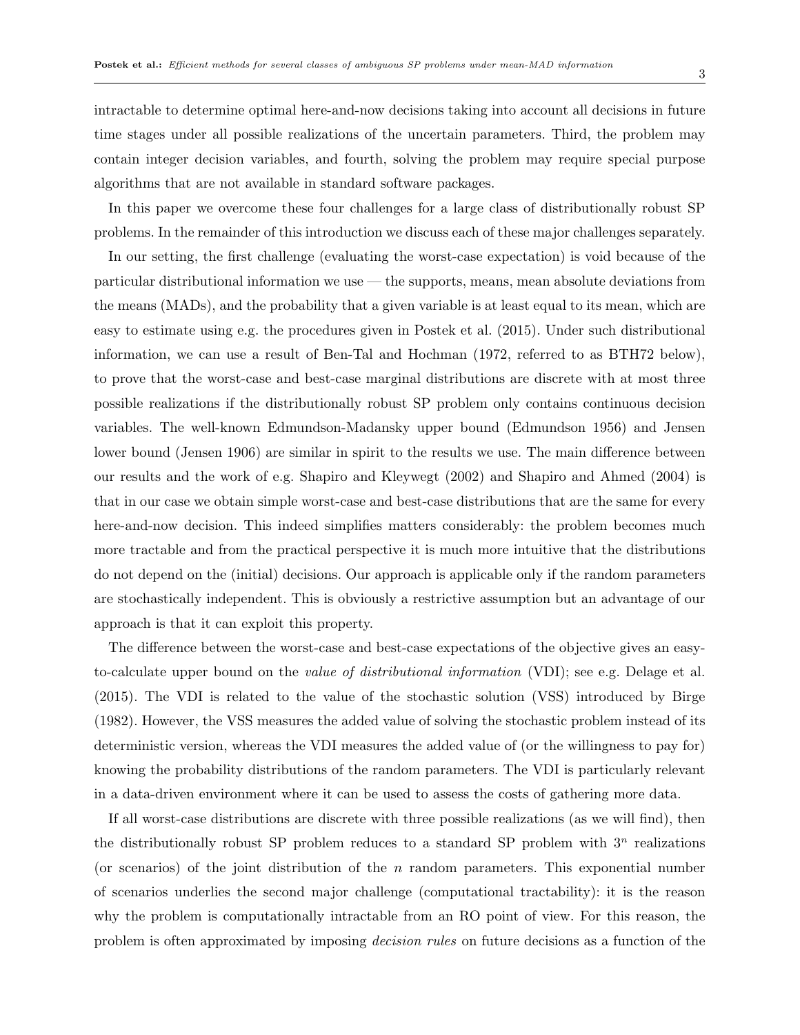intractable to determine optimal here-and-now decisions taking into account all decisions in future time stages under all possible realizations of the uncertain parameters. Third, the problem may contain integer decision variables, and fourth, solving the problem may require special purpose algorithms that are not available in standard software packages.

In this paper we overcome these four challenges for a large class of distributionally robust SP problems. In the remainder of this introduction we discuss each of these major challenges separately.

In our setting, the first challenge (evaluating the worst-case expectation) is void because of the particular distributional information we use — the supports, means, mean absolute deviations from the means (MADs), and the probability that a given variable is at least equal to its mean, which are easy to estimate using e.g. the procedures given in Postek et al. (2015). Under such distributional information, we can use a result of Ben-Tal and Hochman (1972, referred to as BTH72 below), to prove that the worst-case and best-case marginal distributions are discrete with at most three possible realizations if the distributionally robust SP problem only contains continuous decision variables. The well-known Edmundson-Madansky upper bound (Edmundson 1956) and Jensen lower bound (Jensen 1906) are similar in spirit to the results we use. The main difference between our results and the work of e.g. Shapiro and Kleywegt (2002) and Shapiro and Ahmed (2004) is that in our case we obtain simple worst-case and best-case distributions that are the same for every here-and-now decision. This indeed simplifies matters considerably: the problem becomes much more tractable and from the practical perspective it is much more intuitive that the distributions do not depend on the (initial) decisions. Our approach is applicable only if the random parameters are stochastically independent. This is obviously a restrictive assumption but an advantage of our approach is that it can exploit this property.

The difference between the worst-case and best-case expectations of the objective gives an easy-to-calculate upper bound on the *value of distributional information* (VDI); see e.g. Delage et al. (2015). The VDI is related to the value of the stochastic solution (VSS) introduced by Birge (1982). However, the VSS measures the added value of solving the stochastic problem instead of its deterministic version, whereas the VDI measures the added value of (or the willingness to pay for) knowing the probability distributions of the random parameters. The VDI is particularly relevant in a data-driven environment where it can be used to assess the costs of gathering more data.

If all worst-case distributions are discrete with three possible realizations (as we will find), then the distributionally robust SP problem reduces to a standard SP problem with $3^n$ realizations (or scenarios) of the joint distribution of the $n$ random parameters. This exponential number of scenarios underlies the second major challenge (computational tractability): it is the reason why the problem is computationally intractable from an RO point of view. For this reason, the problem is often approximated by imposing *decision rules* on future decisions as a function of the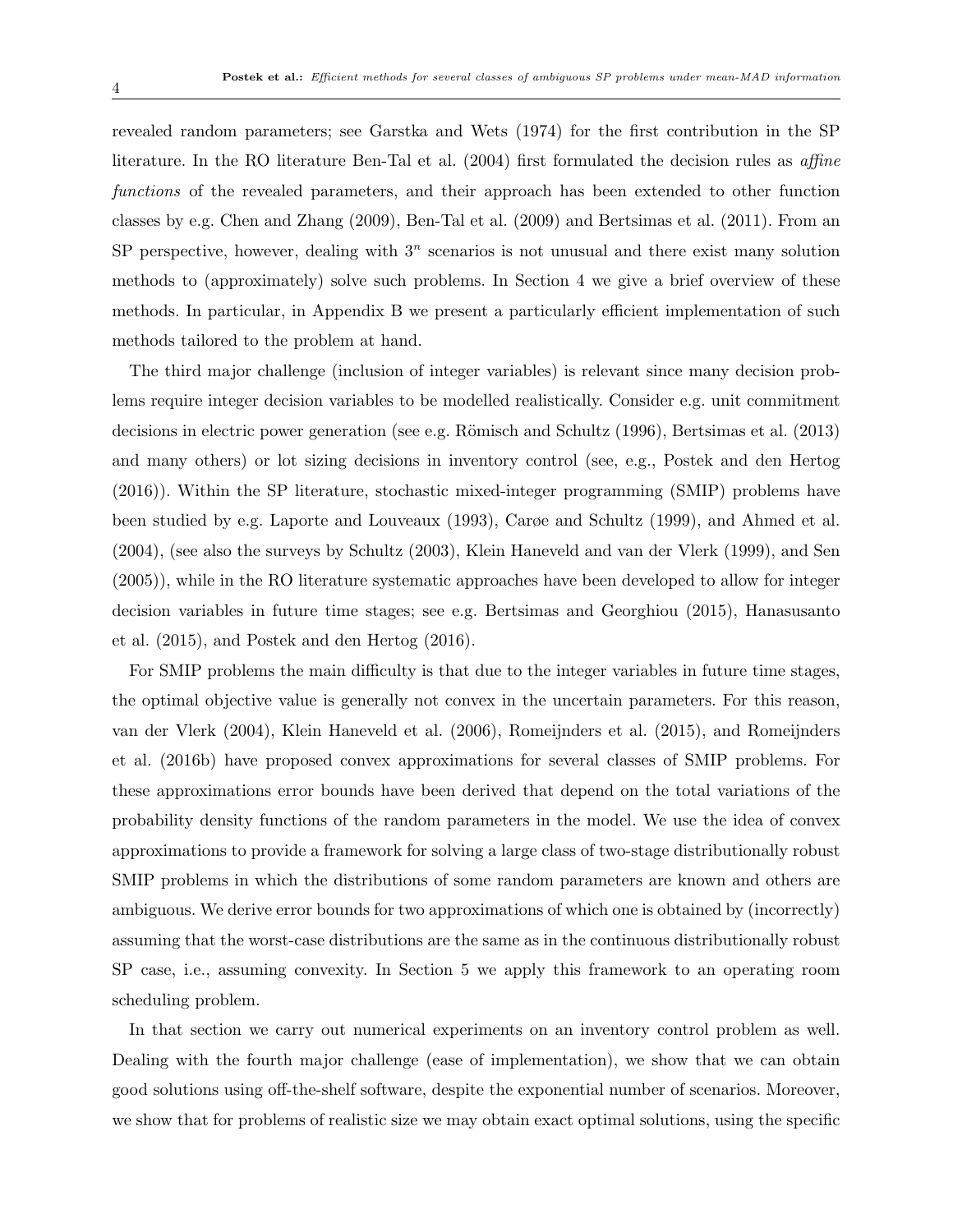revealed random parameters; see Garstka and Wets (1974) for the first contribution in the SP literature. In the RO literature Ben-Tal et al. (2004) first formulated the decision rules as *affine functions* of the revealed parameters, and their approach has been extended to other function classes by e.g. Chen and Zhang (2009), Ben-Tal et al. (2009) and Bertsimas et al. (2011). From an SP perspective, however, dealing with $3^n$ scenarios is not unusual and there exist many solution methods to (approximately) solve such problems. In Section 4 we give a brief overview of these methods. In particular, in Appendix B we present a particularly efficient implementation of such methods tailored to the problem at hand.

The third major challenge (inclusion of integer variables) is relevant since many decision problems require integer decision variables to be modelled realistically. Consider e.g. unit commitment decisions in electric power generation (see e.g. Römisch and Schultz (1996), Bertsimas et al. (2013) and many others) or lot sizing decisions in inventory control (see, e.g., Postek and den Hertog (2016)). Within the SP literature, stochastic mixed-integer programming (SMIP) problems have been studied by e.g. Laporte and Louveaux (1993), Carøe and Schultz (1999), and Ahmed et al. (2004), (see also the surveys by Schultz (2003), Klein Haneveld and van der Vlerk (1999), and Sen (2005)), while in the RO literature systematic approaches have been developed to allow for integer decision variables in future time stages; see e.g. Bertsimas and Georghiou (2015), Hanasusanto et al. (2015), and Postek and den Hertog (2016).

For SMIP problems the main difficulty is that due to the integer variables in future time stages, the optimal objective value is generally not convex in the uncertain parameters. For this reason, van der Vlerk (2004), Klein Haneveld et al. (2006), Romeijnders et al. (2015), and Romeijnders et al. (2016b) have proposed convex approximations for several classes of SMIP problems. For these approximations error bounds have been derived that depend on the total variations of the probability density functions of the random parameters in the model. We use the idea of convex approximations to provide a framework for solving a large class of two-stage distributionally robust SMIP problems in which the distributions of some random parameters are known and others are ambiguous. We derive error bounds for two approximations of which one is obtained by (incorrectly) assuming that the worst-case distributions are the same as in the continuous distributionally robust SP case, i.e., assuming convexity. In Section 5 we apply this framework to an operating room scheduling problem.

In that section we carry out numerical experiments on an inventory control problem as well. Dealing with the fourth major challenge (ease of implementation), we show that we can obtain good solutions using off-the-shelf software, despite the exponential number of scenarios. Moreover, we show that for problems of realistic size we may obtain exact optimal solutions, using the specific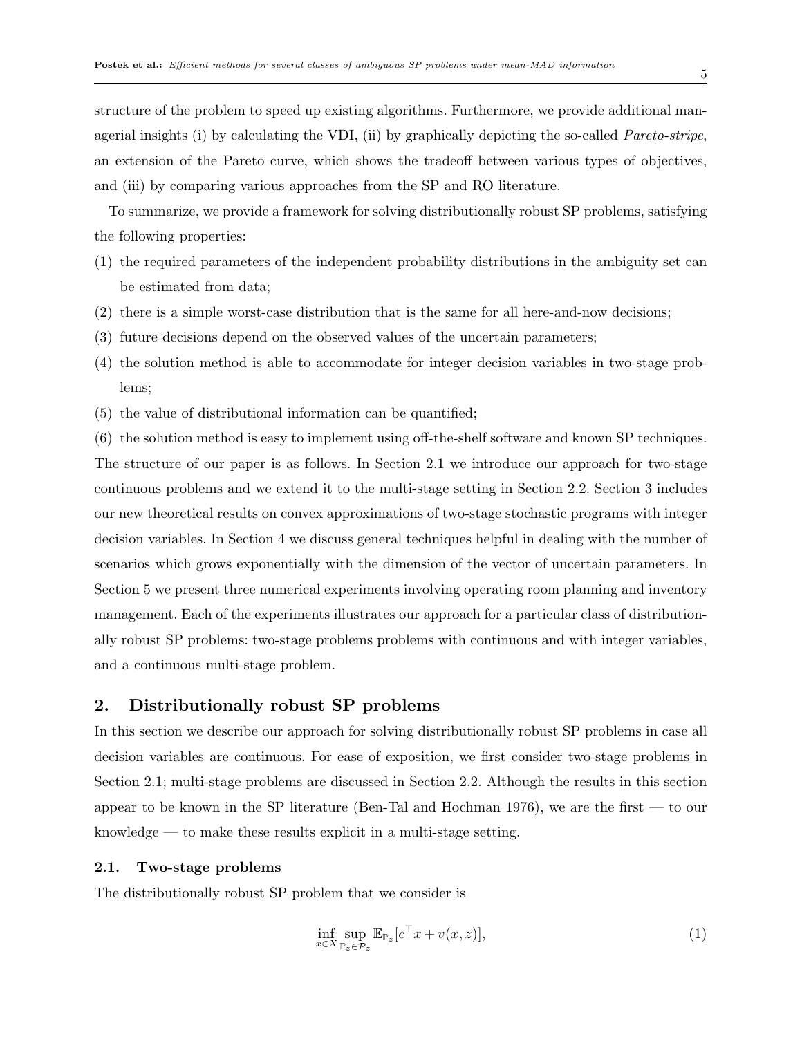structure of the problem to speed up existing algorithms. Furthermore, we provide additional managerial insights (i) by calculating the VDI, (ii) by graphically depicting the so-called *Pareto-stripe*, an extension of the Pareto curve, which shows the tradeoff between various types of objectives, and (iii) by comparing various approaches from the SP and RO literature.

To summarize, we provide a framework for solving distributionally robust SP problems, satisfying the following properties:

(1) the required parameters of the independent probability distributions in the ambiguity set can be estimated from data;

(2) there is a simple worst-case distribution that is the same for all here-and-now decisions;

(3) future decisions depend on the observed values of the uncertain parameters;

(4) the solution method is able to accommodate for integer decision variables in two-stage problems;

(5) the value of distributional information can be quantified;

(6) the solution method is easy to implement using off-the-shelf software and known SP techniques.

The structure of our paper is as follows. In Section 2.1 we introduce our approach for two-stage continuous problems and we extend it to the multi-stage setting in Section 2.2. Section 3 includes our new theoretical results on convex approximations of two-stage stochastic programs with integer decision variables. In Section 4 we discuss general techniques helpful in dealing with the number of scenarios which grows exponentially with the dimension of the vector of uncertain parameters. In Section 5 we present three numerical experiments involving operating room planning and inventory management. Each of the experiments illustrates our approach for a particular class of distributionally robust SP problems: two-stage problems problems with continuous and with integer variables, and a continuous multi-stage problem.

## 2. Distributionally robust SP problems

In this section we describe our approach for solving distributionally robust SP problems in case all decision variables are continuous. For ease of exposition, we first consider two-stage problems in Section 2.1; multi-stage problems are discussed in Section 2.2. Although the results in this section appear to be known in the SP literature (Ben-Tal and Hochman 1976), we are the first — to our knowledge — to make these results explicit in a multi-stage setting.

### 2.1. Two-stage problems

The distributionally robust SP problem that we consider is

$$\inf_{x \in X} \sup_{\mathbb{P}_z \in \mathcal{P}_z} \mathbb{E}_{\mathbb{P}_z}[c^\top x + v(x,z)], \tag{1}$$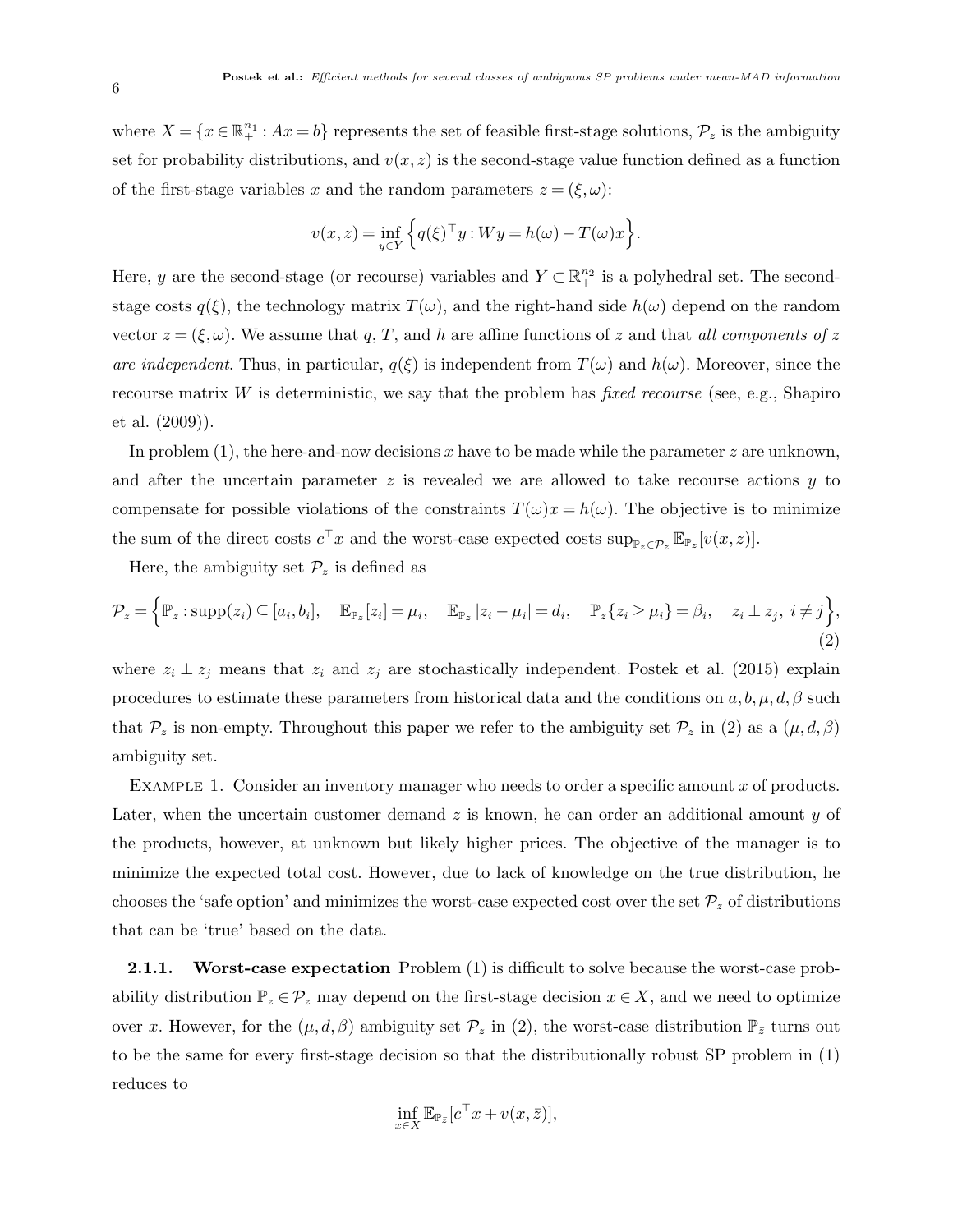where $X = \{x \in \mathbb{R}_+^{n_1} : Ax = b\}$ represents the set of feasible first-stage solutions, $\mathcal{P}_z$ is the ambiguity set for probability distributions, and $v(x,z)$ is the second-stage value function defined as a function of the first-stage variables $x$ and the random parameters $z = (\xi, \omega)$:

$$v(x,z) = \inf_{y \in Y} \left\{ q(\xi)^\top y : Wy = h(\omega) - T(\omega)x \right\}.$$

Here, $y$ are the second-stage (or recourse) variables and $Y \subset \mathbb{R}_+^{n_2}$ is a polyhedral set. The second-stage costs $q(\xi)$, the technology matrix $T(\omega)$, and the right-hand side $h(\omega)$ depend on the random vector $z = (\xi, \omega)$. We assume that $q$, $T$, and $h$ are affine functions of $z$ and that *all components of $z$ are independent*. Thus, in particular, $q(\xi)$ is independent from $T(\omega)$ and $h(\omega)$. Moreover, since the recourse matrix $W$ is deterministic, we say that the problem has *fixed recourse* (see, e.g., Shapiro et al. (2009)).

In problem (1), the here-and-now decisions $x$ have to be made while the parameter $z$ are unknown, and after the uncertain parameter $z$ is revealed we are allowed to take recourse actions $y$ to compensate for possible violations of the constraints $T(\omega)x = h(\omega)$. The objective is to minimize the sum of the direct costs $c^\top x$ and the worst-case expected costs $\sup_{\mathbb{P}_z \in \mathcal{P}_z} \mathbb{E}_{\mathbb{P}_z}[v(x,z)]$.

Here, the ambiguity set $\mathcal{P}_z$ is defined as

$$\mathcal{P}_z = \left\{ \mathbb{P}_z : \mathrm{supp}(z_i) \subseteq [a_i, b_i], \quad \mathbb{E}_{\mathbb{P}_z}[z_i] = \mu_i, \quad \mathbb{E}_{\mathbb{P}_z}|z_i - \mu_i| = d_i, \quad \mathbb{P}_z\{z_i \geq \mu_i\} = \beta_i, \quad z_i \perp z_j, \ i \neq j \right\}, \tag{2}$$

where $z_i \perp z_j$ means that $z_i$ and $z_j$ are stochastically independent. Postek et al. (2015) explain procedures to estimate these parameters from historical data and the conditions on $a, b, \mu, d, \beta$ such that $\mathcal{P}_z$ is non-empty. Throughout this paper we refer to the ambiguity set $\mathcal{P}_z$ in (2) as a $(\mu, d, \beta)$ ambiguity set.

Example 1. Consider inventory manager who needs to order a specific amount $x$ of products. Later, when the uncertain customer demand $z$ is known, he can order an additional amount $y$ of the products, however, at unknown but likely higher prices. The objective of the manager is to minimize the expected total cost. However, due to lack of knowledge on the true distribution, he chooses the 'safe option' and minimizes the worst-case expected cost over the set $\mathcal{P}_z$ of distributions that can be 'true' based on the data.

#### 2.1.1. Worst-case expectation

Problem (1) is difficult to solve because the worst-case probability distribution $\mathbb{P}_z \in \mathcal{P}_z$ may depend on the first-stage decision $x \in X$, and we need to optimize over $x$. However, for the $(\mu, d, \beta)$ ambiguity set $\mathcal{P}_z$ in (2), the worst-case distribution $\mathbb{P}_{\bar{z}}$ turns out to be the same for every first-stage decision so that the distributionally robust SP problem in (1) reduces to

$$\inf_{x \in X} \mathbb{E}_{\mathbb{P}_{\bar{z}}}[c^\top x + v(x, \bar{z})],$$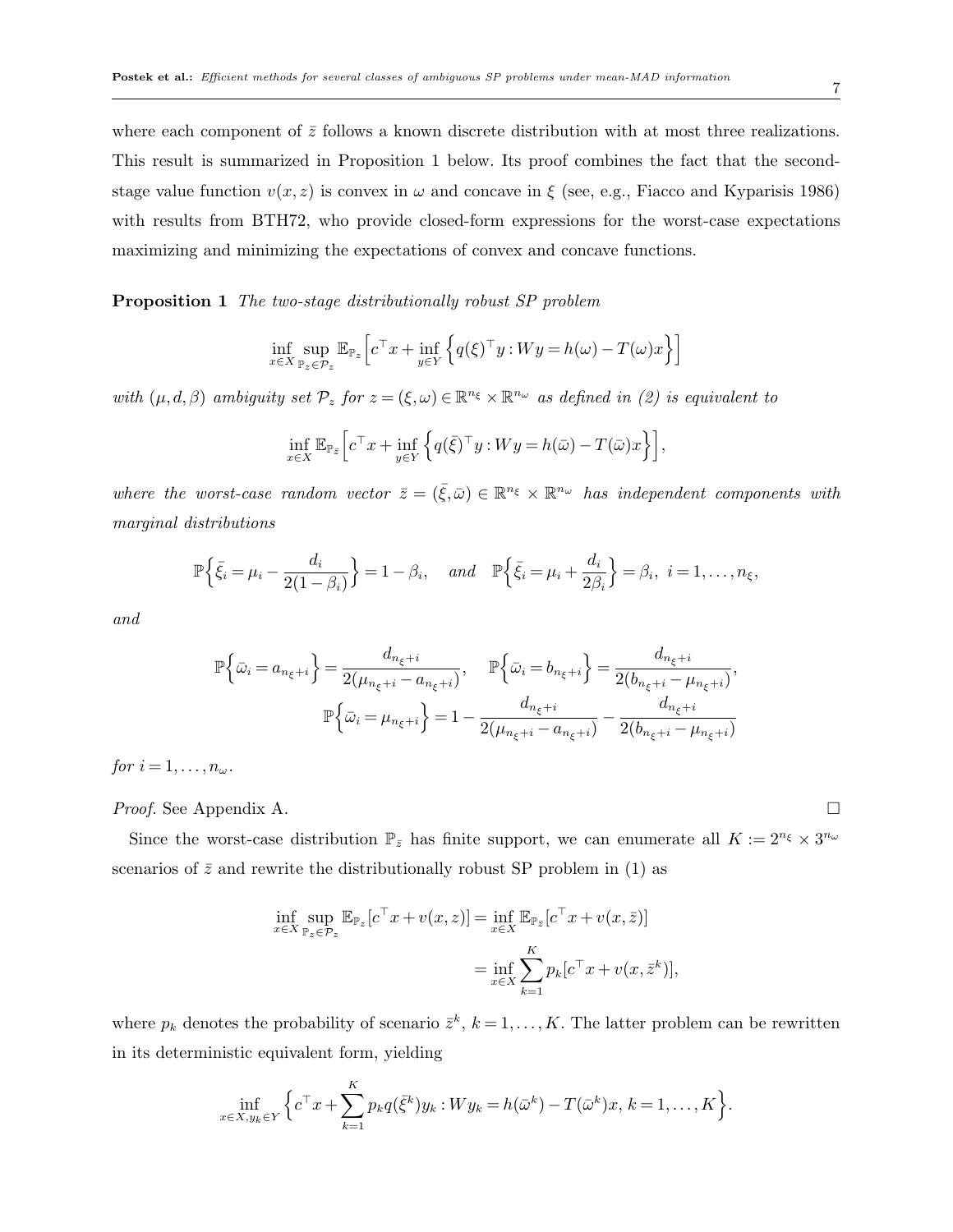where each component of $\bar{z}$ follows a known discrete distribution with at most three realizations. This result is summarized in Proposition 1 below. Its proof combines the fact that the second-stage value function $v(x,z)$ is convex in $\omega$ and concave in $\xi$ (see, e.g., Fiacco and Kyparisis 1986) with results from BTH72, who provide closed-form expressions for the worst-case expectations maximizing and minimizing the expectations of convex and concave functions.

**Proposition 1** *The two-stage distributionally robust SP problem*

$$\inf_{x \in X} \sup_{\mathbb{P}_z \in \mathcal{P}_z} \mathbb{E}_{\mathbb{P}_z}\Big[c^\top x + \inf_{y \in Y}\Big\{q(\xi)^\top y : Wy = h(\omega) - T(\omega)x\Big\}\Big]$$

*with $(\mu, d, \beta)$ ambiguity set $\mathcal{P}_z$ for $z = (\xi, \omega) \in \mathbb{R}^{n_\xi} \times \mathbb{R}^{n_\omega}$ as defined in (2) is equivalent to*

$$\inf_{x \in X} \mathbb{E}_{\mathbb{P}_{\bar{z}}}\Big[c^\top x + \inf_{y \in Y}\Big\{q(\bar{\xi})^\top y : Wy = h(\bar{\omega}) - T(\bar{\omega})x\Big\}\Big],$$

*where the worst-case random vector $\bar{z} = (\bar{\xi}, \bar{\omega}) \in \mathbb{R}^{n_\xi} \times \mathbb{R}^{n_\omega}$ has independent components with marginal distributions*

$$\mathbb{P}\Big\{\bar{\xi}_i = \mu_i - \frac{d_i}{2(1-\beta_i)}\Big\} = 1 - \beta_i, \quad \text{and} \quad \mathbb{P}\Big\{\bar{\xi}_i = \mu_i + \frac{d_i}{2\beta_i}\Big\} = \beta_i, \;\; i = 1, \ldots, n_\xi,$$

*and*

$$\mathbb{P}\Big\{\bar{\omega}_i = a_{n_\xi+i}\Big\} = \frac{d_{n_\xi+i}}{2(\mu_{n_\xi+i} - a_{n_\xi+i})}, \quad \mathbb{P}\Big\{\bar{\omega}_i = b_{n_\xi+i}\Big\} = \frac{d_{n_\xi+i}}{2(b_{n_\xi+i} - \mu_{n_\xi+i})},$$

$$\mathbb{P}\Big\{\bar{\omega}_i = \mu_{n_\xi+i}\Big\} = 1 - \frac{d_{n_\xi+i}}{2(\mu_{n_\xi+i} - a_{n_\xi+i})} - \frac{d_{n_\xi+i}}{2(b_{n_\xi+i} - \mu_{n_\xi+i})}$$

*for $i = 1, \ldots, n_\omega$.*

*Proof.* See Appendix A. □

Since the worst-case distribution $\mathbb{P}_{\bar{z}}$ has finite support, we can enumerate all $K := 2^{n_\xi} \times 3^{n_\omega}$ scenarios of $\bar{z}$ and rewrite the distributionally robust SP problem in (1) as

$$\begin{aligned}
\inf_{x \in X} \sup_{\mathbb{P}_z \in \mathcal{P}_z} \mathbb{E}_{\mathbb{P}_z}[c^\top x + v(x,z)] &= \inf_{x \in X} \mathbb{E}_{\mathbb{P}_{\bar{z}}}[c^\top x + v(x,\bar{z})] \\
&= \inf_{x \in X} \sum_{k=1}^{K} p_k [c^\top x + v(x, \bar{z}^k)],
\end{aligned}$$

where $p_k$ denotes the probability of scenario $\bar{z}^k$, $k = 1, \ldots, K$. The latter problem can be rewritten in its deterministic equivalent form, yielding

$$\inf_{x \in X, y_k \in Y} \Big\{c^\top x + \sum_{k=1}^{K} p_k q(\bar{\xi}^k) y_k : W y_k = h(\bar{\omega}^k) - T(\bar{\omega}^k)x, \, k = 1, \ldots, K\Big\}.$$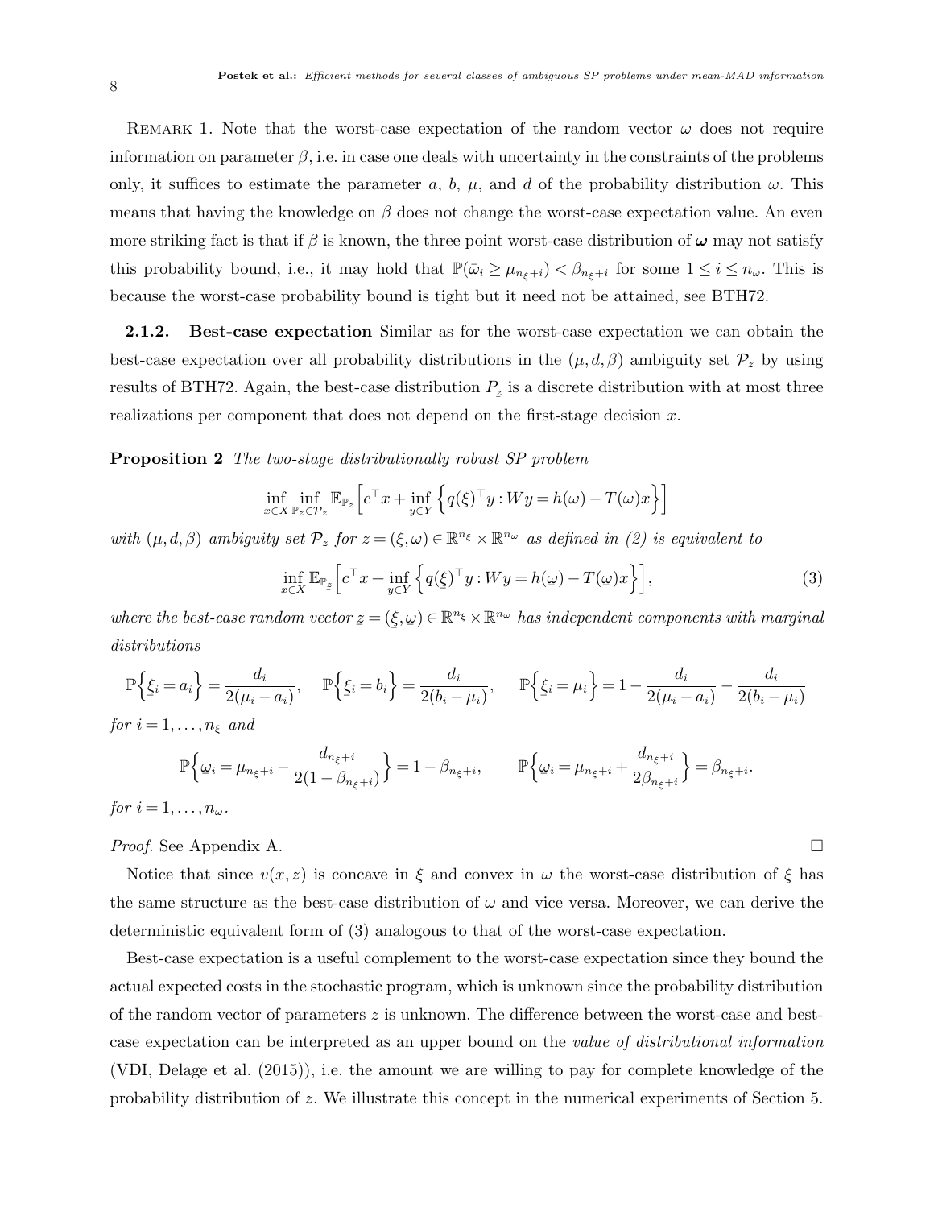Remark 1. Note that the worst-case expectation of the random vector $\omega$ does not require information on parameter $\beta$, i.e. in case one deals with uncertainty in the constraints of the problems only, it suffices to estimate the parameter $a$, $b$, $\mu$, and $d$ of the probability distribution $\omega$. This means that having the knowledge on $\beta$ does not change the worst-case expectation value. An even more striking fact is that if $\beta$ is known, the three point worst-case distribution of $\boldsymbol{\omega}$ may not satisfy this probability bound, i.e., it may hold that $\mathbb{P}(\bar{\omega}_i \geq \mu_{n_\xi+i}) < \beta_{n_\xi+i}$ for some $1 \leq i \leq n_\omega$. This is because the worst-case probability bound is tight but it need not be attained, see BTH72.

**2.1.2. Best-case expectation** Similar as for the worst-case expectation we can obtain the best-case expectation over all probability distributions in the $(\mu, d, \beta)$ ambiguity set $\mathcal{P}_z$ by using results of BTH72. Again, the best-case distribution $P_{\underline{z}}$ is a discrete distribution with at most three realizations per component that does not depend on the first-stage decision $x$.

**Proposition 2** *The two-stage distributionally robust SP problem*

$$\inf_{x\in X} \inf_{\mathbb{P}_z \in \mathcal{P}_z} \mathbb{E}_{\mathbb{P}_z}\Big[c^\top x + \inf_{y\in Y}\Big\{q(\xi)^\top y : Wy = h(\omega) - T(\omega)x\Big\}\Big]$$

*with $(\mu, d, \beta)$ ambiguity set $\mathcal{P}_z$ for $z = (\xi, \omega) \in \mathbb{R}^{n_\xi} \times \mathbb{R}^{n_\omega}$ as defined in (2) is equivalent to*

$$\inf_{x\in X} \mathbb{E}_{\mathbb{P}_{\underline{z}}}\Big[c^\top x + \inf_{y\in Y}\Big\{q(\underline{\xi})^\top y : Wy = h(\underline{\omega}) - T(\underline{\omega})x\Big\}\Big], \tag{3}$$

*where the best-case random vector $\underline{z} = (\underline{\xi}, \underline{\omega}) \in \mathbb{R}^{n_\xi} \times \mathbb{R}^{n_\omega}$ has independent components with marginal distributions*

$$\mathbb{P}\Big\{\underline{\xi}_i = a_i\Big\} = \frac{d_i}{2(\mu_i - a_i)}, \quad \mathbb{P}\Big\{\underline{\xi}_i = b_i\Big\} = \frac{d_i}{2(b_i - \mu_i)}, \quad \mathbb{P}\Big\{\underline{\xi}_i = \mu_i\Big\} = 1 - \frac{d_i}{2(\mu_i - a_i)} - \frac{d_i}{2(b_i - \mu_i)}$$

*for $i = 1, \ldots, n_\xi$ and*

$$\mathbb{P}\Big\{\underline{\omega}_i = \mu_{n_\xi+i} - \frac{d_{n_\xi+i}}{2(1-\beta_{n_\xi+i})}\Big\} = 1 - \beta_{n_\xi+i}, \qquad \mathbb{P}\Big\{\underline{\omega}_i = \mu_{n_\xi+i} + \frac{d_{n_\xi+i}}{2\beta_{n_\xi+i}}\Big\} = \beta_{n_\xi+i}.$$

*for $i = 1, \ldots, n_\omega$.*

*Proof.* See Appendix A. $\square$

Notice that since $v(x, z)$ is concave in $\xi$ and convex in $\omega$ the worst-case distribution of $\xi$ has the same structure as the best-case distribution of $\omega$ and vice versa. Moreover, we can derive the deterministic equivalent form of (3) analogous to that of the worst-case expectation.

Best-case expectation is a useful complement to the worst-case expectation since they bound the actual expected costs in the stochastic program, which is unknown since the probability distribution of the random vector of parameters $z$ is unknown. The difference between the worst-case and best-case expectation can be interpreted as an upper bound on the *value of distributional information* (VDI, Delage et al. (2015)), i.e. the amount we are willing to pay for complete knowledge of the probability distribution of $z$. We illustrate this concept in the numerical experiments of Section 5.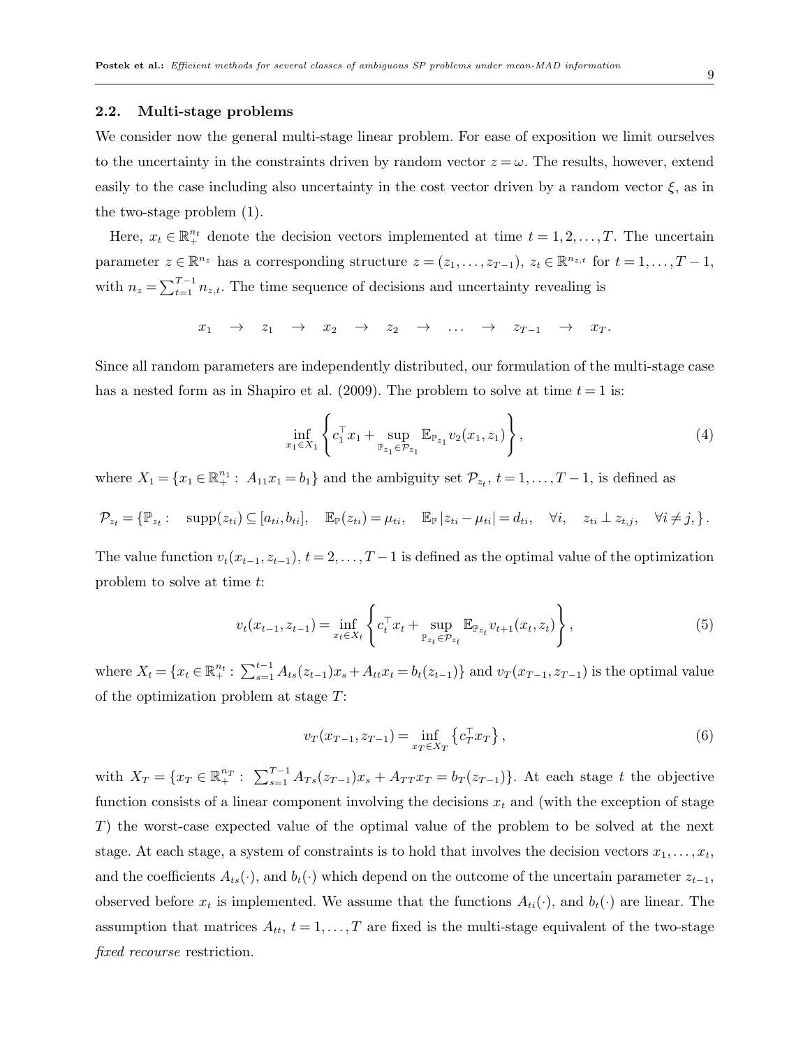### 2.2. Multi-stage problems

We consider now the general multi-stage linear problem. For ease of exposition we limit ourselves to the uncertainty in the constraints driven by random vector $z = \omega$. The results, however, extend easily to the case including also uncertainty in the cost vector driven by a random vector $\xi$, as in the two-stage problem (1).

Here, $x_t \in \mathbb{R}^{n_t}_+$ denote the decision vectors implemented at time $t = 1, 2, \ldots, T$. The uncertain parameter $z \in \mathbb{R}^{n_z}$ has a corresponding structure $z = (z_1, \ldots, z_{T-1})$, $z_t \in \mathbb{R}^{n_{z,t}}$ for $t = 1, \ldots, T-1$, with $n_z = \sum_{t=1}^{T-1} n_{z,t}$. The time sequence of decisions and uncertainty revealing is

$$
x_1 \quad \rightarrow \quad z_1 \quad \rightarrow \quad x_2 \quad \rightarrow \quad z_2 \quad \rightarrow \quad \ldots \quad \rightarrow \quad z_{T-1} \quad \rightarrow \quad x_T.
$$

Since all random parameters are independently distributed, our formulation of the multi-stage case has a nested form as in Shapiro et al. (2009). The problem to solve at time $t = 1$ is:

$$
\inf_{x_1 \in X_1} \left\{ c_1^\top x_1 + \sup_{\mathbb{P}_{z_1} \in \mathcal{P}_{z_1}} \mathbb{E}_{\mathbb{P}_{z_1}} v_2(x_1, z_1) \right\}, \tag{4}
$$

where $X_1 = \{x_1 \in \mathbb{R}^{n_1}_+ : \; A_{11} x_1 = b_1\}$ and the ambiguity set $\mathcal{P}_{z_t}$, $t = 1, \ldots, T-1$, is defined as

$$
\mathcal{P}_{z_t} = \{\mathbb{P}_{z_t} : \quad \mathrm{supp}(z_{ti}) \subseteq [a_{ti}, b_{ti}], \quad \mathbb{E}_{\mathbb{P}}(z_{ti}) = \mu_{ti}, \quad \mathbb{E}_{\mathbb{P}} |z_{ti} - \mu_{ti}| = d_{ti}, \quad \forall i, \quad z_{ti} \perp z_{t,j}, \quad \forall i \neq j, \}.
$$

The value function $v_t(x_{t-1}, z_{t-1})$, $t = 2, \ldots, T-1$ is defined as the optimal value of the optimization problem to solve at time $t$:

$$
v_t(x_{t-1}, z_{t-1}) = \inf_{x_t \in X_t} \left\{ c_t^\top x_t + \sup_{\mathbb{P}_{z_t} \in \mathcal{P}_{z_t}} \mathbb{E}_{\mathbb{P}_{z_t}} v_{t+1}(x_t, z_t) \right\}, \tag{5}
$$

where $X_t = \{x_t \in \mathbb{R}^{n_t}_+ : \; \sum_{s=1}^{t-1} A_{ts}(z_{t-1}) x_s + A_{tt} x_t = b_t(z_{t-1})\}$ and $v_T(x_{T-1}, z_{T-1})$ is the optimal value of the optimization problem at stage $T$:

$$
v_T(x_{T-1}, z_{T-1}) = \inf_{x_T \in X_T} \left\{ c_T^\top x_T \right\}, \tag{6}
$$

with $X_T = \{x_T \in \mathbb{R}^{n_T}_+ : \; \sum_{s=1}^{T-1} A_{Ts}(z_{T-1}) x_s + A_{TT} x_T = b_T(z_{T-1})\}$. At each stage $t$ the objective function consists of a linear component involving the decisions $x_t$ and (with the exception of stage $T$) the worst-case expected value of the optimal value of the problem to be solved at the next stage. At each stage, a system of constraints is to hold that involves the decision vectors $x_1, \ldots, x_t$, and the coefficients $A_{ts}(\cdot)$, and $b_t(\cdot)$ which depend on the outcome of the uncertain parameter $z_{t-1}$, observed before $x_t$ is implemented. We assume that the functions $A_{ti}(\cdot)$, and $b_t(\cdot)$ are linear. The assumption that matrices $A_{tt}$, $t = 1, \ldots, T$ are fixed is the multi-stage equivalent of the two-stage *fixed recourse* restriction.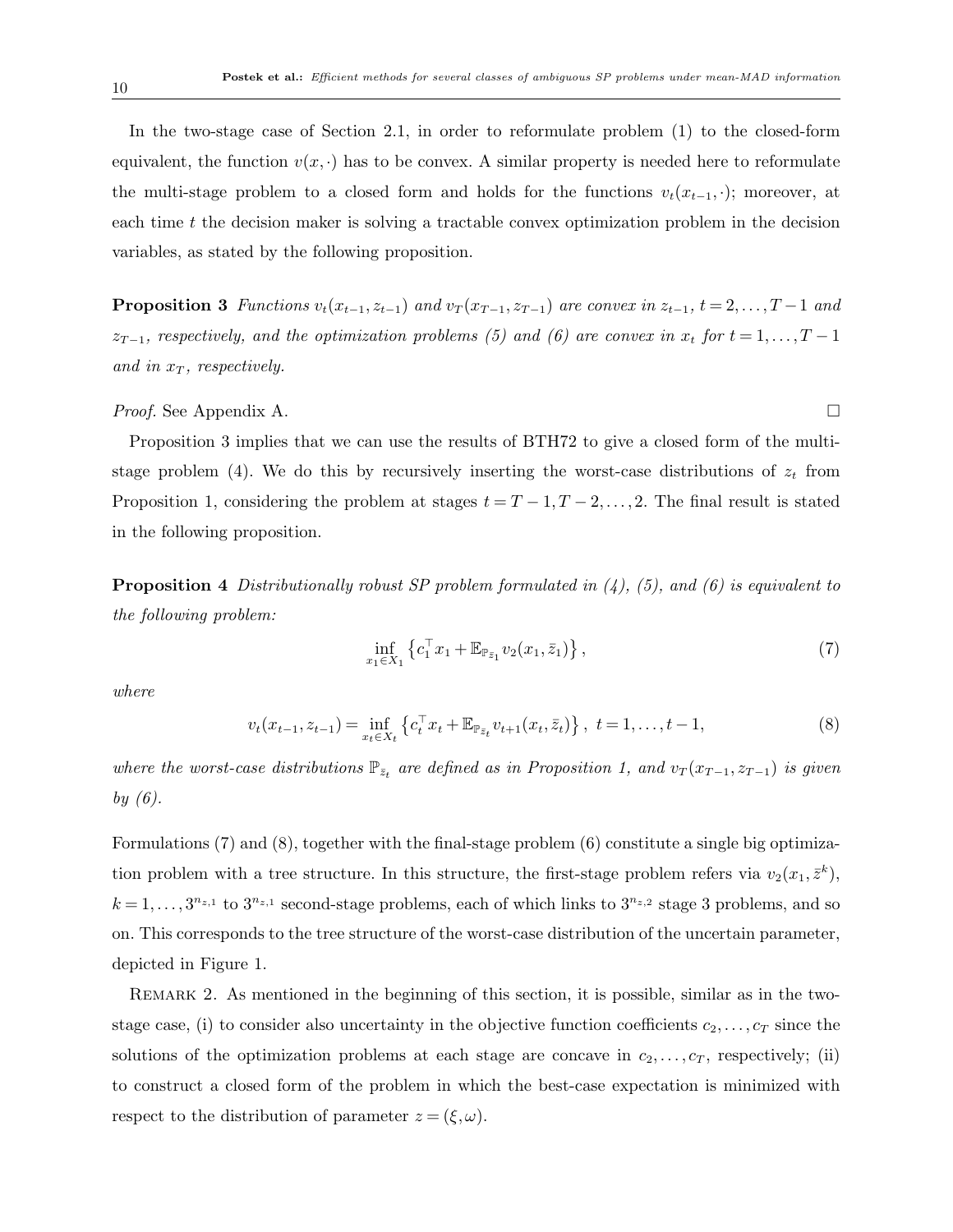In the two-stage case of Section 2.1, in order to reformulate problem (1) to the closed-form equivalent, the function $v(x, \cdot)$ has to be convex. A similar property is needed here to reformulate the multi-stage problem to a closed form and holds for the functions $v_t(x_{t-1}, \cdot)$; moreover, at each time $t$ the decision maker is solving a tractable convex optimization problem in the decision variables, as stated by the following proposition.

**Proposition 3** *Functions $v_t(x_{t-1}, z_{t-1})$ and $v_T(x_{T-1}, z_{T-1})$ are convex in $z_{t-1}$, $t = 2, \ldots, T-1$ and $z_{T-1}$, respectively, and the optimization problems (5) and (6) are convex in $x_t$ for $t = 1, \ldots, T-1$ and in $x_T$, respectively.*

*Proof.* See Appendix A. □

Proposition 3 implies that we can use the results of BTH72 to give a closed form of the multi-stage problem (4). We do this by recursively inserting the worst-case distributions of $z_t$ from Proposition 1, considering the problem at stages $t = T-1, T-2, \ldots, 2$. The final result is stated in the following proposition.

**Proposition 4** *Distributionally robust SP problem formulated in (4), (5), and (6) is equivalent to the following problem:*

$$\inf_{x_1 \in X_1} \left\{ c_1^\top x_1 + \mathbb{E}_{\mathbb{P}_{\bar{z}_1}} v_2(x_1, \bar{z}_1) \right\}, \tag{7}$$

*where*

$$v_t(x_{t-1}, z_{t-1}) = \inf_{x_t \in X_t} \left\{ c_t^\top x_t + \mathbb{E}_{\mathbb{P}_{\bar{z}_t}} v_{t+1}(x_t, \bar{z}_t) \right\}, \ t = 1, \ldots, t-1, \tag{8}$$

*where the worst-case distributions $\mathbb{P}_{\bar{z}_t}$ are defined as in Proposition 1, and $v_T(x_{T-1}, z_{T-1})$ is given by (6).*

Formulations (7) and (8), together with the final-stage problem (6) constitute a single big optimization problem with a tree structure. In this structure, the first-stage problem refers via $v_2(x_1, \bar{z}^k)$, $k = 1, \ldots, 3^{n_{z,1}}$ to $3^{n_{z,1}}$ second-stage problems, each of which links to $3^{n_{z,2}}$ stage 3 problems, and so on. This corresponds to the tree structure of the worst-case distribution of the uncertain parameter, depicted in Figure 1.

Remark 2. As mentioned in the beginning of this section, it is possible, similar as in the two-stage case, (i) to consider also uncertainty in the objective function coefficients $c_2, \ldots, c_T$ since the solutions of the optimization problems at each stage are concave in $c_2, \ldots, c_T$, respectively; (ii) to construct a closed form of the problem in which the best-case expectation is minimized with respect to the distribution of parameter $z = (\xi, \omega)$.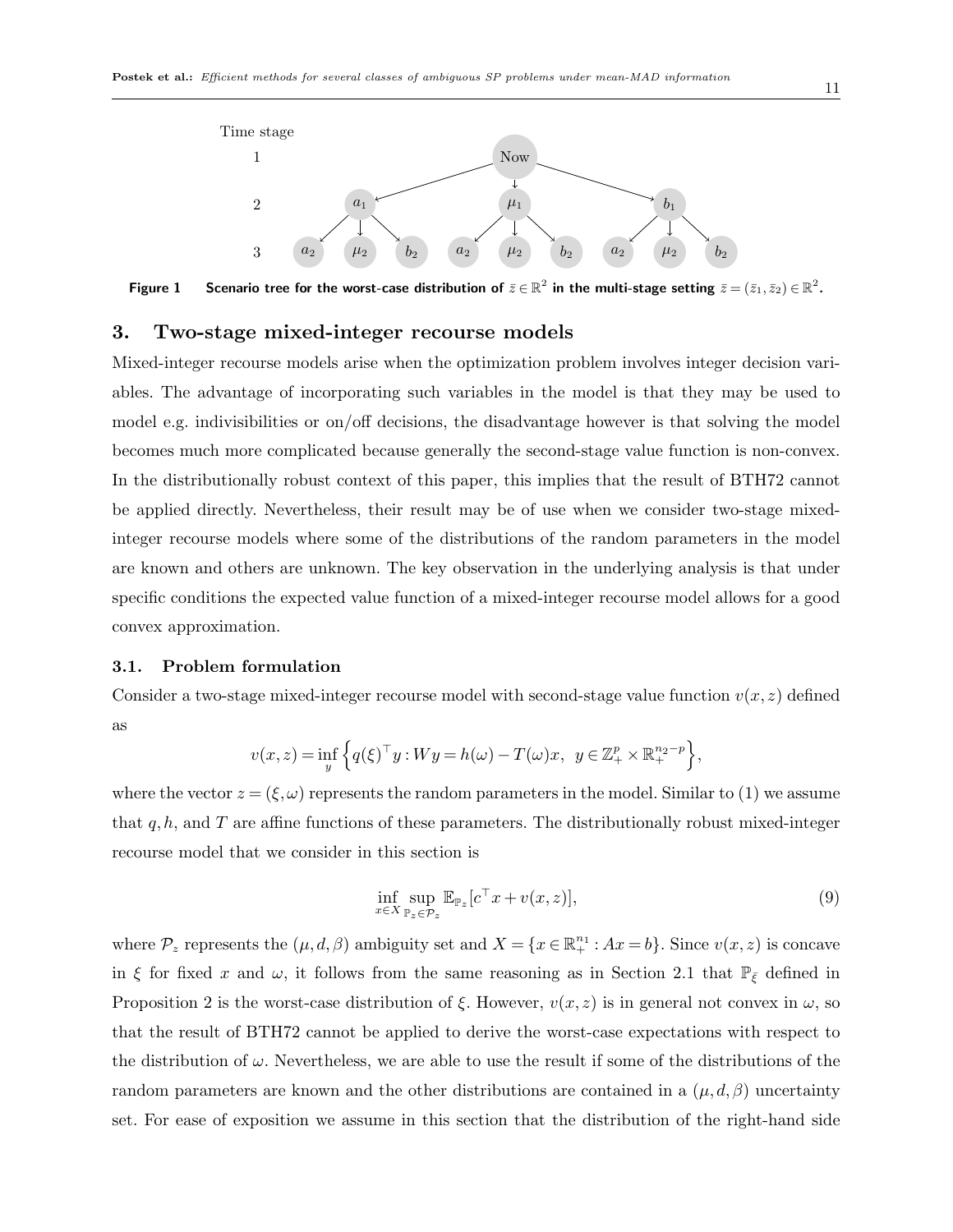Time stage

1 Now

2 $a_1$ $\mu_1$ $b_1$

3 $a_2$ $\mu_2$ $b_2$ $a_2$ $\mu_2$ $b_2$ $a_2$ $\mu_2$ $b_2$

**Figure 1** **Scenario tree for the worst-case distribution of $\bar{z} \in \mathbb{R}^2$ in the multi-stage setting $\bar{z} = (\bar{z}_1, \bar{z}_2) \in \mathbb{R}^2$.**

## 3. Two-stage mixed-integer recourse models

Mixed-integer recourse models arise when the optimization problem involves integer decision variables. The advantage of incorporating such variables in the model is that they may be used to model e.g. indivisibilities or on/off decisions, the disadvantage however is that solving the model becomes much more complicated because generally the second-stage value function is non-convex. In the distributionally robust context of this paper, this implies that the result of BTH72 cannot be applied directly. Nevertheless, their result may be of use when we consider two-stage mixed-integer recourse models where some of the distributions of the random parameters in the model are known and others are unknown. The key observation in the underlying analysis is that under specific conditions the expected value function of a mixed-integer recourse model allows for a good convex approximation.

### 3.1. Problem formulation

Consider a two-stage mixed-integer recourse model with second-stage value function $v(x, z)$ defined as

$$v(x,z) = \inf_y \left\{ q(\xi)^\top y : Wy = h(\omega) - T(\omega)x, \;\; y \in \mathbb{Z}_+^p \times \mathbb{R}_+^{n_2 - p} \right\},$$

where the vector $z = (\xi, \omega)$ represents the random parameters in the model. Similar to (1) we assume that $q, h,$ and $T$ are affine functions of these parameters. The distributionally robust mixed-integer recourse model that we consider in this section is

$$\inf_{x \in X} \sup_{\mathbb{P}_z \in \mathcal{P}_z} \mathbb{E}_{\mathbb{P}_z}[c^\top x + v(x,z)], \tag{9}$$

where $\mathcal{P}_z$ represents the $(\mu, d, \beta)$ ambiguity set and $X = \{x \in \mathbb{R}_+^{n_1} : Ax = b\}$. Since $v(x,z)$ is concave in $\xi$ for fixed $x$ and $\omega$, it follows from the same reasoning as in Section 2.1 that $\mathbb{P}_{\bar{\xi}}$ defined in Proposition 2 is the worst-case distribution of $\xi$. However, $v(x,z)$ is in general not convex in $\omega$, so that the result of BTH72 cannot be applied to derive the worst-case expectations with respect to the distribution of $\omega$. Nevertheless, we are able to use the result if some of the distributions of the random parameters are known and the other distributions are contained in a $(\mu, d, \beta)$ uncertainty set. For ease of exposition we assume in this section that the distribution of the right-hand side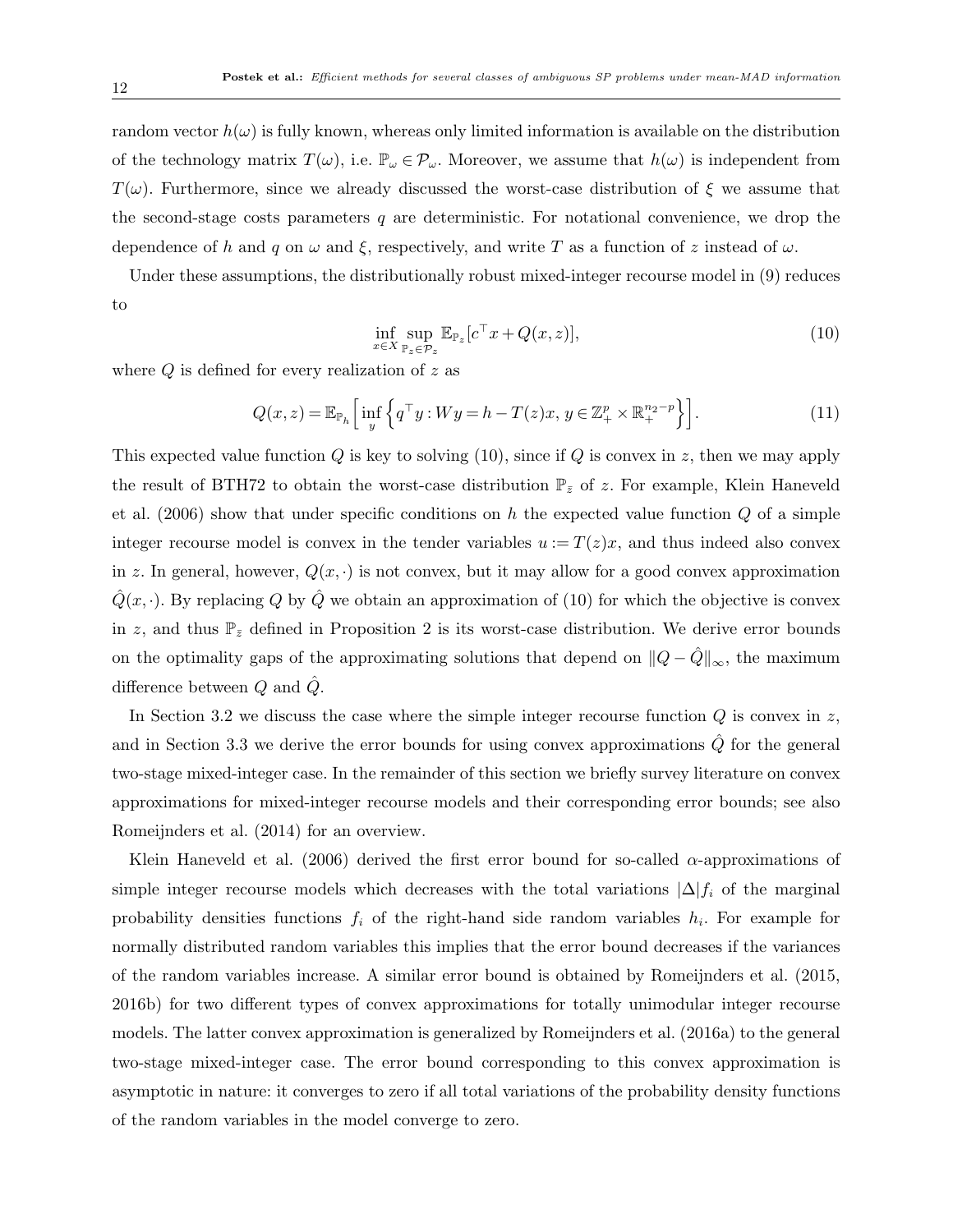random vector $h(\omega)$ is fully known, whereas only limited information is available on the distribution of the technology matrix $T(\omega)$, i.e. $\mathbb{P}_\omega \in \mathcal{P}_\omega$. Moreover, we assume that $h(\omega)$ is independent from $T(\omega)$. Furthermore, since we already discussed the worst-case distribution of $\xi$ we assume that the second-stage costs parameters $q$ are deterministic. For notational convenience, we drop the dependence of $h$ and $q$ on $\omega$ and $\xi$, respectively, and write $T$ as a function of $z$ instead of $\omega$.

Under these assumptions, the distributionally robust mixed-integer recourse model in (9) reduces to

$$\inf_{x \in X} \sup_{\mathbb{P}_z \in \mathcal{P}_z} \mathbb{E}_{\mathbb{P}_z}[c^\top x + Q(x,z)], \tag{10}$$

where $Q$ is defined for every realization of $z$ as

$$Q(x,z) = \mathbb{E}_{\mathbb{P}_h}\left[\inf_y \left\{ q^\top y : Wy = h - T(z)x,\, y \in \mathbb{Z}_+^p \times \mathbb{R}_+^{n_2 - p} \right\}\right]. \tag{11}$$

This expected value function $Q$ is key to solving (10), since if $Q$ is convex in $z$, then we may apply the result of BTH72 to obtain the worst-case distribution $\mathbb{P}_{\bar{z}}$ of $z$. For example, Klein Haneveld et al. (2006) show that under specific conditions on $h$ the expected value function $Q$ of a simple integer recourse model is convex in the tender variables $u := T(z)x$, and thus indeed also convex in $z$. In general, however, $Q(x,\cdot)$ is not convex, but it may allow for a good convex approximation $\hat{Q}(x,\cdot)$. By replacing $Q$ by $\hat{Q}$ we obtain an approximation of (10) for which the objective is convex in $z$, and thus $\mathbb{P}_{\bar{z}}$ defined in Proposition 2 is its worst-case distribution. We derive error bounds on the optimality gaps of the approximating solutions that depend on $\|Q - \hat{Q}\|_\infty$, the maximum difference between $Q$ and $\hat{Q}$.

In Section 3.2 we discuss the case where the simple integer recourse function $Q$ is convex in $z$, and in Section 3.3 we derive the error bounds for using convex approximations $\hat{Q}$ for the general two-stage mixed-integer case. In the remainder of this section we briefly survey literature on convex approximations for mixed-integer recourse models and their corresponding error bounds; see also Romeijnders et al. (2014) for an overview.

Klein Haneveld et al. (2006) derived the first error bound for so-called $\alpha$-approximations of simple integer recourse models which decreases with the total variations $|\Delta| f_i$ of the marginal probability densities functions $f_i$ of the right-hand side random variables $h_i$. For example for normally distributed random variables this implies that the error bound decreases if the variances of the random variables increase. A similar error bound is obtained by Romeijnders et al. (2015, 2016b) for two different types of convex approximations for totally unimodular integer recourse models. The latter convex approximation is generalized by Romeijnders et al. (2016a) to the general two-stage mixed-integer case. The error bound corresponding to this convex approximation is asymptotic in nature: it converges to zero if all total variations of the probability density functions of the random variables in the model converge to zero.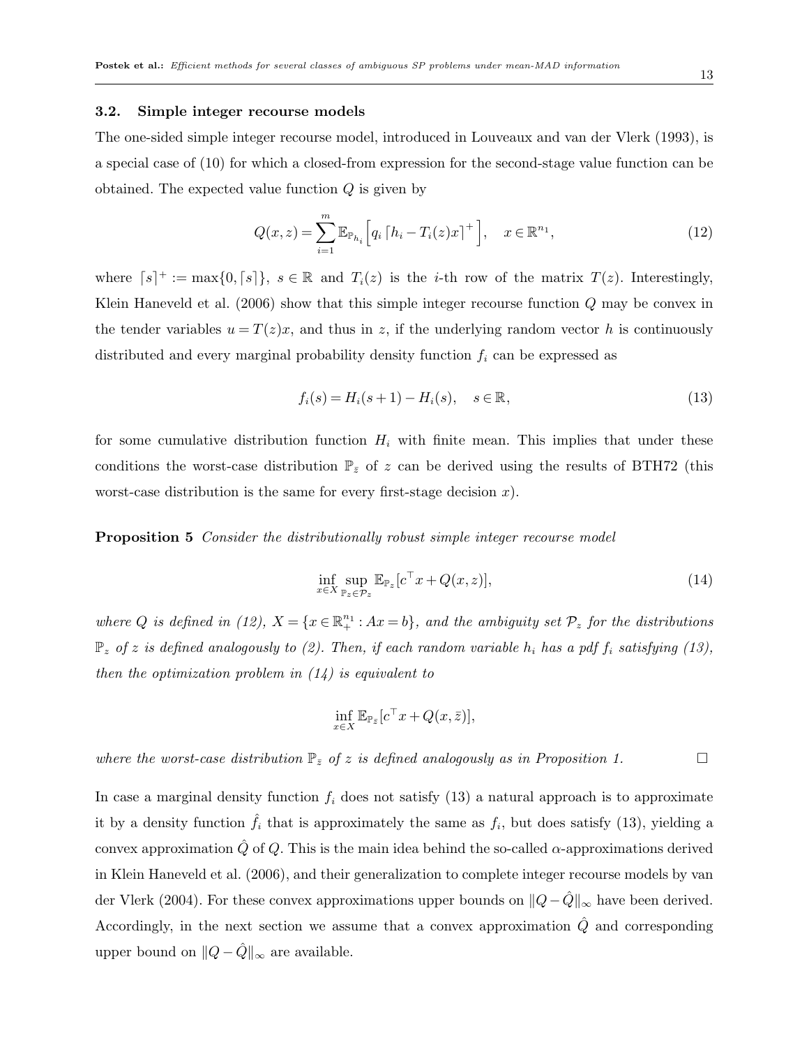### 3.2. Simple integer recourse models

The one-sided simple integer recourse model, introduced in Louveaux and van der Vlerk (1993), is a special case of (10) for which a closed-from expression for the second-stage value function can be obtained. The expected value function $Q$ is given by

$$Q(x,z) = \sum_{i=1}^{m} \mathbb{E}_{\mathbb{P}_{h_i}} \Big[ q_i \lceil h_i - T_i(z)x \rceil^+ \Big], \quad x \in \mathbb{R}^{n_1}, \tag{12}$$

where $\lceil s \rceil^+ := \max\{0, \lceil s \rceil\}$, $s \in \mathbb{R}$ and $T_i(z)$ is the $i$-th row of the matrix $T(z)$. Interestingly, Klein Haneveld et al. (2006) show that this simple integer recourse function $Q$ may be convex in the tender variables $u = T(z)x$, and thus in $z$, if the underlying random vector $h$ is continuously distributed and every marginal probability density function $f_i$ can be expressed as

$$f_i(s) = H_i(s+1) - H_i(s), \quad s \in \mathbb{R}, \tag{13}$$

for some cumulative distribution function $H_i$ with finite mean. This implies that under these conditions the worst-case distribution $\mathbb{P}_{\bar{z}}$ of $z$ can be derived using the results of BTH72 (this worst-case distribution is the same for every first-stage decision $x$).

**Proposition 5** *Consider the distributionally robust simple integer recourse model*

$$\inf_{x \in X} \sup_{\mathbb{P}_z \in \mathcal{P}_z} \mathbb{E}_{\mathbb{P}_z}[c^\top x + Q(x,z)], \tag{14}$$

*where $Q$ is defined in (12), $X = \{x \in \mathbb{R}_+^{n_1} : Ax = b\}$, and the ambiguity set $\mathcal{P}_z$ for the distributions $\mathbb{P}_z$ of $z$ is defined analogously to (2). Then, if each random variable $h_i$ has a pdf $f_i$ satisfying (13), then the optimization problem in (14) is equivalent to*

$$\inf_{x \in X} \mathbb{E}_{\mathbb{P}_{\bar{z}}}[c^\top x + Q(x, \bar{z})],$$

*where the worst-case distribution $\mathbb{P}_{\bar{z}}$ of $z$ is defined analogously as in Proposition 1.* □

In case a marginal density function $f_i$ does not satisfy (13) a natural approach is to approximate it by a density function $\hat{f}_i$ that is approximately the same as $f_i$, but does satisfy (13), yielding a convex approximation $\hat{Q}$ of $Q$. This is the main idea behind the so-called $\alpha$-approximations derived in Klein Haneveld et al. (2006), and their generalization to complete integer recourse models by van der Vlerk (2004). For these convex approximations upper bounds on $\|Q - \hat{Q}\|_\infty$ have been derived. Accordingly, in the next section we assume that a convex approximation $\hat{Q}$ and corresponding upper bound on $\|Q - \hat{Q}\|_\infty$ are available.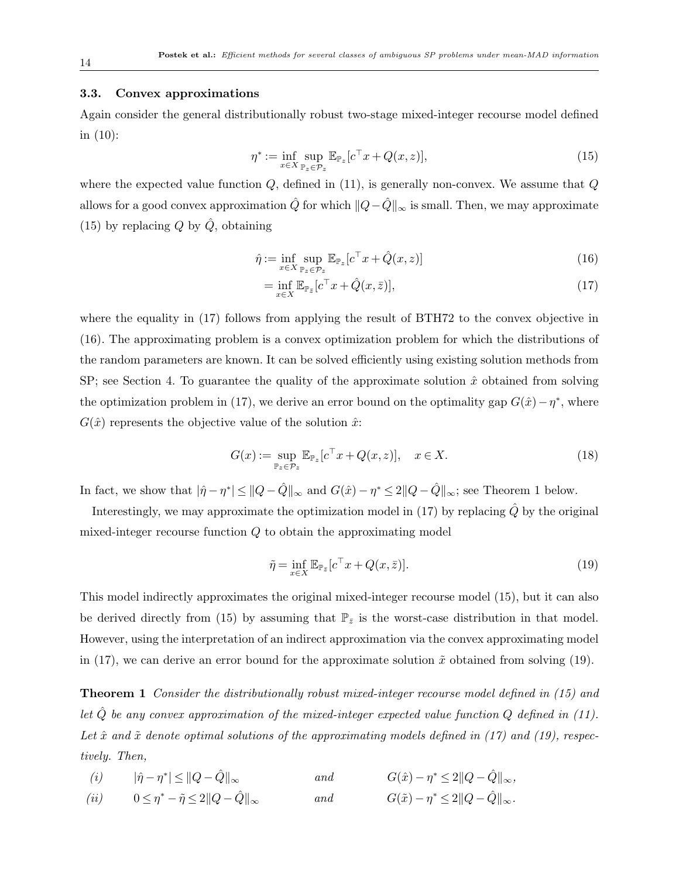### 3.3. Convex approximations

Again consider the general distributionally robust two-stage mixed-integer recourse model defined in (10):

$$\eta^* := \inf_{x\in X} \sup_{\mathbb{P}_z \in \mathcal{P}_z} \mathbb{E}_{\mathbb{P}_z}[c^\top x + Q(x,z)], \tag{15}$$

where the expected value function $Q$, defined in (11), is generally non-convex. We assume that $Q$ allows for a good convex approximation $\hat{Q}$ for which $\|Q - \hat{Q}\|_\infty$ is small. Then, we may approximate (15) by replacing $Q$ by $\hat{Q}$, obtaining

$$\hat{\eta} := \inf_{x\in X} \sup_{\mathbb{P}_z \in \mathcal{P}_z} \mathbb{E}_{\mathbb{P}_z}[c^\top x + \hat{Q}(x,z)] \tag{16}$$

$$= \inf_{x\in X} \mathbb{E}_{\mathbb{P}_{\bar{z}}}[c^\top x + \hat{Q}(x,\bar{z})], \tag{17}$$

where the equality in (17) follows from applying the result of BTH72 to the convex objective in (16). The approximating problem is a convex optimization problem for which the distributions of the random parameters are known. It can be solved efficiently using existing solution methods from SP; see Section 4. To guarantee the quality of the approximate solution $\hat{x}$ obtained from solving the optimization problem in (17), we derive an error bound on the optimality gap $G(\hat{x}) - \eta^*$, where $G(\hat{x})$ represents the objective value of the solution $\hat{x}$:

$$G(x) := \sup_{\mathbb{P}_z \in \mathcal{P}_z} \mathbb{E}_{\mathbb{P}_z}[c^\top x + Q(x,z)], \quad x \in X. \tag{18}$$

In fact, we show that $|\hat{\eta} - \eta^*| \leq \|Q - \hat{Q}\|_\infty$ and $G(\hat{x}) - \eta^* \leq 2\|Q - \hat{Q}\|_\infty$; see Theorem 1 below.

Interestingly, we may approximate the optimization model in (17) by replacing $\hat{Q}$ by the original mixed-integer recourse function $Q$ to obtain the approximating model

$$\tilde{\eta} = \inf_{x\in X} \mathbb{E}_{\mathbb{P}_{\bar{z}}}[c^\top x + Q(x,\bar{z})]. \tag{19}$$

This model indirectly approximates the original mixed-integer recourse model (15), but it can also be derived directly from (15) by assuming that $\mathbb{P}_{\bar{z}}$ is the worst-case distribution in that model. However, using the interpretation of an indirect approximation via the convex approximating model in (17), we can derive an error bound for the approximate solution $\tilde{x}$ obtained from solving (19).

**Theorem 1** *Consider the distributionally robust mixed-integer recourse model defined in (15) and let $\hat{Q}$ be any convex approximation of the mixed-integer expected value function $Q$ defined in (11). Let $\hat{x}$ and $\tilde{x}$ denote optimal solutions of the approximating models defined in (17) and (19), respectively. Then,*

*(i)* $\quad |\hat{\eta} - \eta^*| \leq \|Q - \hat{Q}\|_\infty \quad$ *and* $\quad G(\hat{x}) - \eta^* \leq 2\|Q - \hat{Q}\|_\infty,$

*(ii)* $\quad 0 \leq \eta^* - \tilde{\eta} \leq 2\|Q - \hat{Q}\|_\infty \quad$ *and* $\quad G(\tilde{x}) - \eta^* \leq 2\|Q - \hat{Q}\|_\infty.$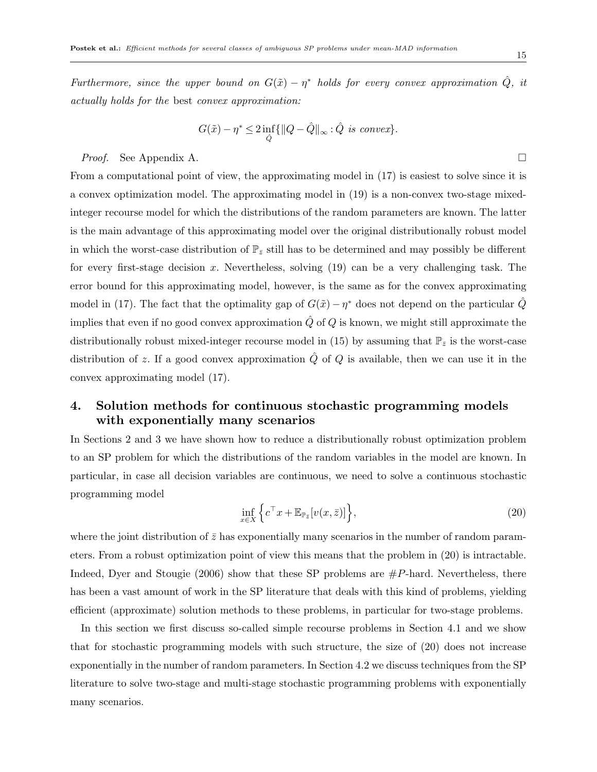*Furthermore, since the upper bound on $G(\tilde{x}) - \eta^*$ holds for every convex approximation $\hat{Q}$, it actually holds for the* best *convex approximation:*

$$G(\tilde{x}) - \eta^* \leq 2 \inf_{\hat{Q}} \{ \|Q - \hat{Q}\|_\infty : \hat{Q} \text{ is convex} \}.$$

*Proof.* See Appendix A. □

From a computational point of view, the approximating model in (17) is easiest to solve since it is a convex optimization model. The approximating model in (19) is a non-convex two-stage mixed-integer recourse model for which the distributions of the random parameters are known. The latter is the main advantage of this approximating model over the original distributionally robust model in which the worst-case distribution of $\mathbb{P}_{\bar{z}}$ still has to be determined and may possibly be different for every first-stage decision $x$. Nevertheless, solving (19) can be a very challenging task. The error bound for this approximating model, however, is the same as for the convex approximating model in (17). The fact that the optimality gap of $G(\tilde{x}) - \eta^*$ does not depend on the particular $\hat{Q}$ implies that even if no good convex approximation $\hat{Q}$ of $Q$ is known, we might still approximate the distributionally robust mixed-integer recourse model in (15) by assuming that $\mathbb{P}_{\bar{z}}$ is the worst-case distribution of $z$. If a good convex approximation $\hat{Q}$ of $Q$ is available, then we can use it in the convex approximating model (17).

## 4. Solution methods for continuous stochastic programming models with exponentially many scenarios

In Sections 2 and 3 we have shown how to reduce a distributionally robust optimization problem to an SP problem for which the distributions of the random variables in the model are known. In particular, in case all decision variables are continuous, we need to solve a continuous stochastic programming model

$$\inf_{x \in X} \left\{ c^\top x + \mathbb{E}_{\mathbb{P}_{\bar{z}}}[v(x, \bar{z})] \right\}, \tag{20}$$

where the joint distribution of $\bar{z}$ has exponentially many scenarios in the number of random parameters. From a robust optimization point of view this means that the problem in (20) is intractable. Indeed, Dyer and Stougie (2006) show that these SP problems are $\#P$-hard. Nevertheless, there has been a vast amount of work in the SP literature that deals with this kind of problems, yielding efficient (approximate) solution methods to these problems, in particular for two-stage problems.

In this section we first discuss so-called simple recourse problems in Section 4.1 and we show that for stochastic programming models with such structure, the size of (20) does not increase exponentially in the number of random parameters. In Section 4.2 we discuss techniques from the SP literature to solve two-stage and multi-stage stochastic programming problems with exponentially many scenarios.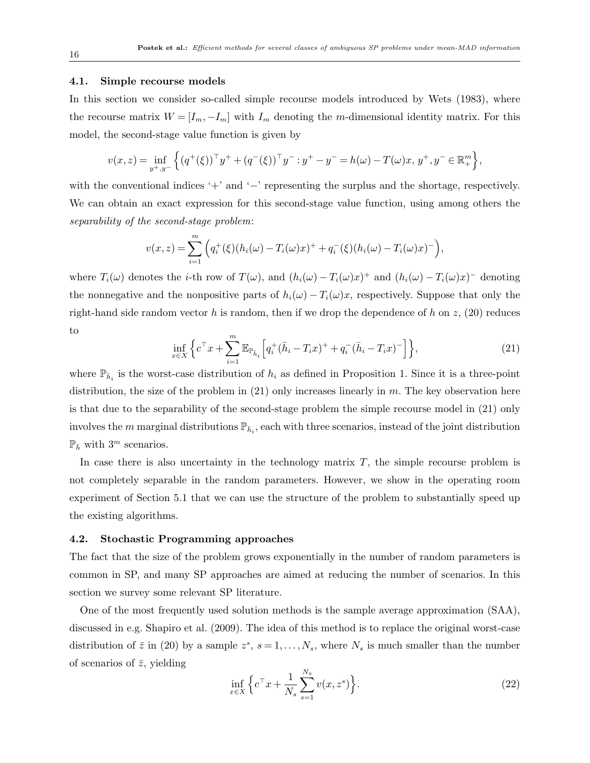### 4.1. Simple recourse models

In this section we consider so-called simple recourse models introduced by Wets (1983), where the recourse matrix $W = [I_m, -I_m]$ with $I_m$ denoting the $m$-dimensional identity matrix. For this model, the second-stage value function is given by

$$v(x,z) = \inf_{y^+,y^-} \Big\{ (q^+(\xi))^\top y^+ + (q^-(\xi))^\top y^- : y^+ - y^- = h(\omega) - T(\omega)x,\, y^+, y^- \in \mathbb{R}^m_+ \Big\},$$

with the conventional indices '+' and '−' representing the surplus and the shortage, respectively. We can obtain an exact expression for this second-stage value function, using among others the *separability of the second-stage problem*:

$$v(x,z) = \sum_{i=1}^m \Big( q_i^+(\xi)(h_i(\omega) - T_i(\omega)x)^+ + q_i^-(\xi)(h_i(\omega) - T_i(\omega)x)^- \Big),$$

where $T_i(\omega)$ denotes the $i$-th row of $T(\omega)$, and $(h_i(\omega) - T_i(\omega)x)^+$ and $(h_i(\omega) - T_i(\omega)x)^-$ denoting the nonnegative and the nonpositive parts of $h_i(\omega) - T_i(\omega)x$, respectively. Suppose that only the right-hand side random vector $h$ is random, then if we drop the dependence of $h$ on $z$, (20) reduces to

$$\inf_{x \in X} \Big\{ c^\top x + \sum_{i=1}^m \mathbb{E}_{\mathbb{P}_{\bar{h}_i}} \Big[ q_i^+(\bar{h}_i - T_i x)^+ + q_i^-(\bar{h}_i - T_i x)^- \Big] \Big\}, \tag{21}$$

where $\mathbb{P}_{\bar{h}_i}$ is the worst-case distribution of $h_i$ as defined in Proposition 1. Since it is a three-point distribution, the size of the problem in (21) only increases linearly in $m$. The key observation here is that due to the separability of the second-stage problem the simple recourse model in (21) only involves the $m$ marginal distributions $\mathbb{P}_{\bar{h}_i}$, each with three scenarios, instead of the joint distribution $\mathbb{P}_{\bar{h}}$ with $3^m$ scenarios.

In case there is also uncertainty in the technology matrix $T$, the simple recourse problem is not completely separable in the random parameters. However, we show in the operating room experiment of Section 5.1 that we can use the structure of the problem to substantially speed up the existing algorithms.

### 4.2. Stochastic Programming approaches

The fact that the size of the problem grows exponentially in the number of random parameters is common in SP, and many SP approaches are aimed at reducing the number of scenarios. In this section we survey some relevant SP literature.

One of the most frequently used solution methods is the sample average approximation (SAA), discussed in e.g. Shapiro et al. (2009). The idea of this method is to replace the original worst-case distribution of $\bar{z}$ in (20) by a sample $z^s$, $s = 1, \ldots, N_s$, where $N_s$ is much smaller than the number of scenarios of $\bar{z}$, yielding

$$\inf_{x \in X} \Big\{ c^\top x + \frac{1}{N_s} \sum_{s=1}^{N_s} v(x, z^s) \Big\}. \tag{22}$$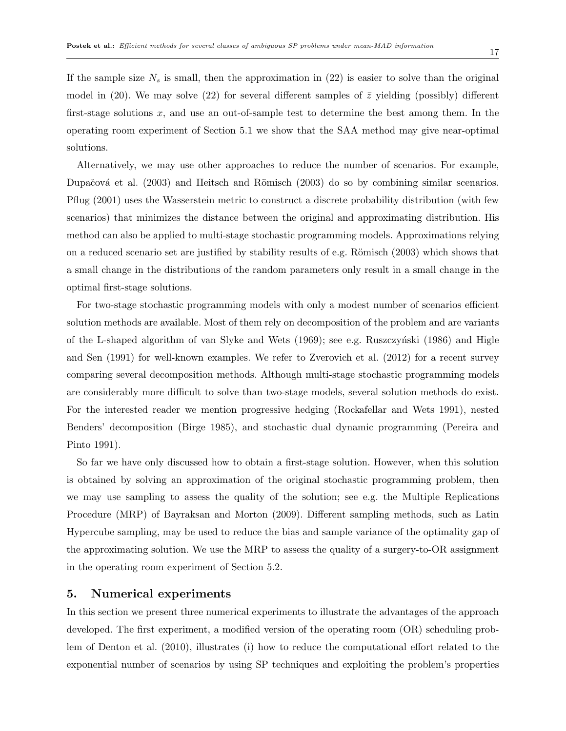If the sample size $N_s$ is small, then the approximation in (22) is easier to solve than the original model in (20). We may solve (22) for several different samples of $\bar{z}$ yielding (possibly) different first-stage solutions $x$, and use an out-of-sample test to determine the best among them. In the operating room experiment of Section 5.1 we show that the SAA method may give near-optimal solutions.

Alternatively, we may use other approaches to reduce the number of scenarios. For example, Dupačová et al. (2003) and Heitsch and Römisch (2003) do so by combining similar scenarios. Pflug (2001) uses the Wasserstein metric to construct a discrete probability distribution (with few scenarios) that minimizes the distance between the original and approximating distribution. His method can also be applied to multi-stage stochastic programming models. Approximations relying on a reduced scenario set are justified by stability results of e.g. Römisch (2003) which shows that a small change in the distributions of the random parameters only result in a small change in the optimal first-stage solutions.

For two-stage stochastic programming models with only a modest number of scenarios efficient solution methods are available. Most of them rely on decomposition of the problem and are variants of the L-shaped algorithm of van Slyke and Wets (1969); see e.g. Ruszczyński (1986) and Higle and Sen (1991) for well-known examples. We refer to Zverovich et al. (2012) for a recent survey comparing several decomposition methods. Although multi-stage stochastic programming models are considerably more difficult to solve than two-stage models, several solution methods do exist. For the interested reader we mention progressive hedging (Rockafellar and Wets 1991), nested Benders' decomposition (Birge 1985), and stochastic dual dynamic programming (Pereira and Pinto 1991).

So far we have only discussed how to obtain a first-stage solution. However, when this solution is obtained by solving an approximation of the original stochastic programming problem, then we may use sampling to assess the quality of the solution; see e.g. the Multiple Replications Procedure (MRP) of Bayraksan and Morton (2009). Different sampling methods, such as Latin Hypercube sampling, may be used to reduce the bias and sample variance of the optimality gap of the approximating solution. We use the MRP to assess the quality of a surgery-to-OR assignment in the operating room experiment of Section 5.2.

## 5. Numerical experiments

In this section we present three numerical experiments to illustrate the advantages of the approach developed. The first experiment, a modified version of the operating room (OR) scheduling problem of Denton et al. (2010), illustrates (i) how to reduce the computational effort related to the exponential number of scenarios by using SP techniques and exploiting the problem's properties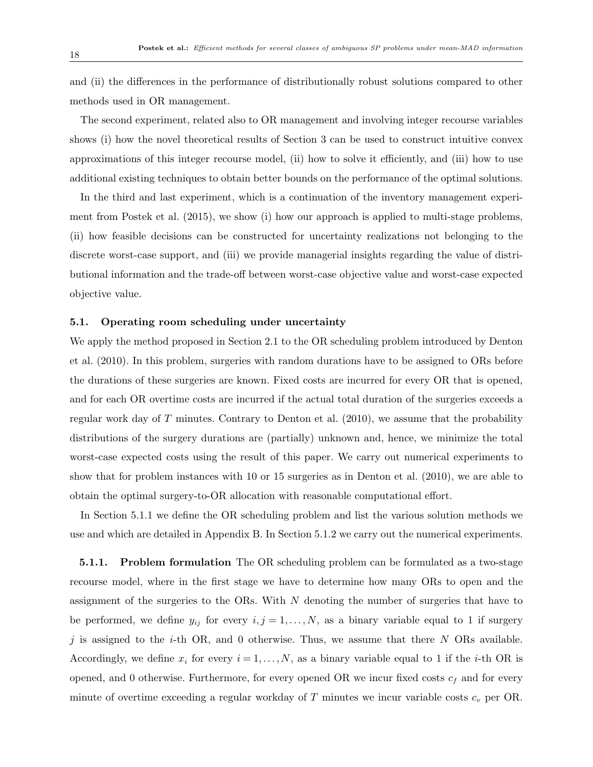and (ii) the differences in the performance of distributionally robust solutions compared to other methods used in OR management.

The second experiment, related also to OR management and involving integer recourse variables shows (i) how the novel theoretical results of Section 3 can be used to construct intuitive convex approximations of this integer recourse model, (ii) how to solve it efficiently, and (iii) how to use additional existing techniques to obtain better bounds on the performance of the optimal solutions.

In the third and last experiment, which is a continuation of the inventory management experiment from Postek et al. (2015), we show (i) how our approach is applied to multi-stage problems, (ii) how feasible decisions can be constructed for uncertainty realizations not belonging to the discrete worst-case support, and (iii) we provide managerial insights regarding the value of distributional information and the trade-off between worst-case objective value and worst-case expected objective value.

### 5.1. Operating room scheduling under uncertainty

We apply the method proposed in Section 2.1 to the OR scheduling problem introduced by Denton et al. (2010). In this problem, surgeries with random durations have to be assigned to ORs before the durations of these surgeries are known. Fixed costs are incurred for every OR that is opened, and for each OR overtime costs are incurred if the actual total duration of the surgeries exceeds a regular work day of $T$ minutes. Contrary to Denton et al. (2010), we assume that the probability distributions of the surgery durations are (partially) unknown and, hence, we minimize the total worst-case expected costs using the result of this paper. We carry out numerical experiments to show that for problem instances with 10 or 15 surgeries as in Denton et al. (2010), we are able to obtain the optimal surgery-to-OR allocation with reasonable computational effort.

In Section 5.1.1 we define the OR scheduling problem and list the various solution methods we use and which are detailed in Appendix B. In Section 5.1.2 we carry out the numerical experiments.

**5.1.1. Problem formulation** The OR scheduling problem can be formulated as a two-stage recourse model, where in the first stage we have to determine how many ORs to open and the assignment of the surgeries to the ORs. With $N$ denoting the number of surgeries that have to be performed, we define $y_{ij}$ for every $i, j = 1, \ldots, N$, as a binary variable equal to 1 if surgery $j$ is assigned to the $i$-th OR, and 0 otherwise. Thus, we assume that there $N$ ORs available. Accordingly, we define $x_i$ for every $i = 1, \ldots, N$, as a binary variable equal to 1 if the $i$-th OR is opened, and 0 otherwise. Furthermore, for every opened OR we incur fixed costs $c_f$ and for every minute of overtime exceeding a regular workday of $T$ minutes we incur variable costs $c_v$ per OR.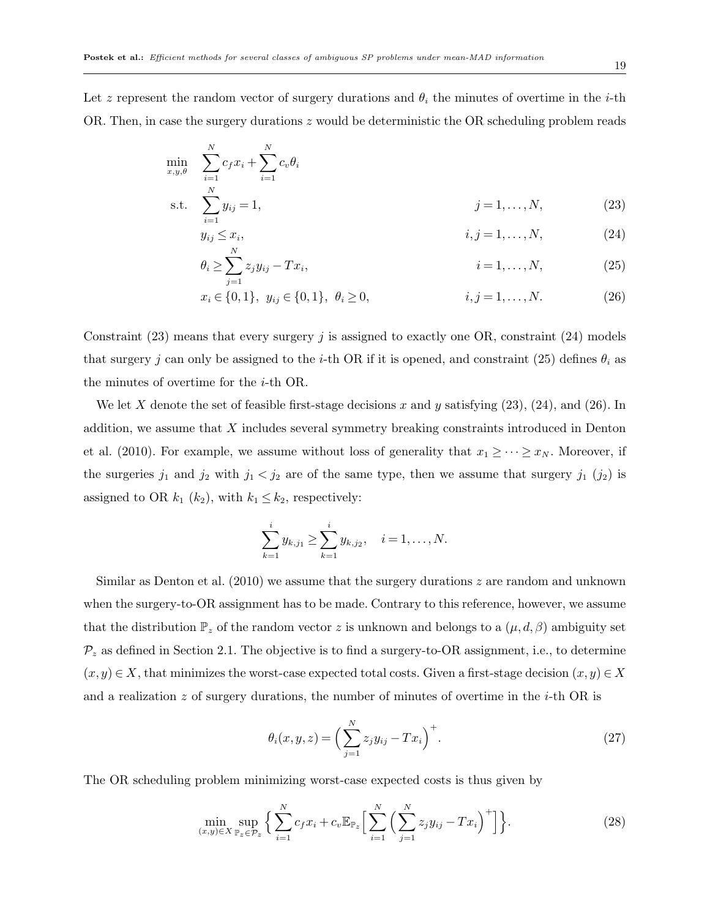Let $z$ represent the random vector of surgery durations and $\theta_i$ the minutes of overtime in the $i$-th OR. Then, in case the surgery durations $z$ would be deterministic the OR scheduling problem reads

$$
\begin{aligned}
\min_{x,y,\theta} \quad & \sum_{i=1}^{N} c_f x_i + \sum_{i=1}^{N} c_v \theta_i \\
\text{s.t.} \quad & \sum_{i=1}^{N} y_{ij} = 1, && j = 1, \ldots, N, && (23) \\
& y_{ij} \leq x_i, && i, j = 1, \ldots, N, && (24) \\
& \theta_i \geq \sum_{j=1}^{N} z_j y_{ij} - T x_i, && i = 1, \ldots, N, && (25) \\
& x_i \in \{0,1\}, \ y_{ij} \in \{0,1\}, \ \theta_i \geq 0, && i, j = 1, \ldots, N. && (26)
\end{aligned}
$$

Constraint (23) means that every surgery $j$ is assigned to exactly one OR, constraint (24) models that surgery $j$ can only be assigned to the $i$-th OR if it is opened, and constraint (25) defines $\theta_i$ as the minutes of overtime for the $i$-th OR.

We let $X$ denote the set of feasible first-stage decisions $x$ and $y$ satisfying (23), (24), and (26). In addition, we assume that $X$ includes several symmetry breaking constraints introduced in Denton et al. (2010). For example, we assume without loss of generality that $x_1 \geq \cdots \geq x_N$. Moreover, if the surgeries $j_1$ and $j_2$ with $j_1 < j_2$ are of the same type, then we assume that surgery $j_1$ ($j_2$) is assigned to OR $k_1$ ($k_2$), with $k_1 \leq k_2$, respectively:

$$
\sum_{k=1}^{i} y_{k,j_1} \geq \sum_{k=1}^{i} y_{k,j_2}, \quad i = 1, \ldots, N.
$$

Similar as Denton et al. (2010) we assume that the surgery durations $z$ are random and unknown when the surgery-to-OR assignment has to be made. Contrary to this reference, however, we assume that the distribution $\mathbb{P}_z$ of the random vector $z$ is unknown and belongs to a $(\mu, d, \beta)$ ambiguity set $\mathcal{P}_z$ as defined in Section 2.1. The objective is to find a surgery-to-OR assignment, i.e., to determine $(x, y) \in X$, that minimizes the worst-case expected total costs. Given a first-stage decision $(x, y) \in X$ and a realization $z$ of surgery durations, the number of minutes of overtime in the $i$-th OR is

$$
\theta_i(x, y, z) = \Big( \sum_{j=1}^{N} z_j y_{ij} - T x_i \Big)^{+}. \tag{27}
$$

The OR scheduling problem minimizing worst-case expected costs is thus given by

$$
\min_{(x,y) \in X} \sup_{\mathbb{P}_z \in \mathcal{P}_z} \Big\{ \sum_{i=1}^{N} c_f x_i + c_v \mathbb{E}_{\mathbb{P}_z} \Big[ \sum_{i=1}^{N} \Big( \sum_{j=1}^{N} z_j y_{ij} - T x_i \Big)^{+} \Big] \Big\}. \tag{28}
$$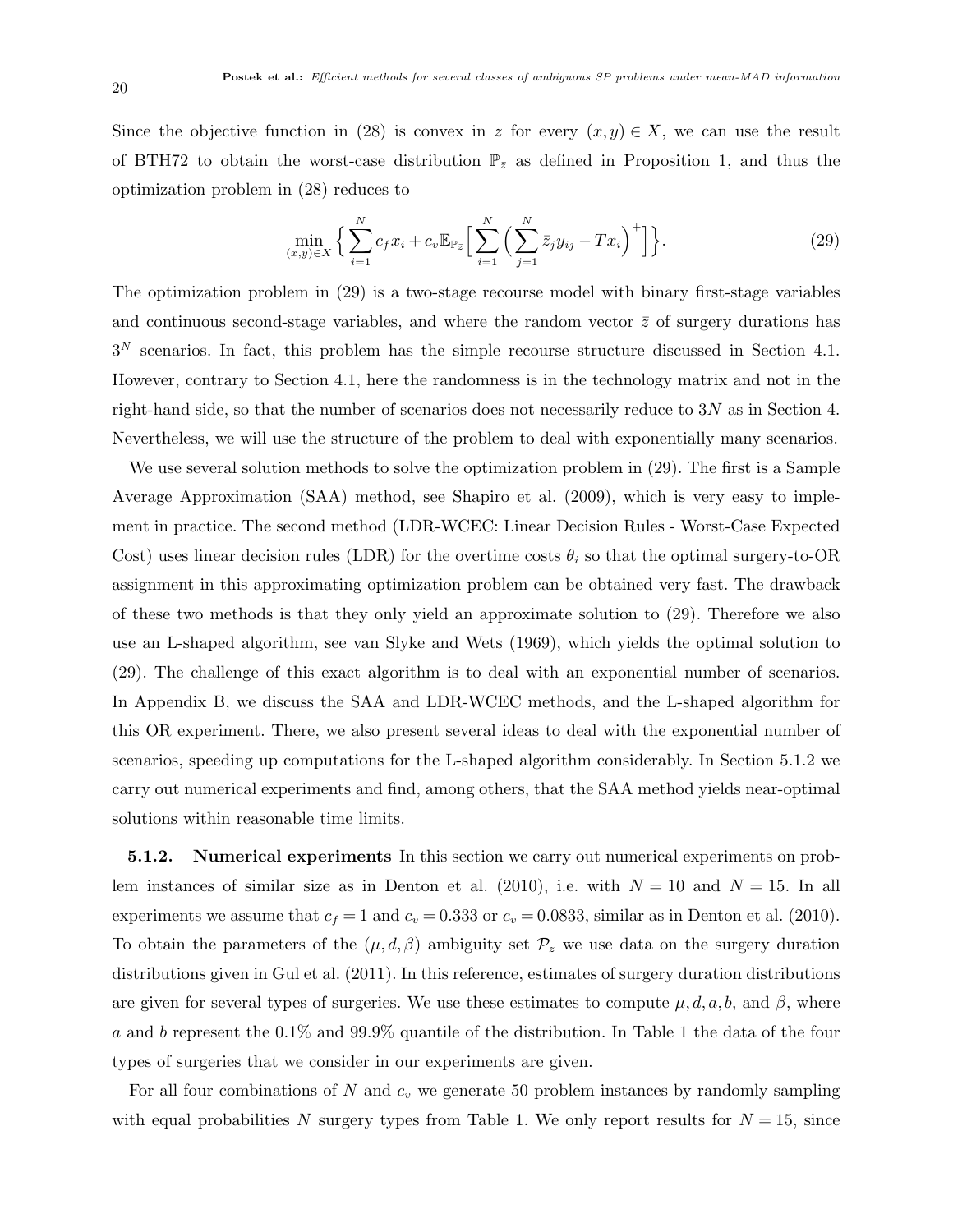Since the objective function in (28) is convex in $z$ for every $(x,y) \in X$, we can use the result of BTH72 to obtain the worst-case distribution $\mathbb{P}_{\bar{z}}$ as defined in Proposition 1, and thus the optimization problem in (28) reduces to

$$\min_{(x,y)\in X} \Big\{ \sum_{i=1}^{N} c_f x_i + c_v \mathbb{E}_{\mathbb{P}_{\bar{z}}} \Big[ \sum_{i=1}^{N} \Big( \sum_{j=1}^{N} \bar{z}_j y_{ij} - T x_i \Big)^+ \Big] \Big\}. \tag{29}$$

The optimization problem in (29) is a two-stage recourse model with binary first-stage variables and continuous second-stage variables, and where the random vector $\bar{z}$ of surgery durations has $3^N$ scenarios. In fact, this problem has the simple recourse structure discussed in Section 4.1. However, contrary to Section 4.1, here the randomness is in the technology matrix and not in the right-hand side, so that the number of scenarios does not necessarily reduce to $3N$ as in Section 4. Nevertheless, we will use the structure of the problem to deal with exponentially many scenarios.

We use several solution methods to solve the optimization problem in (29). The first is a Sample Average Approximation (SAA) method, see Shapiro et al. (2009), which is very easy to implement in practice. The second method (LDR-WCEC: Linear Decision Rules - Worst-Case Expected Cost) uses linear decision rules (LDR) for the overtime costs $\theta_i$ so that the optimal surgery-to-OR assignment in this approximating optimization problem can be obtained very fast. The drawback of these two methods is that they only yield an approximate solution to (29). Therefore we also use an L-shaped algorithm, see van Slyke and Wets (1969), which yields the optimal solution to (29). The challenge of this exact algorithm is to deal with an exponential number of scenarios. In Appendix B, we discuss the SAA and LDR-WCEC methods, and the L-shaped algorithm for this OR experiment. There, we also present several ideas to deal with the exponential number of scenarios, speeding up computations for the L-shaped algorithm considerably. In Section 5.1.2 we carry out numerical experiments and find, among others, that the SAA method yields near-optimal solutions within reasonable time limits.

**5.1.2. Numerical experiments** In this section we carry out numerical experiments on problem instances of similar size as in Denton et al. (2010), i.e. with $N = 10$ and $N = 15$. In all experiments we assume that $c_f = 1$ and $c_v = 0.333$ or $c_v = 0.0833$, similar as in Denton et al. (2010). To obtain the parameters of the $(\mu, d, \beta)$ ambiguity set $\mathcal{P}_z$ we use data on the surgery duration distributions given in Gul et al. (2011). In this reference, estimates of surgery duration distributions are given for several types of surgeries. We use these estimates to compute $\mu, d, a, b$, and $\beta$, where $a$ and $b$ represent the 0.1% and 99.9% quantile of the distribution. In Table 1 the data of the four types of surgeries that we consider in our experiments are given.

For all four combinations of $N$ and $c_v$ we generate 50 problem instances by randomly sampling with equal probabilities $N$ surgery types from Table 1. We only report results for $N = 15$, since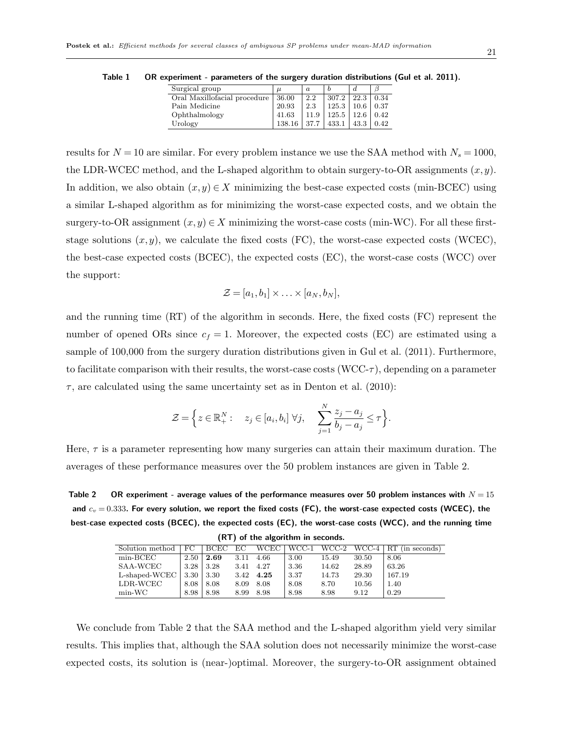**Table 1** OR experiment - parameters of the surgery duration distributions (Gul et al. 2011).

| Surgical group | $\mu$ | $a$ | $b$ | $d$ | $\beta$ |
|---|---|---|---|---|---|
| Oral Maxillofacial procedure | 36.00 | 2.2 | 307.2 | 22.3 | 0.34 |
| Pain Medicine | 20.93 | 2.3 | 125.3 | 10.6 | 0.37 |
| Ophthalmology | 41.63 | 11.9 | 125.5 | 12.6 | 0.42 |
| Urology | 138.16 | 37.7 | 433.1 | 43.3 | 0.42 |

results for $N = 10$ are similar. For every problem instance we use the SAA method with $N_s = 1000$, the LDR-WCEC method, and the L-shaped algorithm to obtain surgery-to-OR assignments $(x, y)$. In addition, we also obtain $(x, y) \in X$ minimizing the best-case expected costs (min-BCEC) using a similar L-shaped algorithm as for minimizing the worst-case expected costs, and we obtain the surgery-to-OR assignment $(x, y) \in X$ minimizing the worst-case costs (min-WC). For all these first-stage solutions $(x, y)$, we calculate the fixed costs (FC), the worst-case expected costs (WCEC), the best-case expected costs (BCEC), the expected costs (EC), the worst-case costs (WCC) over the support:

$$\mathcal{Z} = [a_1, b_1] \times \ldots \times [a_N, b_N],$$

and the running time (RT) of the algorithm in seconds. Here, the fixed costs (FC) represent the number of opened ORs since $c_f = 1$. Moreover, the expected costs (EC) are estimated using a sample of 100,000 from the surgery duration distributions given in Gul et al. (2011). Furthermore, to facilitate comparison with their results, the worst-case costs (WCC-$\tau$), depending on a parameter $\tau$, are calculated using the same uncertainty set as in Denton et al. (2010):

$$\mathcal{Z} = \Big\{ z \in \mathbb{R}^N_+ : \quad z_j \in [a_i, b_i] \ \forall j, \quad \sum_{j=1}^{N} \frac{z_j - a_j}{b_j - a_j} \leq \tau \Big\}.$$

Here, $\tau$ is a parameter representing how many surgeries can attain their maximum duration. The averages of these performance measures over the 50 problem instances are given in Table 2.

**Table 2** OR experiment - average values of the performance measures over 50 problem instances with $N = 15$ and $c_v = 0.333$. For every solution, we report the fixed costs (FC), the worst-case expected costs (WCEC), the best-case expected costs (BCEC), the expected costs (EC), the worst-case costs (WCC), and the running time (RT) of the algorithm in seconds.

| Solution method | FC | BCEC | EC | WCEC | WCC-1 | WCC-2 | WCC-4 | RT (in seconds) |
|---|---|---|---|---|---|---|---|---|
| min-BCEC | 2.50 | **2.69** | 3.11 | 4.66 | 3.00 | 15.49 | 30.50 | 8.06 |
| SAA-WCEC | 3.28 | 3.28 | 3.41 | 4.27 | 3.36 | 14.62 | 28.89 | 63.26 |
| L-shaped-WCEC | 3.30 | 3.30 | 3.42 | **4.25** | 3.37 | 14.73 | 29.30 | 167.19 |
| LDR-WCEC | 8.08 | 8.08 | 8.09 | 8.08 | 8.08 | 8.70 | 10.56 | 1.40 |
| min-WC | 8.98 | 8.98 | 8.99 | 8.98 | 8.98 | 8.98 | 9.12 | 0.29 |

We conclude from Table 2 that the SAA method and the L-shaped algorithm yield very similar results. This implies that, although the SAA solution does not necessarily minimize the worst-case expected costs, its solution is (near-)optimal. Moreover, the surgery-to-OR assignment obtained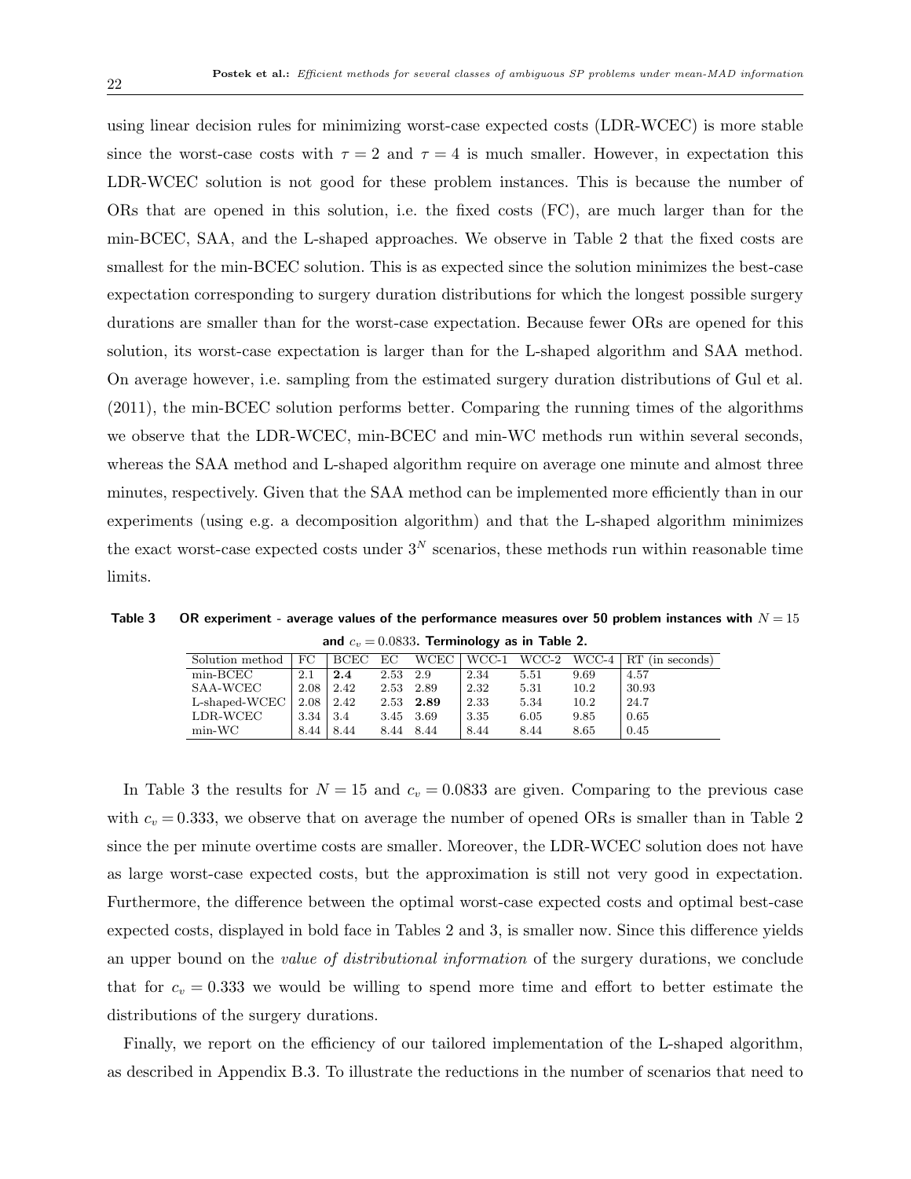using linear decision rules for minimizing worst-case expected costs (LDR-WCEC) is more stable since the worst-case costs with $\tau = 2$ and $\tau = 4$ is much smaller. However, in expectation this LDR-WCEC solution is not good for these problem instances. This is because the number of ORs that are opened in this solution, i.e. the fixed costs (FC), are much larger than for the min-BCEC, SAA, and the L-shaped approaches. We observe in Table 2 that the fixed costs are smallest for the min-BCEC solution. This is as expected since the solution minimizes the best-case expectation corresponding to surgery duration distributions for which the longest possible surgery durations are smaller than for the worst-case expectation. Because fewer ORs are opened for this solution, its worst-case expectation is larger than for the L-shaped algorithm and SAA method. On average however, i.e. sampling from the estimated surgery duration distributions of Gul et al. (2011), the min-BCEC solution performs better. Comparing the running times of the algorithms we observe that the LDR-WCEC, min-BCEC and min-WC methods run within several seconds, whereas the SAA method and L-shaped algorithm require on average one minute and almost three minutes, respectively. Given that the SAA method can be implemented more efficiently than in our experiments (using e.g. a decomposition algorithm) and that the L-shaped algorithm minimizes the exact worst-case expected costs under $3^N$ scenarios, these methods run within reasonable time limits.

**Table 3** **OR experiment - average values of the performance measures over 50 problem instances with $N = 15$ and $c_v = 0.0833$. Terminology as in Table 2.**

| Solution method | FC | BCEC | EC | WCEC | WCC-1 | WCC-2 | WCC-4 | RT (in seconds) |
|---|---|---|---|---|---|---|---|---|
| min-BCEC | 2.1 | **2.4** | 2.53 | 2.9 | 2.34 | 5.51 | 9.69 | 4.57 |
| SAA-WCEC | 2.08 | 2.42 | 2.53 | 2.89 | 2.32 | 5.31 | 10.2 | 30.93 |
| L-shaped-WCEC | 2.08 | 2.42 | 2.53 | **2.89** | 2.33 | 5.34 | 10.2 | 24.7 |
| LDR-WCEC | 3.34 | 3.4 | 3.45 | 3.69 | 3.35 | 6.05 | 9.85 | 0.65 |
| min-WC | 8.44 | 8.44 | 8.44 | 8.44 | 8.44 | 8.44 | 8.65 | 0.45 |

In Table 3 the results for $N = 15$ and $c_v = 0.0833$ are given. Comparing to the previous case with $c_v = 0.333$, we observe that on average the number of opened ORs is smaller than in Table 2 since the per minute overtime costs are smaller. Moreover, the LDR-WCEC solution does not have as large worst-case expected costs, but the approximation is still not very good in expectation. Furthermore, the difference between the optimal worst-case expected costs and optimal best-case expected costs, displayed in bold face in Tables 2 and 3, is smaller now. Since this difference yields an upper bound on the *value of distributional information* of the surgery durations, we conclude that for $c_v = 0.333$ we would be willing to spend more time and effort to better estimate the distributions of the surgery durations.

Finally, we report on the efficiency of our tailored implementation of the L-shaped algorithm, as described in Appendix B.3. To illustrate the reductions in the number of scenarios that need to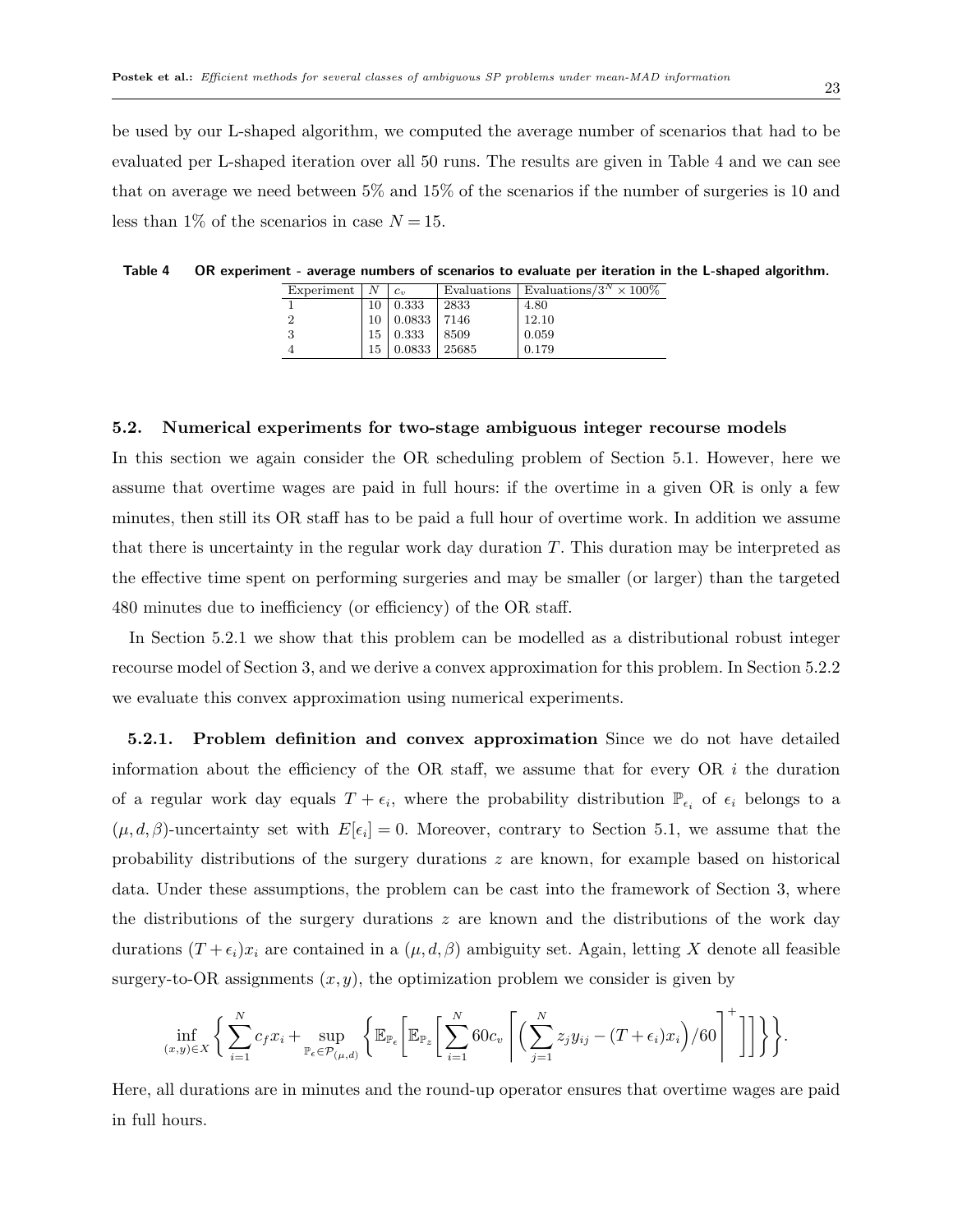be used by our L-shaped algorithm, we computed the average number of scenarios that had to be evaluated per L-shaped iteration over all 50 runs. The results are given in Table 4 and we can see that on average we need between 5% and 15% of the scenarios if the number of surgeries is 10 and less than 1% of the scenarios in case $N = 15$.

**Table 4 OR experiment - average numbers of scenarios to evaluate per iteration in the L-shaped algorithm.**

| Experiment | $N$ | $c_v$ | Evaluations | Evaluations/$3^N \times 100\%$ |
|---|---|---|---|---|
| 1 | 10 | 0.333 | 2833 | 4.80 |
| 2 | 10 | 0.0833 | 7146 | 12.10 |
| 3 | 15 | 0.333 | 8509 | 0.059 |
| 4 | 15 | 0.0833 | 25685 | 0.179 |

### 5.2. Numerical experiments for two-stage ambiguous integer recourse models

In this section we again consider the OR scheduling problem of Section 5.1. However, here we assume that overtime wages are paid in full hours: if the overtime in a given OR is only a few minutes, then still its OR staff has to be paid a full hour of overtime work. In addition we assume that there is uncertainty in the regular work day duration $T$. This duration may be interpreted as the effective time spent on performing surgeries and may be smaller (or larger) than the targeted 480 minutes due to inefficiency (or efficiency) of the OR staff.

In Section 5.2.1 we show that this problem can be modelled as a distributional robust integer recourse model of Section 3, and we derive a convex approximation for this problem. In Section 5.2.2 we evaluate this convex approximation using numerical experiments.

**5.2.1. Problem definition and convex approximation** Since we do not have detailed information about the efficiency of the OR staff, we assume that for every OR $i$ the duration of a regular work day equals $T + \epsilon_i$, where the probability distribution $\mathbb{P}_{\epsilon_i}$ of $\epsilon_i$ belongs to a $(\mu, d, \beta)$-uncertainty set with $E[\epsilon_i] = 0$. Moreover, contrary to Section 5.1, we assume that the probability distributions of the surgery durations $z$ are known, for example based on historical data. Under these assumptions, the problem can be cast into the framework of Section 3, where the distributions of the surgery durations $z$ are known and the distributions of the work day durations $(T + \epsilon_i)x_i$ are contained in a $(\mu, d, \beta)$ ambiguity set. Again, letting $X$ denote all feasible surgery-to-OR assignments $(x, y)$, the optimization problem we consider is given by

$$\inf_{(x,y) \in X} \left\{ \sum_{i=1}^{N} c_f x_i + \sup_{\mathbb{P}_\epsilon \in \mathcal{P}_{(\mu,d)}} \left\{ \mathbb{E}_{\mathbb{P}_\epsilon} \left[ \mathbb{E}_{\mathbb{P}_z} \left[ \sum_{i=1}^{N} 60 c_v \left\lceil \left( \sum_{j=1}^{N} z_j y_{ij} - (T + \epsilon_i) x_i \right) / 60 \right\rceil^+ \right] \right] \right\} \right\}.$$

Here, all durations are in minutes and the round-up operator ensures that overtime wages are paid in full hours.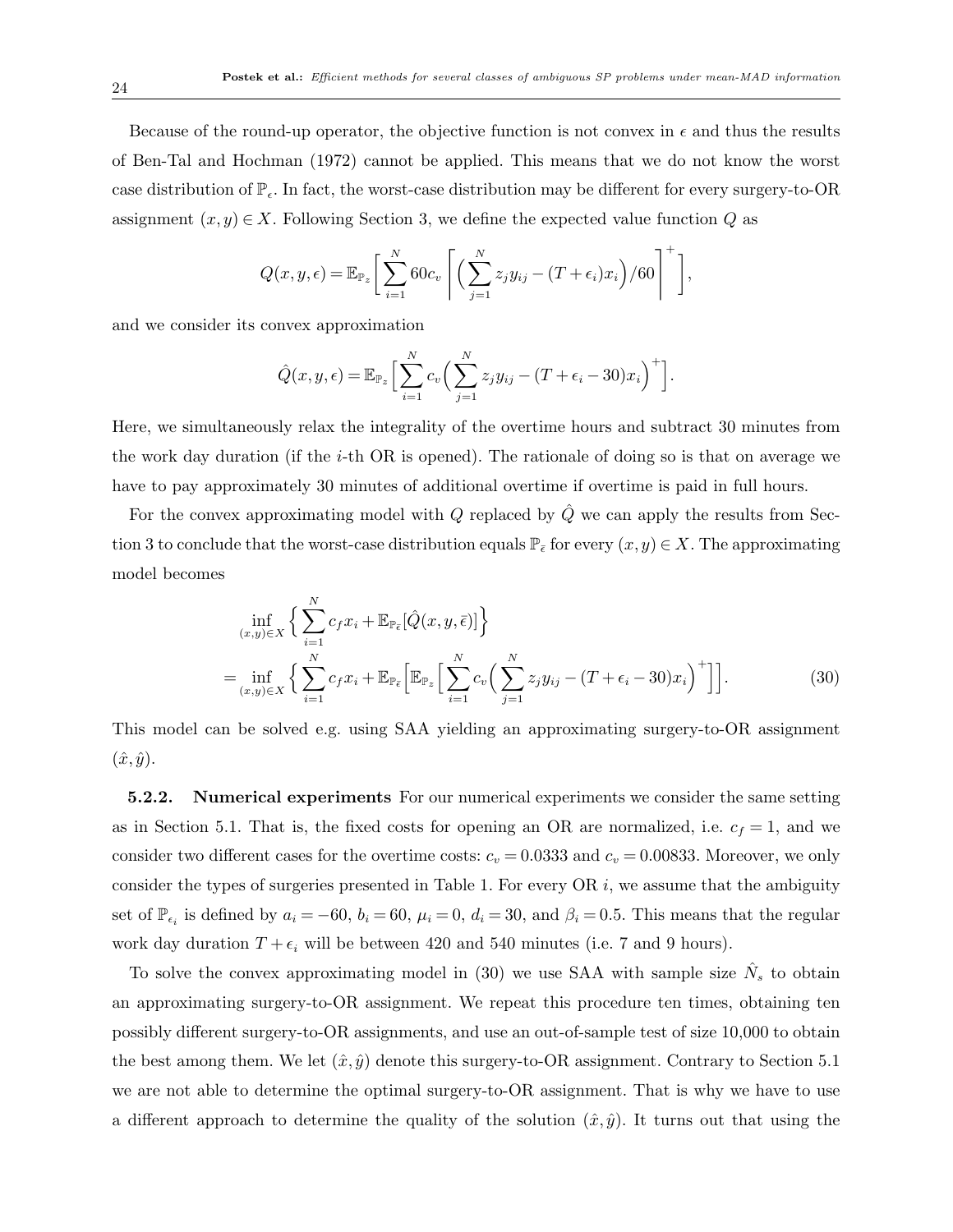Because of the round-up operator, the objective function is not convex in $\epsilon$ and thus the results of Ben-Tal and Hochman (1972) cannot be applied. This means that we do not know the worst case distribution of $\mathbb{P}_\epsilon$. In fact, the worst-case distribution may be different for every surgery-to-OR assignment $(x, y) \in X$. Following Section 3, we define the expected value function $Q$ as

$$Q(x, y, \epsilon) = \mathbb{E}_{\mathbb{P}_z}\Big[ \sum_{i=1}^{N} 60 c_v \left\lceil \Big( \sum_{j=1}^{N} z_j y_{ij} - (T + \epsilon_i) x_i \Big) / 60 \right\rceil^{+} \Big],$$

and we consider its convex approximation

$$\hat{Q}(x, y, \epsilon) = \mathbb{E}_{\mathbb{P}_z}\Big[ \sum_{i=1}^{N} c_v \Big( \sum_{j=1}^{N} z_j y_{ij} - (T + \epsilon_i - 30) x_i \Big)^{+} \Big].$$

Here, we simultaneously relax the integrality of the overtime hours and subtract 30 minutes from the work day duration (if the $i$-th OR is opened). The rationale of doing so is that on average we have to pay approximately 30 minutes of additional overtime if overtime is paid in full hours.

For the convex approximating model with $Q$ replaced by $\hat{Q}$ we can apply the results from Section 3 to conclude that the worst-case distribution equals $\mathbb{P}_{\bar{\epsilon}}$ for every $(x, y) \in X$. The approximating model becomes

$$\begin{aligned}
&\inf_{(x,y) \in X} \Big\{ \sum_{i=1}^{N} c_f x_i + \mathbb{E}_{\mathbb{P}_{\bar{\epsilon}}}[\hat{Q}(x, y, \bar{\epsilon})] \Big\} \\
= &\inf_{(x,y) \in X} \Big\{ \sum_{i=1}^{N} c_f x_i + \mathbb{E}_{\mathbb{P}_{\bar{\epsilon}}}\Big[ \mathbb{E}_{\mathbb{P}_z}\Big[ \sum_{i=1}^{N} c_v \Big( \sum_{j=1}^{N} z_j y_{ij} - (T + \epsilon_i - 30) x_i \Big)^{+} \Big] \Big]. \qquad (30)
\end{aligned}$$

This model can be solved e.g. using SAA yielding an approximating surgery-to-OR assignment $(\hat{x}, \hat{y})$.

**5.2.2. Numerical experiments** For our numerical experiments we consider the same setting as in Section 5.1. That is, the fixed costs for opening an OR are normalized, i.e. $c_f = 1$, and we consider two different cases for the overtime costs: $c_v = 0.0333$ and $c_v = 0.00833$. Moreover, we only consider the types of surgeries presented in Table 1. For every OR $i$, we assume that the ambiguity set of $\mathbb{P}_{\epsilon_i}$ is defined by $a_i = -60$, $b_i = 60$, $\mu_i = 0$, $d_i = 30$, and $\beta_i = 0.5$. This means that the regular work day duration $T + \epsilon_i$ will be between 420 and 540 minutes (i.e. 7 and 9 hours).

To solve the convex approximating model in (30) we use SAA with sample size $\hat{N}_s$ to obtain an approximating surgery-to-OR assignment. We repeat this procedure ten times, obtaining ten possibly different surgery-to-OR assignments, and use an out-of-sample test of size 10,000 to obtain the best among them. We let $(\hat{x}, \hat{y})$ denote this surgery-to-OR assignment. Contrary to Section 5.1 we are not able to determine the optimal surgery-to-OR assignment. That is why we have to use a different approach to determine the quality of the solution $(\hat{x}, \hat{y})$. It turns out that using the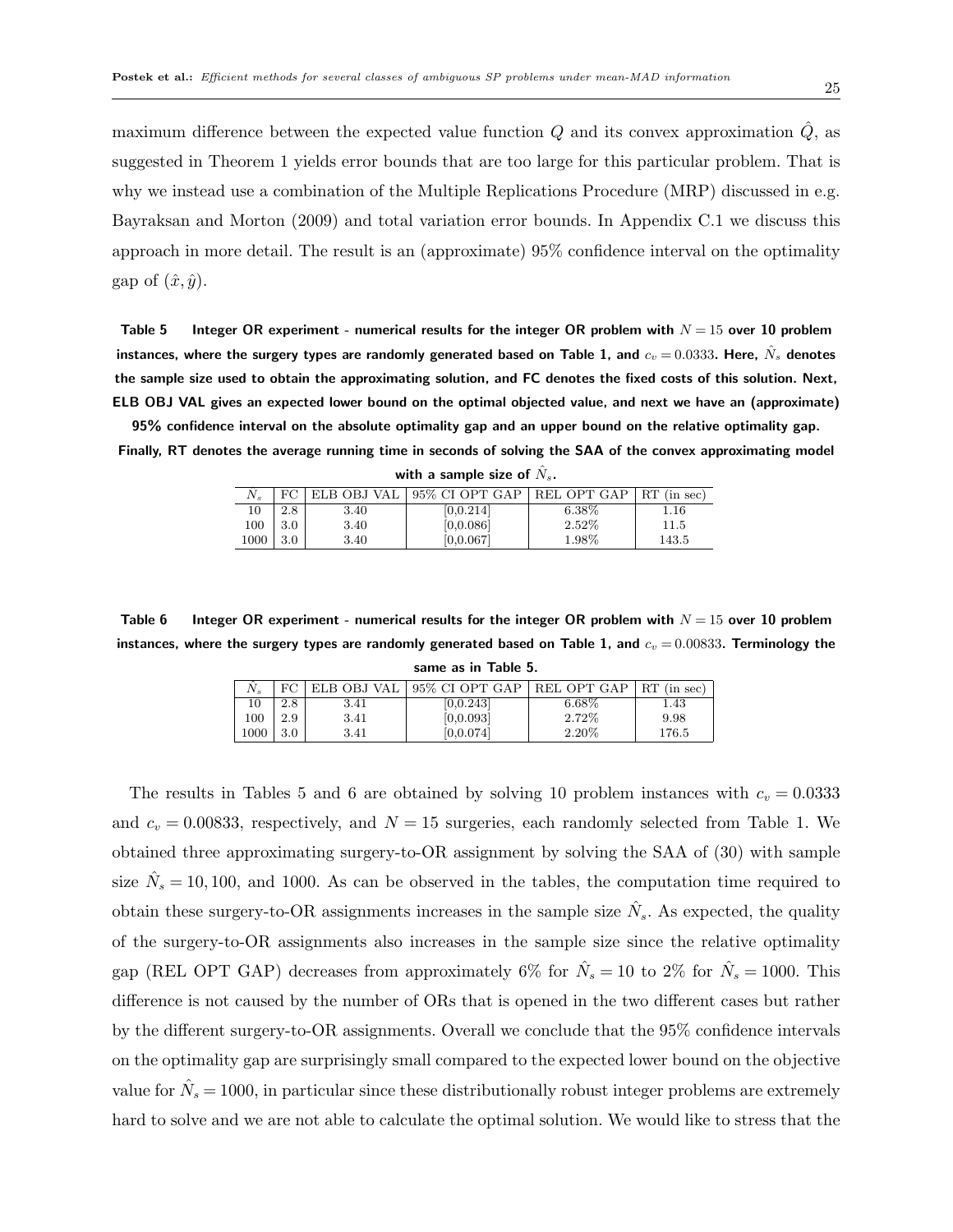maximum difference between the expected value function $Q$ and its convex approximation $\hat{Q}$, as suggested in Theorem 1 yields error bounds that are too large for this particular problem. That is why we instead use a combination of the Multiple Replications Procedure (MRP) discussed in e.g. Bayraksan and Morton (2009) and total variation error bounds. In Appendix C.1 we discuss this approach in more detail. The result is an (approximate) 95% confidence interval on the optimality gap of $(\hat{x}, \hat{y})$.

**Table 5** **Integer OR experiment - numerical results for the integer OR problem with $N = 15$ over 10 problem instances, where the surgery types are randomly generated based on Table 1, and $c_v = 0.0333$. Here, $\hat{N}_s$ denotes the sample size used to obtain the approximating solution, and FC denotes the fixed costs of this solution. Next, ELB OBJ VAL gives an expected lower bound on the optimal objected value, and next we have an (approximate) 95% confidence interval on the absolute optimality gap and an upper bound on the relative optimality gap. Finally, RT denotes the average running time in seconds of solving the SAA of the convex approximating model with a sample size of $\hat{N}_s$.**

| $\hat{N}_s$ | FC | ELB OBJ VAL | 95% CI OPT GAP | REL OPT GAP | RT (in sec) |
|---|---|---|---|---|---|
| 10 | 2.8 | 3.40 | [0,0.214] | 6.38% | 1.16 |
| 100 | 3.0 | 3.40 | [0,0.086] | 2.52% | 11.5 |
| 1000 | 3.0 | 3.40 | [0,0.067] | 1.98% | 143.5 |

**Table 6** **Integer OR experiment - numerical results for the integer OR problem with $N = 15$ over 10 problem instances, where the surgery types are randomly generated based on Table 1, and $c_v = 0.00833$. Terminology the same as in Table 5.**

| $\hat{N}_s$ | FC | ELB OBJ VAL | 95% CI OPT GAP | REL OPT GAP | RT (in sec) |
|---|---|---|---|---|---|
| 10 | 2.8 | 3.41 | [0,0.243] | 6.68% | 1.43 |
| 100 | 2.9 | 3.41 | [0,0.093] | 2.72% | 9.98 |
| 1000 | 3.0 | 3.41 | [0,0.074] | 2.20% | 176.5 |

The results in Tables 5 and 6 are obtained by solving 10 problem instances with $c_v = 0.0333$ and $c_v = 0.00833$, respectively, and $N = 15$ surgeries, each randomly selected from Table 1. We obtained three approximating surgery-to-OR assignment by solving the SAA of (30) with sample size $\hat{N}_s = 10, 100$, and 1000. As can be observed in the tables, the computation time required to obtain these surgery-to-OR assignments increases in the sample size $\hat{N}_s$. As expected, the quality of the surgery-to-OR assignments also increases in the sample size since the relative optimality gap (REL OPT GAP) decreases from approximately 6% for $\hat{N}_s = 10$ to 2% for $\hat{N}_s = 1000$. This difference is not caused by the number of ORs that is opened in the two different cases but rather by the different surgery-to-OR assignments. Overall we conclude that the 95% confidence intervals on the optimality gap are surprisingly small compared to the expected lower bound on the objective value for $\hat{N}_s = 1000$, in particular since these distributionally robust integer problems are extremely hard to solve and we are not able to calculate the optimal solution. We would like to stress that the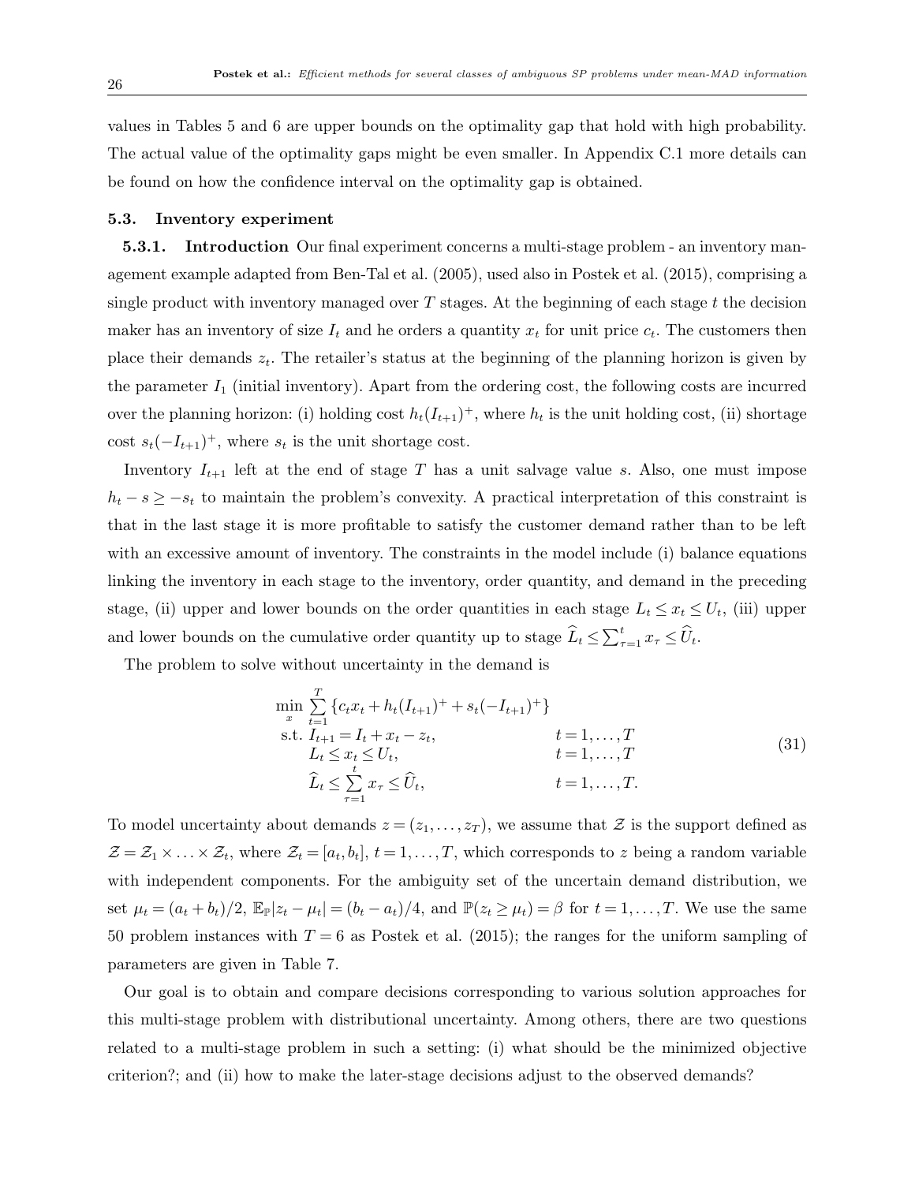values in Tables 5 and 6 are upper bounds on the optimality gap that hold with high probability. The actual value of the optimality gaps might be even smaller. In Appendix C.1 more details can be found on how the confidence interval on the optimality gap is obtained.

### 5.3. Inventory experiment

**5.3.1. Introduction** Our final experiment concerns a multi-stage problem - an inventory management example adapted from Ben-Tal et al. (2005), used also in Postek et al. (2015), comprising a single product with inventory managed over $T$ stages. At the beginning of each stage $t$ the decision maker has an inventory of size $I_t$ and he orders a quantity $x_t$ for unit price $c_t$. The customers then place their demands $z_t$. The retailer's status at the beginning of the planning horizon is given by the parameter $I_1$ (initial inventory). Apart from the ordering cost, the following costs are incurred over the planning horizon: (i) holding cost $h_t(I_{t+1})^+$, where $h_t$ is the unit holding cost, (ii) shortage cost $s_t(-I_{t+1})^+$, where $s_t$ is the unit shortage cost.

Inventory $I_{t+1}$ left at the end of stage $T$ has a unit salvage value $s$. Also, one must impose $h_t - s \geq -s_t$ to maintain the problem's convexity. A practical interpretation of this constraint is that in the last stage it is more profitable to satisfy the customer demand rather than to be left with an excessive amount of inventory. The constraints in the model include (i) balance equations linking the inventory in each stage to the inventory, order quantity, and demand in the preceding stage, (ii) upper and lower bounds on the order quantities in each stage $L_t \leq x_t \leq U_t$, (iii) upper and lower bounds on the cumulative order quantity up to stage $\widehat{L}_t \leq \sum_{\tau=1}^{t} x_\tau \leq \widehat{U}_t$.

The problem to solve without uncertainty in the demand is

$$
\begin{array}{lll}
\min\limits_{x} & \sum\limits_{t=1}^{T} \left\{ c_t x_t + h_t(I_{t+1})^+ + s_t(-I_{t+1})^+ \right\} & \\
\text{s.t.} & I_{t+1} = I_t + x_t - z_t, & t = 1, \ldots, T \\
& L_t \leq x_t \leq U_t, & t = 1, \ldots, T \\
& \widehat{L}_t \leq \sum\limits_{\tau=1}^{t} x_\tau \leq \widehat{U}_t, & t = 1, \ldots, T.
\end{array}
\tag{31}
$$

To model uncertainty about demands $z = (z_1, \ldots, z_T)$, we assume that $\mathcal{Z}$ is the support defined as $\mathcal{Z} = \mathcal{Z}_1 \times \ldots \times \mathcal{Z}_t$, where $\mathcal{Z}_t = [a_t, b_t]$, $t = 1, \ldots, T$, which corresponds to $z$ being a random variable with independent components. For the ambiguity set of the uncertain demand distribution, we set $\mu_t = (a_t + b_t)/2$, $\mathbb{E}_{\mathbb{P}}|z_t - \mu_t| = (b_t - a_t)/4$, and $\mathbb{P}(z_t \geq \mu_t) = \beta$ for $t = 1, \ldots, T$. We use the same 50 problem instances with $T = 6$ as Postek et al. (2015); the ranges for the uniform sampling of parameters are given in Table 7.

Our goal is to obtain and compare decisions corresponding to various solution approaches for this multi-stage problem with distributional uncertainty. Among others, there are two questions related to a multi-stage problem in such a setting: (i) what should be the minimized objective criterion?; and (ii) how to make the later-stage decisions adjust to the observed demands?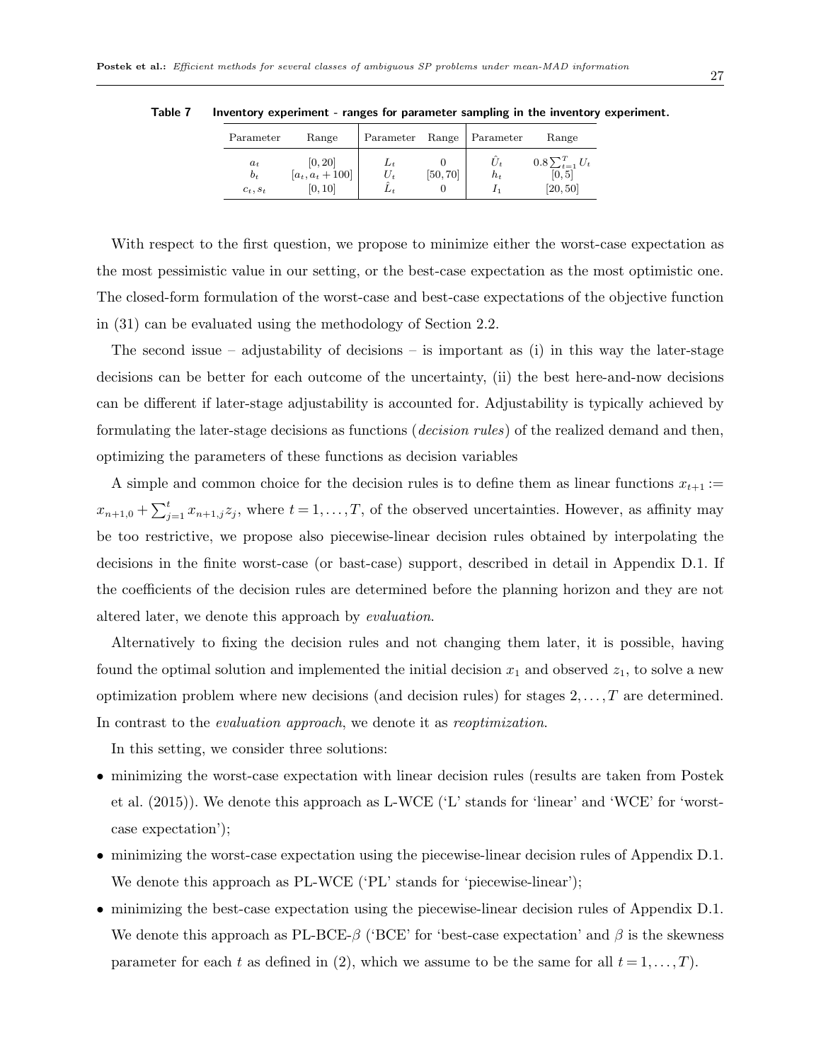**Table 7** Inventory experiment - ranges for parameter sampling in the inventory experiment.

| Parameter | Range | Parameter | Range | Parameter | Range |
|---|---|---|---|---|---|
| $a_t$ | $[0, 20]$ | $L_t$ | 0 | $\hat{U}_t$ | $0.8\sum_{t=1}^{T} U_t$ |
| $b_t$ | $[a_t, a_t + 100]$ | $U_t$ | $[50, 70]$ | $h_t$ | $[0, 5]$ |
| $c_t, s_t$ | $[0, 10]$ | $\hat{L}_t$ | 0 | $I_1$ | $[20, 50]$ |

With respect to the first question, we propose to minimize either the worst-case expectation as the most pessimistic value in our setting, or the best-case expectation as the most optimistic one. The closed-form formulation of the worst-case and best-case expectations of the objective function in (31) can be evaluated using the methodology of Section 2.2.

The second issue – adjustability of decisions – is important as (i) in this way the later-stage decisions can be better for each outcome of the uncertainty, (ii) the best here-and-now decisions can be different if later-stage adjustability is accounted for. Adjustability is typically achieved by formulating the later-stage decisions as functions (*decision rules*) of the realized demand and then, optimizing the parameters of these functions as decision variables

A simple and common choice for the decision rules is to define them as linear functions $x_{t+1} := x_{n+1,0} + \sum_{j=1}^{t} x_{n+1,j} z_j$, where $t = 1, \ldots, T$, of the observed uncertainties. However, as affinity may be too restrictive, we propose also piecewise-linear decision rules obtained by interpolating the decisions in the finite worst-case (or bast-case) support, described in detail in Appendix D.1. If the coefficients of the decision rules are determined before the planning horizon and they are not altered later, we denote this approach by *evaluation*.

Alternatively to fixing the decision rules and not changing them later, it is possible, having found the optimal solution and implemented the initial decision $x_1$ and observed $z_1$, to solve a new optimization problem where new decisions (and decision rules) for stages $2, \ldots, T$ are determined. In contrast to the *evaluation approach*, we denote it as *reoptimization*.

In this setting, we consider three solutions:

- minimizing the worst-case expectation with linear decision rules (results are taken from Postek et al. (2015)). We denote this approach as L-WCE ('L' stands for 'linear' and 'WCE' for 'worst-case expectation');
- minimizing the worst-case expectation using the piecewise-linear decision rules of Appendix D.1. We denote this approach as PL-WCE ('PL' stands for 'piecewise-linear');
- minimizing the best-case expectation using the piecewise-linear decision rules of Appendix D.1. We denote this approach as PL-BCE-$\beta$ ('BCE' for 'best-case expectation' and $\beta$ is the skewness parameter for each $t$ as defined in (2), which we assume to be the same for all $t = 1, \ldots, T$).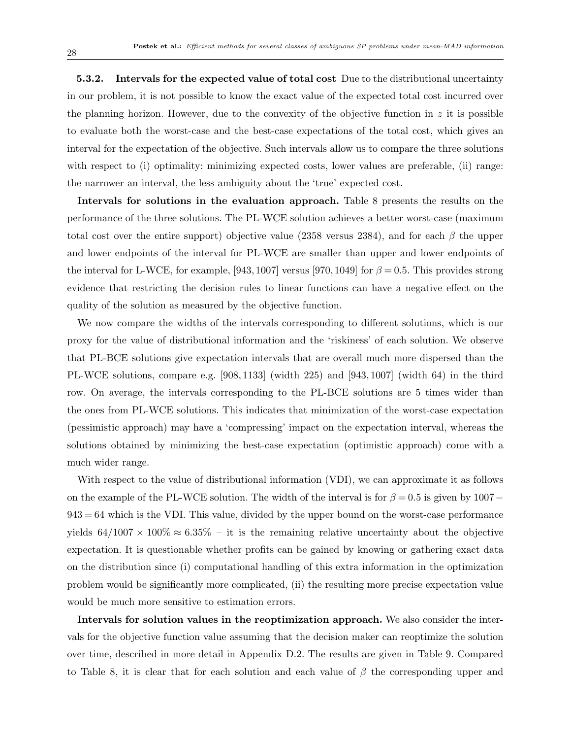#### 5.3.2. Intervals for the expected value of total cost

Due to the distributional uncertainty in our problem, it is not possible to know the exact value of the expected total cost incurred over the planning horizon. However, due to the convexity of the objective function in $z$ it is possible to evaluate both the worst-case and the best-case expectations of the total cost, which gives an interval for the expectation of the objective. Such intervals allow us to compare the three solutions with respect to (i) optimality: minimizing expected costs, lower values are preferable, (ii) range: the narrower an interval, the less ambiguity about the 'true' expected cost.

**Intervals for solutions in the evaluation approach.** Table 8 presents the results on the performance of the three solutions. The PL-WCE solution achieves a better worst-case (maximum total cost over the entire support) objective value (2358 versus 2384), and for each $\beta$ the upper and lower endpoints of the interval for PL-WCE are smaller than upper and lower endpoints of the interval for L-WCE, for example, $[943, 1007]$ versus $[970, 1049]$ for $\beta = 0.5$. This provides strong evidence that restricting the decision rules to linear functions can have a negative effect on the quality of the solution as measured by the objective function.

We now compare the widths of the intervals corresponding to different solutions, which is our proxy for the value of distributional information and the 'riskiness' of each solution. We observe that PL-BCE solutions give expectation intervals that are overall much more dispersed than the PL-WCE solutions, compare e.g. $[908, 1133]$ (width 225) and $[943, 1007]$ (width 64) in the third row. On average, the intervals corresponding to the PL-BCE solutions are 5 times wider than the ones from PL-WCE solutions. This indicates that minimization of the worst-case expectation (pessimistic approach) may have a 'compressing' impact on the expectation interval, whereas the solutions obtained by minimizing the best-case expectation (optimistic approach) come with a much wider range.

With respect to the value of distributional information (VDI), we can approximate it as follows on the example of the PL-WCE solution. The width of the interval is for $\beta = 0.5$ is given by $1007 - 943 = 64$ which is the VDI. This value, divided by the upper bound on the worst-case performance yields $64/1007 \times 100\% \approx 6.35\%$ – it is the remaining relative uncertainty about the objective expectation. It is questionable whether profits can be gained by knowing or gathering exact data on the distribution since (i) computational handling of this extra information in the optimization problem would be significantly more complicated, (ii) the resulting more precise expectation value would be much more sensitive to estimation errors.

**Intervals for solution values in the reoptimization approach.** We also consider the intervals for the objective function value assuming that the decision maker can reoptimize the solution over time, described in more detail in Appendix D.2. The results are given in Table 9. Compared to Table 8, it is clear that for each solution and each value of $\beta$ the corresponding upper and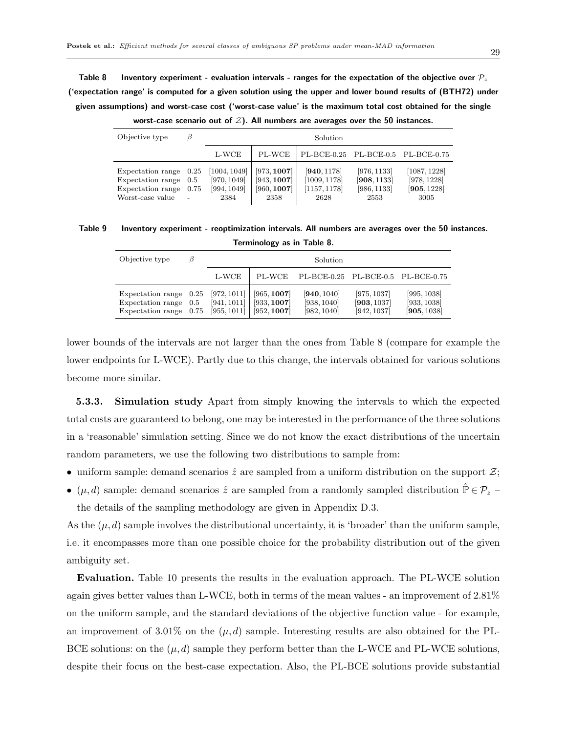**Table 8 Inventory experiment - evaluation intervals - ranges for the expectation of the objective over $\mathcal{P}_z$ ('expectation range' is computed for a given solution using the upper and lower bound results of (BTH72) under given assumptions) and worst-case cost ('worst-case value' is the maximum total cost obtained for the single worst-case scenario out of $\mathcal{Z}$). All numbers are averages over the 50 instances.**

| Objective type | $\beta$ | Solution | | | | |
|---|---|---|---|---|---|---|
| | | L-WCE | PL-WCE | PL-BCE-0.25 | PL-BCE-0.5 | PL-BCE-0.75 |
| Expectation range | 0.25 | [1004, 1049] | [973, **1007**] | [**940**, 1178] | [976, 1133] | [1087, 1228] |
| Expectation range | 0.5 | [970, 1049] | [943, **1007**] | [1009, 1178] | [**908**, 1133] | [978, 1228] |
| Expectation range | 0.75 | [994, 1049] | [960, **1007**] | [1157, 1178] | [986, 1133] | [**905**, 1228] |
| Worst-case value | - | 2384 | 2358 | 2628 | 2553 | 3005 |

**Table 9 Inventory experiment - reoptimization intervals. All numbers are averages over the 50 instances. Terminology as in Table 8.**

| Objective type | $\beta$ | Solution | | | | |
|---|---|---|---|---|---|---|
| | | L-WCE | PL-WCE | PL-BCE-0.25 | PL-BCE-0.5 | PL-BCE-0.75 |
| Expectation range | 0.25 | [972, 1011] | [965, **1007**] | [**940**, 1040] | [975, 1037] | [995, 1038] |
| Expectation range | 0.5 | [941, 1011] | [933, **1007**] | [938, 1040] | [**903**, 1037] | [933, 1038] |
| Expectation range | 0.75 | [955, 1011] | [952, **1007**] | [982, 1040] | [942, 1037] | [**905**, 1038] |

lower bounds of the intervals are not larger than the ones from Table 8 (compare for example the lower endpoints for L-WCE). Partly due to this change, the intervals obtained for various solutions become more similar.

### 5.3.3. Simulation study

Apart from simply knowing the intervals to which the expected total costs are guaranteed to belong, one may be interested in the performance of the three solutions in a 'reasonable' simulation setting. Since we do not know the exact distributions of the uncertain random parameters, we use the following two distributions to sample from:

- uniform sample: demand scenarios $\hat{z}$ are sampled from a uniform distribution on the support $\mathcal{Z}$;
- $(\mu, d)$ sample: demand scenarios $\hat{z}$ are sampled from a randomly sampled distribution $\hat{\mathbb{P}} \in \mathcal{P}_z$ – the details of the sampling methodology are given in Appendix D.3.

As the $(\mu, d)$ sample involves the distributional uncertainty, it is 'broader' than the uniform sample, i.e. it encompasses more than one possible choice for the probability distribution out of the given ambiguity set.

**Evaluation.** Table 10 presents the results in the evaluation approach. The PL-WCE solution again gives better values than L-WCE, both in terms of the mean values - an improvement of 2.81% on the uniform sample, and the standard deviations of the objective function value - for example, an improvement of 3.01% on the $(\mu, d)$ sample. Interesting results are also obtained for the PL-BCE solutions: on the $(\mu, d)$ sample they perform better than the L-WCE and PL-WCE solutions, despite their focus on the best-case expectation. Also, the PL-BCE solutions provide substantial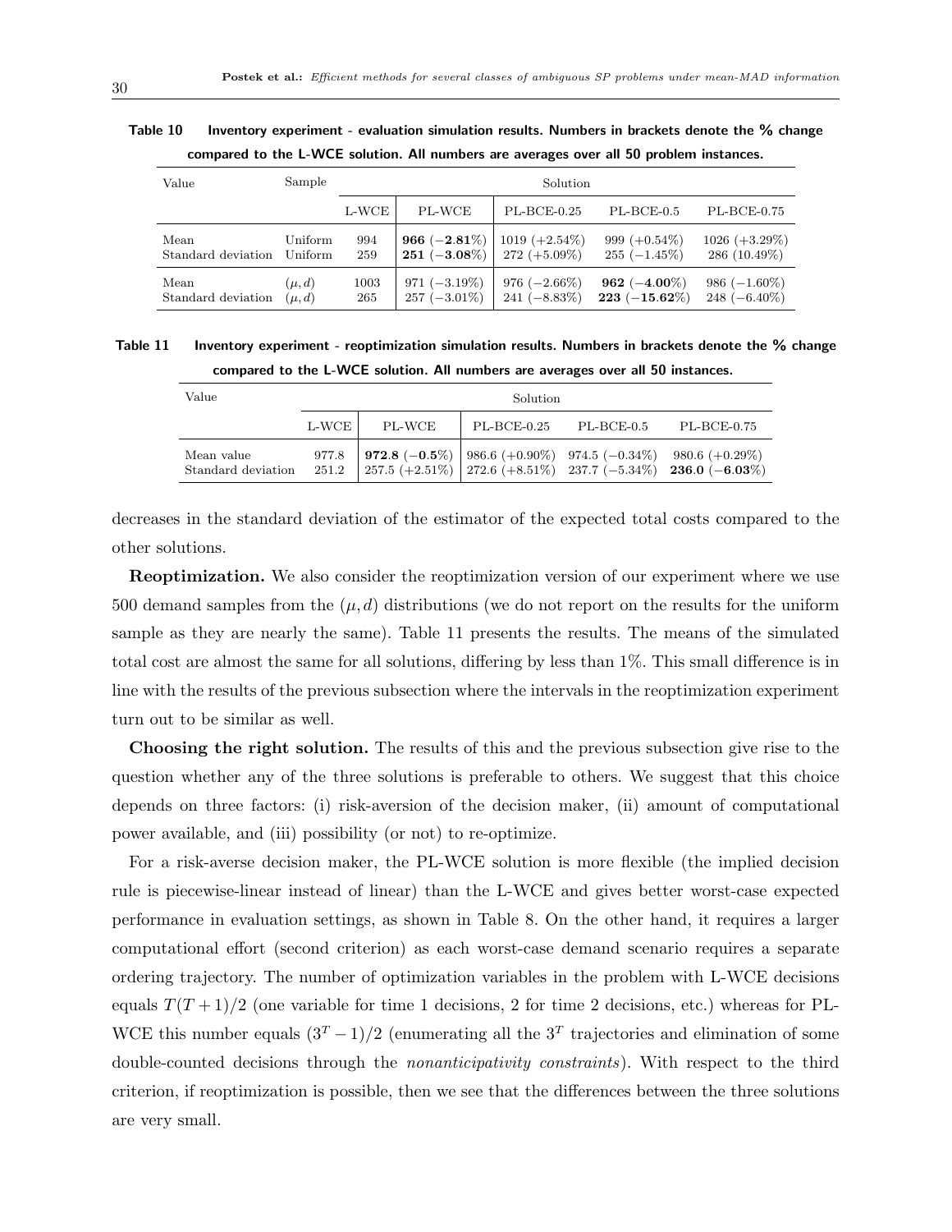**Table 10** Inventory experiment - evaluation simulation results. Numbers in brackets denote the % change compared to the L-WCE solution. All numbers are averages over all 50 problem instances.

| Value | Sample | Solution | | | | |
|---|---|---|---|---|---|---|
| | | L-WCE | PL-WCE | PL-BCE-0.25 | PL-BCE-0.5 | PL-BCE-0.75 |
| Mean | Uniform | 994 | **966 (−2.81%)** | 1019 (+2.54%) | 999 (+0.54%) | 1026 (+3.29%) |
| Standard deviation | Uniform | 259 | **251 (−3.08%)** | 272 (+5.09%) | 255 (−1.45%) | 286 (10.49%) |
| Mean | $(\mu, d)$ | 1003 | 971 (−3.19%) | 976 (−2.66%) | **962 (−4.00%)** | 986 (−1.60%) |
| Standard deviation | $(\mu, d)$ | 265 | 257 (−3.01%) | 241 (−8.83%) | **223 (−15.62%)** | 248 (−6.40%) |

**Table 11** Inventory experiment - reoptimization simulation results. Numbers in brackets denote the % change compared to the L-WCE solution. All numbers are averages over all 50 instances.

| Value | Solution | | | | |
|---|---|---|---|---|---|
| | L-WCE | PL-WCE | PL-BCE-0.25 | PL-BCE-0.5 | PL-BCE-0.75 |
| Mean value | 977.8 | **972.8 (−0.5%)** | 986.6 (+0.90%) | 974.5 (−0.34%) | 980.6 (+0.29%) |
| Standard deviation | 251.2 | 257.5 (+2.51%) | 272.6 (+8.51%) | 237.7 (−5.34%) | **236.0 (−6.03%)** |

decreases in the standard deviation of the estimator of the expected total costs compared to the other solutions.

**Reoptimization.** We also consider the reoptimization version of our experiment where we use 500 demand samples from the $(\mu, d)$ distributions (we do not report on the results for the uniform sample as they are nearly the same). Table 11 presents the results. The means of the simulated total cost are almost the same for all solutions, differing by less than 1%. This small difference is in line with the results of the previous subsection where the intervals in the reoptimization experiment turn out to be similar as well.

**Choosing the right solution.** The results of this and the previous subsection give rise to the question whether any of the three solutions is preferable to others. We suggest that this choice depends on three factors: (i) risk-aversion of the decision maker, (ii) amount of computational power available, and (iii) possibility (or not) to re-optimize.

For a risk-averse decision maker, the PL-WCE solution is more flexible (the implied decision rule is piecewise-linear instead of linear) than the L-WCE and gives better worst-case expected performance in evaluation settings, as shown in Table 8. On the other hand, it requires a larger computational effort (second criterion) as each worst-case demand scenario requires a separate ordering trajectory. The number of optimization variables in the problem with L-WCE decisions equals $T(T+1)/2$ (one variable for time 1 decisions, 2 for time 2 decisions, etc.) whereas for PL-WCE this number equals $(3^T - 1)/2$ (enumerating all the $3^T$ trajectories and elimination of some double-counted decisions through the *nonanticipativity constraints*). With respect to the third criterion, if reoptimization is possible, then we see that the differences between the three solutions are very small.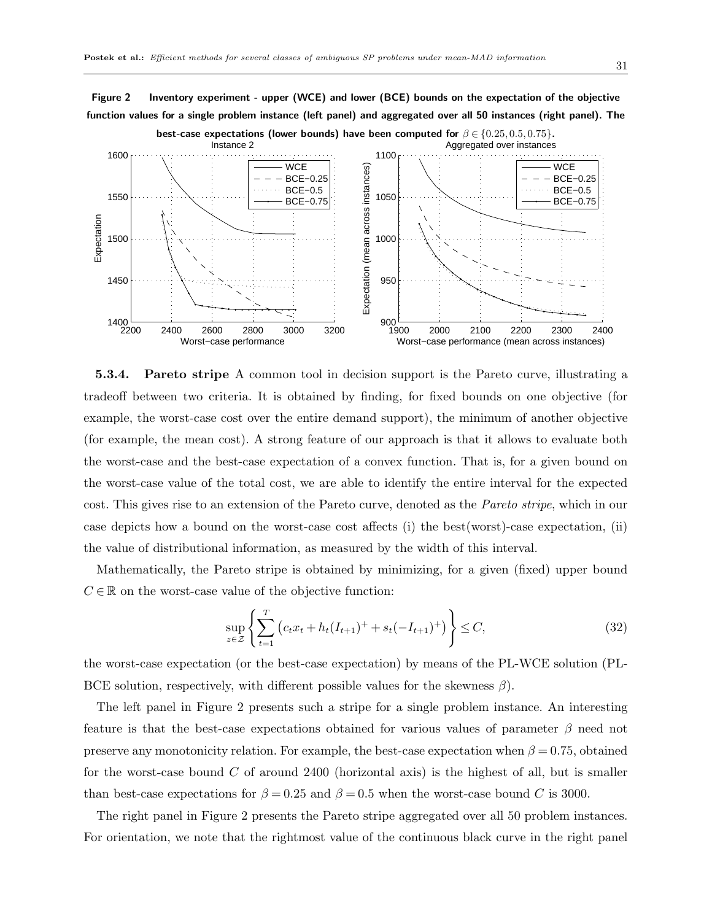**Figure 2 Inventory experiment - upper (WCE) and lower (BCE) bounds on the expectation of the objective function values for a single problem instance (left panel) and aggregated over all 50 instances (right panel). The best-case expectations (lower bounds) have been computed for $\beta \in \{0.25, 0.5, 0.75\}$.**

**5.3.4. Pareto stripe** A common tool in decision support is the Pareto curve, illustrating a tradeoff between two criteria. It is obtained by finding, for fixed bounds on one objective (for example, the worst-case cost over the entire demand support), the minimum of another objective (for example, the mean cost). A strong feature of our approach is that it allows to evaluate both the worst-case and the best-case expectation of a convex function. That is, for a given bound on the worst-case value of the total cost, we are able to identify the entire interval for the expected cost. This gives rise to an extension of the Pareto curve, denoted as the *Pareto stripe*, which in our case depicts how a bound on the worst-case cost affects (i) the best(worst)-case expectation, (ii) the value of distributional information, as measured by the width of this interval.

Mathematically, the Pareto stripe is obtained by minimizing, for a given (fixed) upper bound $C \in \mathbb{R}$ on the worst-case value of the objective function:

$$\sup_{z \in \mathcal{Z}} \left\{ \sum_{t=1}^{T} \left( c_t x_t + h_t (I_{t+1})^+ + s_t (-I_{t+1})^+ \right) \right\} \leq C, \tag{32}$$

the worst-case expectation (or the best-case expectation) by means of the PL-WCE solution (PL-BCE solution, respectively, with different possible values for the skewness $\beta$).

The left panel in Figure 2 presents such a stripe for a single problem instance. An interesting feature is that the best-case expectations obtained for various values of parameter $\beta$ need not preserve any monotonicity relation. For example, the best-case expectation when $\beta = 0.75$, obtained for the worst-case bound $C$ of around 2400 (horizontal axis) is the highest of all, but is smaller than best-case expectations for $\beta = 0.25$ and $\beta = 0.5$ when the worst-case bound $C$ is 3000.

The right panel in Figure 2 presents the Pareto stripe aggregated over all 50 problem instances. For orientation, we note that the rightmost value of the continuous black curve in the right panel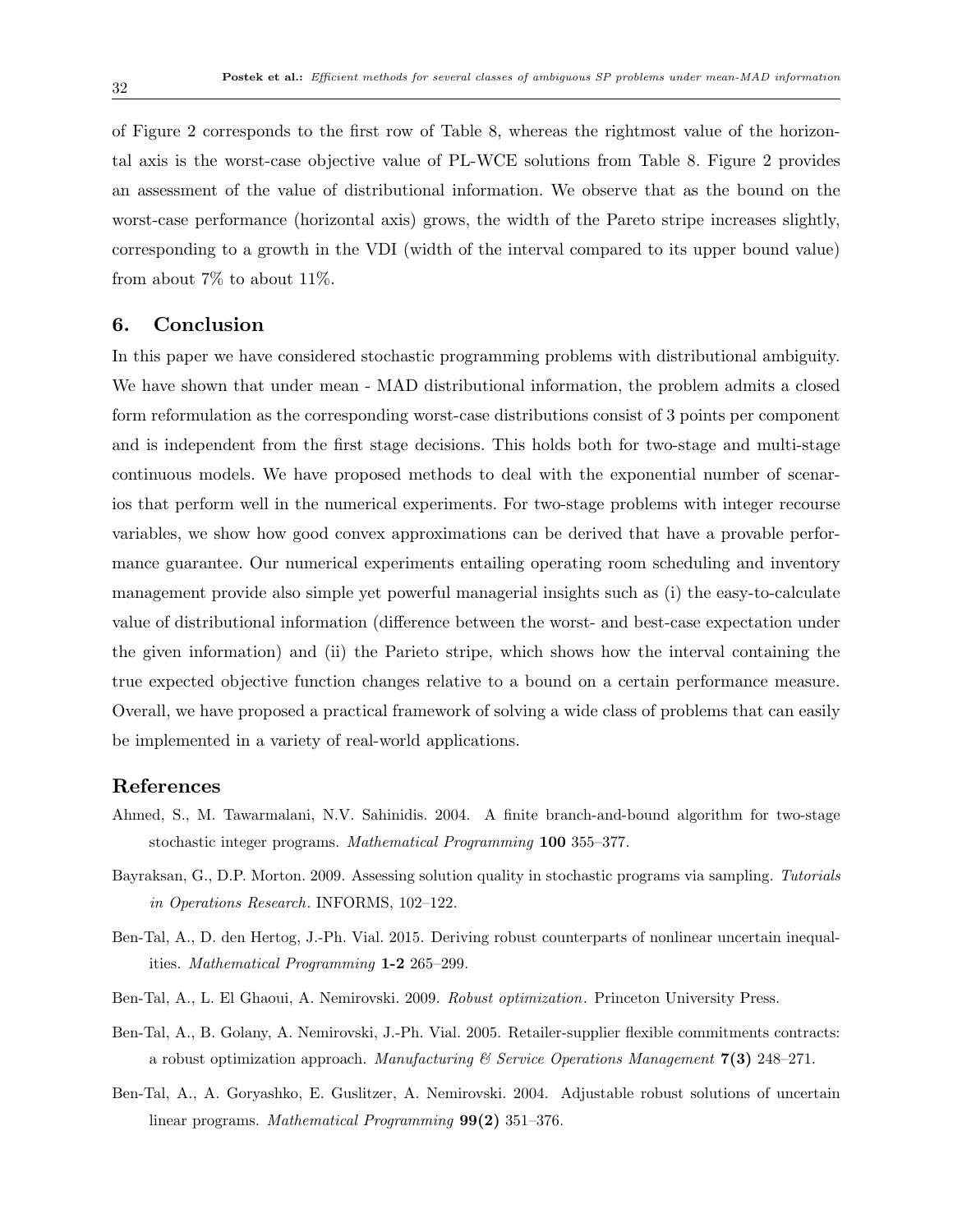of Figure 2 corresponds to the first row of Table 8, whereas the rightmost value of the horizontal axis is the worst-case objective value of PL-WCE solutions from Table 8. Figure 2 provides an assessment of the value of distributional information. We observe that as the bound on the worst-case performance (horizontal axis) grows, the width of the Pareto stripe increases slightly, corresponding to a growth in the VDI (width of the interval compared to its upper bound value) from about 7% to about 11%.

## 6. Conclusion

In this paper we have considered stochastic programming problems with distributional ambiguity. We have shown that under mean - MAD distributional information, the problem admits a closed form reformulation as the corresponding worst-case distributions consist of 3 points per component and is independent from the first stage decisions. This holds both for two-stage and multi-stage continuous models. We have proposed methods to deal with the exponential number of scenarios that perform well in the numerical experiments. For two-stage problems with integer recourse variables, we show how good convex approximations can be derived that have a provable performance guarantee. Our numerical experiments entailing operating room scheduling and inventory management provide also simple yet powerful managerial insights such as (i) the easy-to-calculate value of distributional information (difference between the worst- and best-case expectation under the given information) and (ii) the Parieto stripe, which shows how the interval containing the true expected objective function changes relative to a bound on a certain performance measure. Overall, we have proposed a practical framework of solving a wide class of problems that can easily be implemented in a variety of real-world applications.

## References

Ahmed, S., M. Tawarmalani, N.V. Sahinidis. 2004. A finite branch-and-bound algorithm for two-stage stochastic integer programs. *Mathematical Programming* **100** 355–377.

Bayraksan, G., D.P. Morton. 2009. Assessing solution quality in stochastic programs via sampling. *Tutorials in Operations Research*. INFORMS, 102–122.

Ben-Tal, A., D. den Hertog, J.-Ph. Vial. 2015. Deriving robust counterparts of nonlinear uncertain inequalities. *Mathematical Programming* **1-2** 265–299.

Ben-Tal, A., L. El Ghaoui, A. Nemirovski. 2009. *Robust optimization*. Princeton University Press.

Ben-Tal, A., B. Golany, A. Nemirovski, J.-Ph. Vial. 2005. Retailer-supplier flexible commitments contracts: a robust optimization approach. *Manufacturing & Service Operations Management* **7(3)** 248–271.

Ben-Tal, A., A. Goryashko, E. Guslitzer, A. Nemirovski. 2004. Adjustable robust solutions of uncertain linear programs. *Mathematical Programming* **99(2)** 351–376.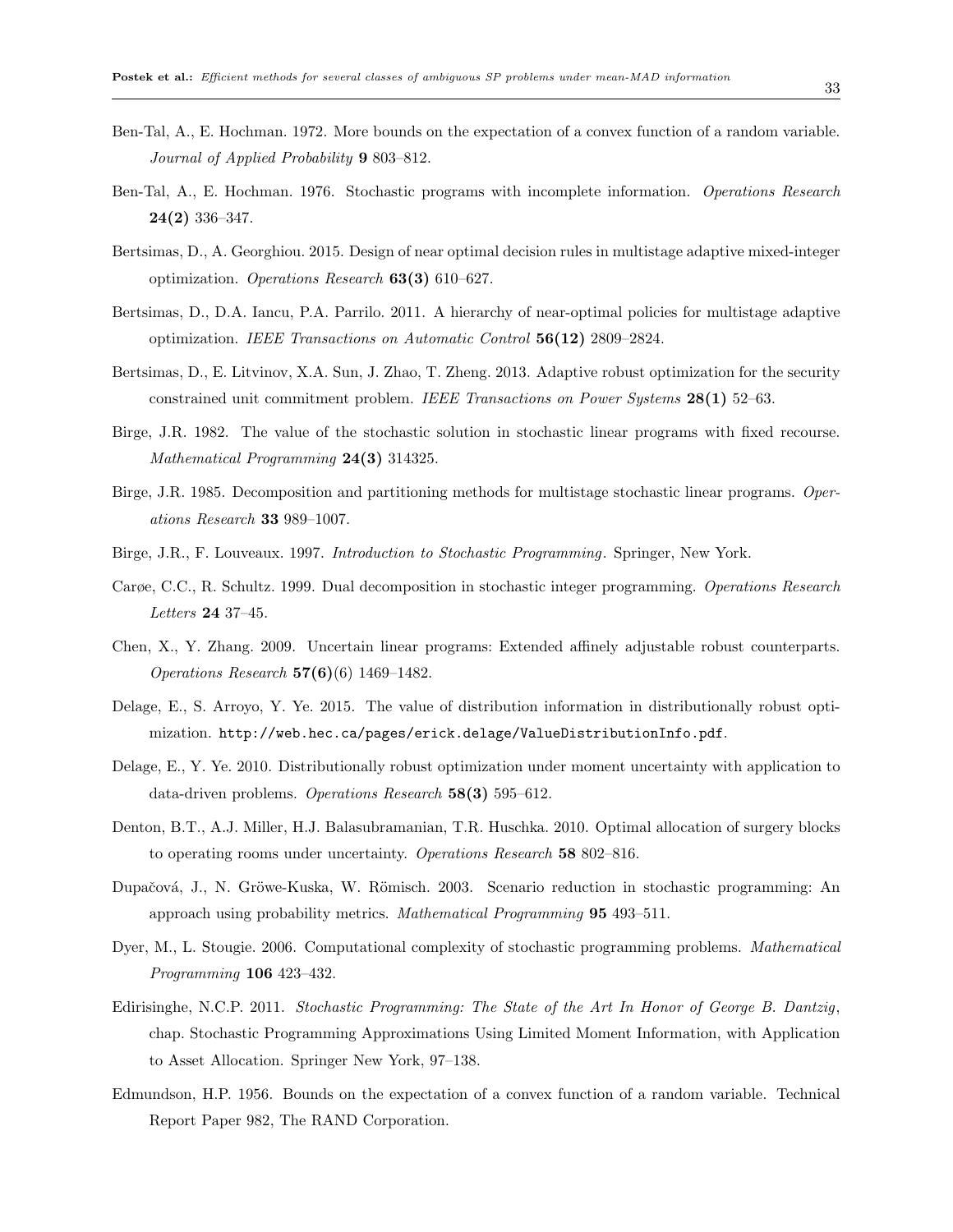Ben-Tal, A., E. Hochman. 1972. More bounds on the expectation of a convex function of a random variable. *Journal of Applied Probability* **9** 803–812.

Ben-Tal, A., E. Hochman. 1976. Stochastic programs with incomplete information. *Operations Research* **24(2)** 336–347.

Bertsimas, D., A. Georghiou. 2015. Design of near optimal decision rules in multistage adaptive mixed-integer optimization. *Operations Research* **63(3)** 610–627.

Bertsimas, D., D.A. Iancu, P.A. Parrilo. 2011. A hierarchy of near-optimal policies for multistage adaptive optimization. *IEEE Transactions on Automatic Control* **56(12)** 2809–2824.

Bertsimas, D., E. Litvinov, X.A. Sun, J. Zhao, T. Zheng. 2013. Adaptive robust optimization for the security constrained unit commitment problem. *IEEE Transactions on Power Systems* **28(1)** 52–63.

Birge, J.R. 1982. The value of the stochastic solution in stochastic linear programs with fixed recourse. *Mathematical Programming* **24(3)** 314325.

Birge, J.R. 1985. Decomposition and partitioning methods for multistage stochastic linear programs. *Operations Research* **33** 989–1007.

Birge, J.R., F. Louveaux. 1997. *Introduction to Stochastic Programming*. Springer, New York.

Carøe, C.C., R. Schultz. 1999. Dual decomposition in stochastic integer programming. *Operations Research Letters* **24** 37–45.

Chen, X., Y. Zhang. 2009. Uncertain linear programs: Extended affinely adjustable robust counterparts. *Operations Research* **57(6)**(6) 1469–1482.

Delage, E., S. Arroyo, Y. Ye. 2015. The value of distribution information in distributionally robust optimization. `http://web.hec.ca/pages/erick.delage/ValueDistributionInfo.pdf`.

Delage, E., Y. Ye. 2010. Distributionally robust optimization under moment uncertainty with application to data-driven problems. *Operations Research* **58(3)** 595–612.

Denton, B.T., A.J. Miller, H.J. Balasubramanian, T.R. Huschka. 2010. Optimal allocation of surgery blocks to operating rooms under uncertainty. *Operations Research* **58** 802–816.

Dupačová, J., N. Gröwe-Kuska, W. Römisch. 2003. Scenario reduction in stochastic programming: An approach using probability metrics. *Mathematical Programming* **95** 493–511.

Dyer, M., L. Stougie. 2006. Computational complexity of stochastic programming problems. *Mathematical Programming* **106** 423–432.

Edirisinghe, N.C.P. 2011. *Stochastic Programming: The State of the Art In Honor of George B. Dantzig*, chap. Stochastic Programming Approximations Using Limited Moment Information, with Application to Asset Allocation. Springer New York, 97–138.

Edmundson, H.P. 1956. Bounds on the expectation of a convex function of a random variable. Technical Report Paper 982, The RAND Corporation.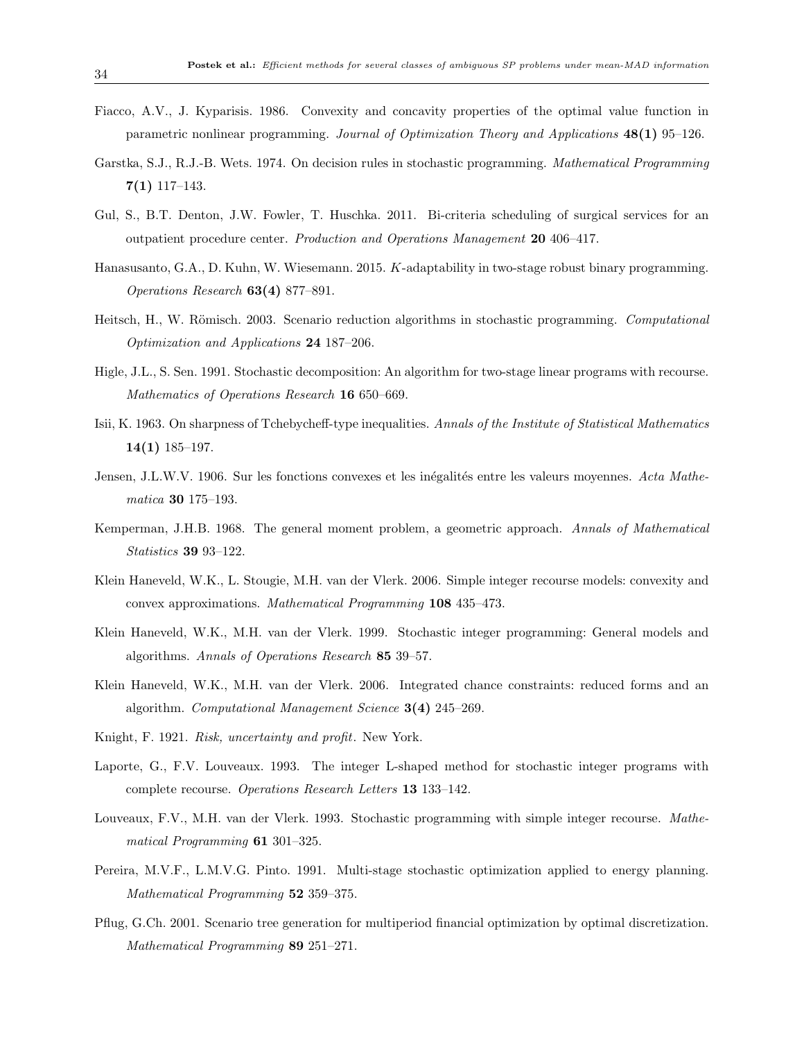Fiacco, A.V., J. Kyparisis. 1986. Convexity and concavity properties of the optimal value function in parametric nonlinear programming. *Journal of Optimization Theory and Applications* **48(1)** 95–126.

Garstka, S.J., R.J.-B. Wets. 1974. On decision rules in stochastic programming. *Mathematical Programming* **7(1)** 117–143.

Gul, S., B.T. Denton, J.W. Fowler, T. Huschka. 2011. Bi-criteria scheduling of surgical services for an outpatient procedure center. *Production and Operations Management* **20** 406–417.

Hanasusanto, G.A., D. Kuhn, W. Wiesemann. 2015. $K$-adaptability in two-stage robust binary programming. *Operations Research* **63(4)** 877–891.

Heitsch, H., W. Römisch. 2003. Scenario reduction algorithms in stochastic programming. *Computational Optimization and Applications* **24** 187–206.

Higle, J.L., S. Sen. 1991. Stochastic decomposition: An algorithm for two-stage linear programs with recourse. *Mathematics of Operations Research* **16** 650–669.

Isii, K. 1963. On sharpness of Tchebycheff-type inequalities. *Annals of the Institute of Statistical Mathematics* **14(1)** 185–197.

Jensen, J.L.W.V. 1906. Sur les fonctions convexes et les inégalités entre les valeurs moyennes. *Acta Mathematica* **30** 175–193.

Kemperman, J.H.B. 1968. The general moment problem, a geometric approach. *Annals of Mathematical Statistics* **39** 93–122.

Klein Haneveld, W.K., L. Stougie, M.H. van der Vlerk. 2006. Simple integer recourse models: convexity and convex approximations. *Mathematical Programming* **108** 435–473.

Klein Haneveld, W.K., M.H. van der Vlerk. 1999. Stochastic integer programming: General models and algorithms. *Annals of Operations Research* **85** 39–57.

Klein Haneveld, W.K., M.H. van der Vlerk. 2006. Integrated chance constraints: reduced forms and an algorithm. *Computational Management Science* **3(4)** 245–269.

Knight, F. 1921. *Risk, uncertainty and profit*. New York.

Laporte, G., F.V. Louveaux. 1993. The integer L-shaped method for stochastic integer programs with complete recourse. *Operations Research Letters* **13** 133–142.

Louveaux, F.V., M.H. van der Vlerk. 1993. Stochastic programming with simple integer recourse. *Mathematical Programming* **61** 301–325.

Pereira, M.V.F., L.M.V.G. Pinto. 1991. Multi-stage stochastic optimization applied to energy planning. *Mathematical Programming* **52** 359–375.

Pflug, G.Ch. 2001. Scenario tree generation for multiperiod financial optimization by optimal discretization. *Mathematical Programming* **89** 251–271.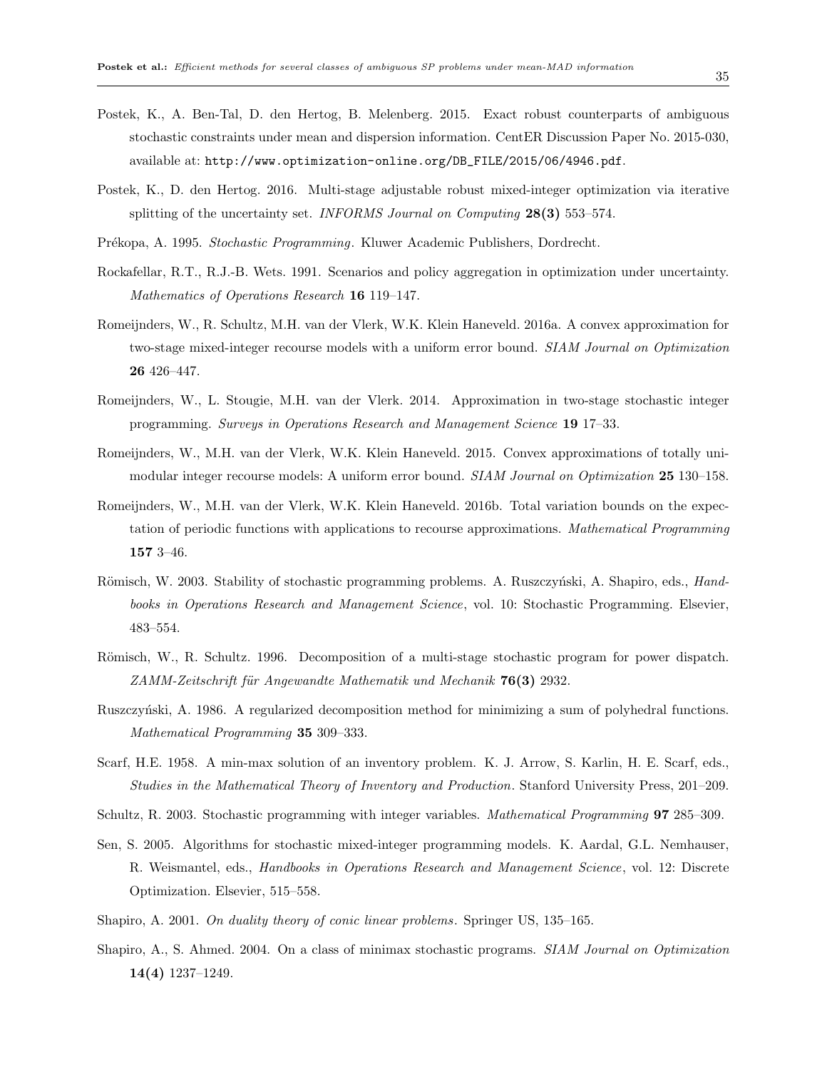Postek, K., A. Ben-Tal, D. den Hertog, B. Melenberg. 2015. Exact robust counterparts of ambiguous stochastic constraints under mean and dispersion information. CentER Discussion Paper No. 2015-030, available at: `http://www.optimization-online.org/DB_FILE/2015/06/4946.pdf`.

Postek, K., D. den Hertog. 2016. Multi-stage adjustable robust mixed-integer optimization via iterative splitting of the uncertainty set. *INFORMS Journal on Computing* **28(3)** 553–574.

Prékopa, A. 1995. *Stochastic Programming*. Kluwer Academic Publishers, Dordrecht.

Rockafellar, R.T., R.J.-B. Wets. 1991. Scenarios and policy aggregation in optimization under uncertainty. *Mathematics of Operations Research* **16** 119–147.

Romeijnders, W., R. Schultz, M.H. van der Vlerk, W.K. Klein Haneveld. 2016a. A convex approximation for two-stage mixed-integer recourse models with a uniform error bound. *SIAM Journal on Optimization* **26** 426–447.

Romeijnders, W., L. Stougie, M.H. van der Vlerk. 2014. Approximation in two-stage stochastic integer programming. *Surveys in Operations Research and Management Science* **19** 17–33.

Romeijnders, W., M.H. van der Vlerk, W.K. Klein Haneveld. 2015. Convex approximations of totally unimodular integer recourse models: A uniform error bound. *SIAM Journal on Optimization* **25** 130–158.

Romeijnders, W., M.H. van der Vlerk, W.K. Klein Haneveld. 2016b. Total variation bounds on the expectation of periodic functions with applications to recourse approximations. *Mathematical Programming* **157** 3–46.

Römisch, W. 2003. Stability of stochastic programming problems. A. Ruszczyński, A. Shapiro, eds., *Handbooks in Operations Research and Management Science*, vol. 10: Stochastic Programming. Elsevier, 483–554.

Römisch, W., R. Schultz. 1996. Decomposition of a multi-stage stochastic program for power dispatch. *ZAMM-Zeitschrift für Angewandte Mathematik und Mechanik* **76(3)** 2932.

Ruszczyński, A. 1986. A regularized decomposition method for minimizing a sum of polyhedral functions. *Mathematical Programming* **35** 309–333.

Scarf, H.E. 1958. A min-max solution of an inventory problem. K. J. Arrow, S. Karlin, H. E. Scarf, eds., *Studies in the Mathematical Theory of Inventory and Production*. Stanford University Press, 201–209.

Schultz, R. 2003. Stochastic programming with integer variables. *Mathematical Programming* **97** 285–309.

Sen, S. 2005. Algorithms for stochastic mixed-integer programming models. K. Aardal, G.L. Nemhauser, R. Weismantel, eds., *Handbooks in Operations Research and Management Science*, vol. 12: Discrete Optimization. Elsevier, 515–558.

Shapiro, A. 2001. *On duality theory of conic linear problems*. Springer US, 135–165.

Shapiro, A., S. Ahmed. 2004. On a class of minimax stochastic programs. *SIAM Journal on Optimization* **14(4)** 1237–1249.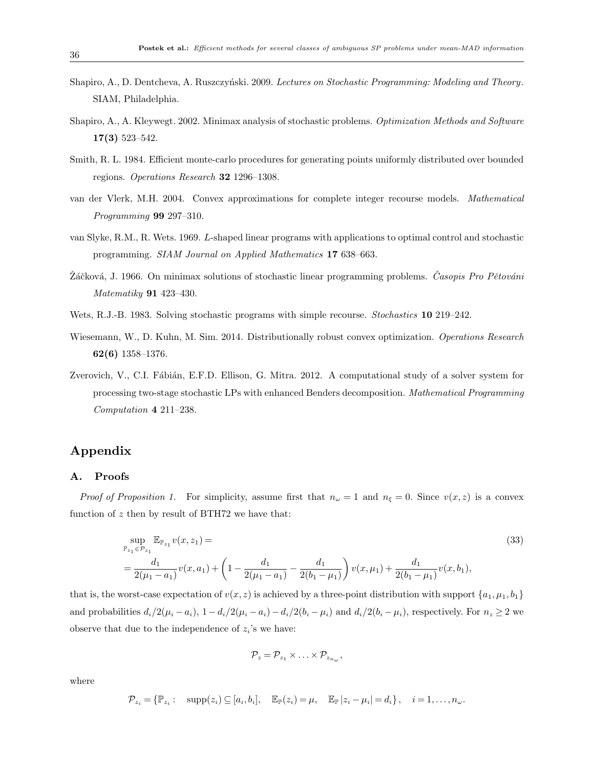Shapiro, A., D. Dentcheva, A. Ruszczyński. 2009. *Lectures on Stochastic Programming: Modeling and Theory*. SIAM, Philadelphia.

Shapiro, A., A. Kleywegt. 2002. Minimax analysis of stochastic problems. *Optimization Methods and Software* **17(3)** 523–542.

Smith, R. L. 1984. Efficient monte-carlo procedures for generating points uniformly distributed over bounded regions. *Operations Research* **32** 1296–1308.

van der Vlerk, M.H. 2004. Convex approximations for complete integer recourse models. *Mathematical Programming* **99** 297–310.

van Slyke, R.M., R. Wets. 1969. *L*-shaped linear programs with applications to optimal control and stochastic programming. *SIAM Journal on Applied Mathematics* **17** 638–663.

Žáčková, J. 1966. On minimax solutions of stochastic linear programming problems. *Časopis Pro Pětování Matematiky* **91** 423–430.

Wets, R.J.-B. 1983. Solving stochastic programs with simple recourse. *Stochastics* **10** 219–242.

Wiesemann, W., D. Kuhn, M. Sim. 2014. Distributionally robust convex optimization. *Operations Research* **62(6)** 1358–1376.

Zverovich, V., C.I. Fábián, E.F.D. Ellison, G. Mitra. 2012. A computational study of a solver system for processing two-stage stochastic LPs with enhanced Benders decomposition. *Mathematical Programming Computation* **4** 211–238.

# Appendix

## A. Proofs

*Proof of Proposition 1.* For simplicity, assume first that $n_\omega = 1$ and $n_\xi = 0$. Since $v(x,z)$ is a convex function of $z$ then by result of BTH72 we have that:

$$
\begin{aligned}
&\sup_{\mathbb{P}_{z_1} \in \mathcal{P}_{z_1}} \mathbb{E}_{\mathbb{P}_{z_1}} v(x, z_1) = \\
&= \frac{d_1}{2(\mu_1 - a_1)} v(x, a_1) + \left(1 - \frac{d_1}{2(\mu_1 - a_1)} - \frac{d_1}{2(b_1 - \mu_1)}\right) v(x, \mu_1) + \frac{d_1}{2(b_1 - \mu_1)} v(x, b_1),
\end{aligned}
\tag{33}
$$

that is, the worst-case expectation of $v(x,z)$ is achieved by a three-point distribution with support $\{a_1, \mu_1, b_1\}$ and probabilities $d_i/2(\mu_i - a_i)$, $1 - d_i/2(\mu_i - a_i) - d_i/2(b_i - \mu_i)$ and $d_i/2(b_i - \mu_i)$, respectively. For $n_z \geq 2$ we observe that due to the independence of $z_i$'s we have:

$$
\mathcal{P}_z = \mathcal{P}_{z_1} \times \ldots \times \mathcal{P}_{z_{n_\omega}},
$$

where

$$
\mathcal{P}_{z_i} = \{\mathbb{P}_{z_i} : \quad \text{supp}(z_i) \subseteq [a_i, b_i], \quad \mathbb{E}_{\mathbb{P}}(z_i) = \mu, \quad \mathbb{E}_{\mathbb{P}} |z_i - \mu_i| = d_i\}, \quad i = 1, \ldots, n_\omega.
$$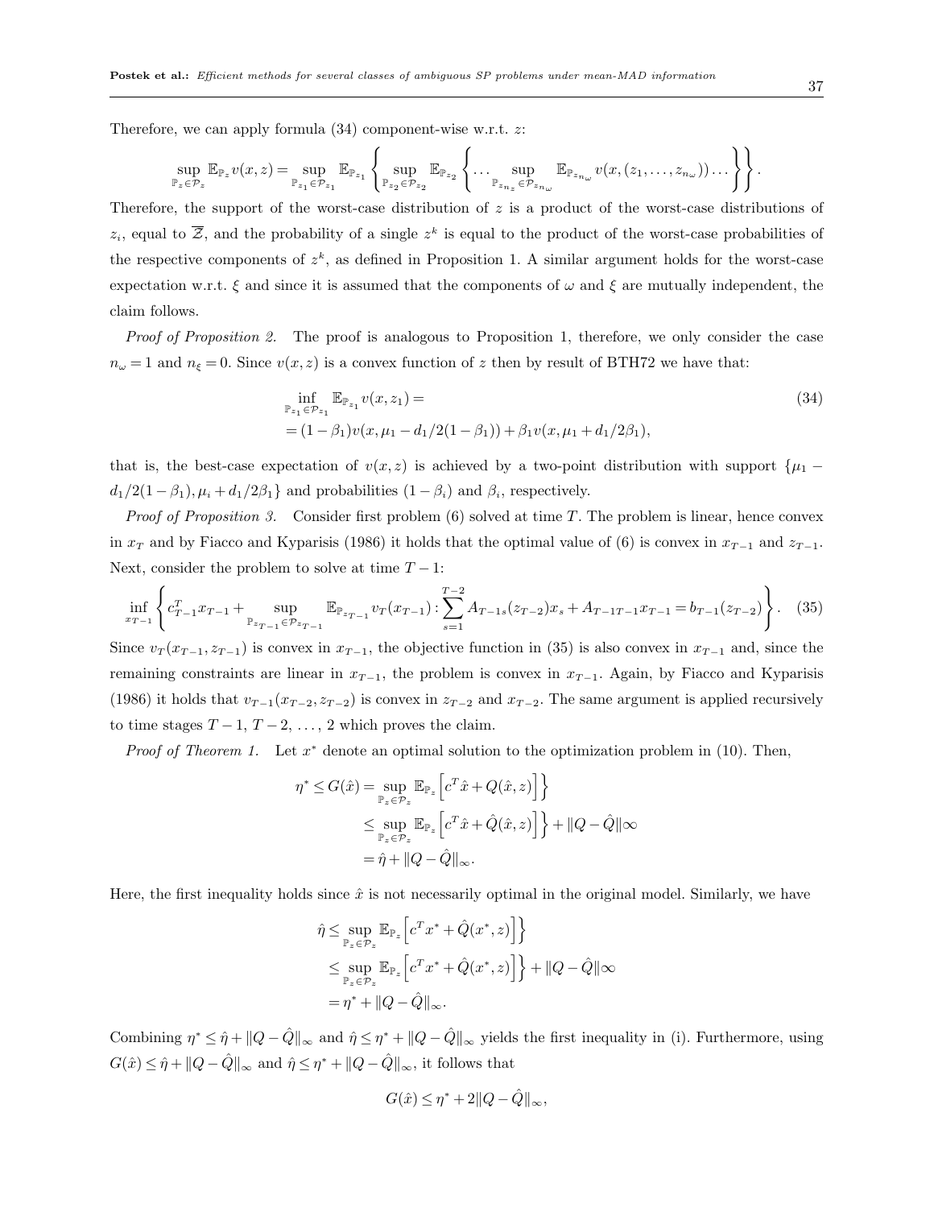Therefore, we can apply formula (34) component-wise w.r.t. $z$:

$$\sup_{\mathbb{P}_z \in \mathcal{P}_z} \mathbb{E}_{\mathbb{P}_z} v(x,z) = \sup_{\mathbb{P}_{z_1} \in \mathcal{P}_{z_1}} \mathbb{E}_{\mathbb{P}_{z_1}} \left\{ \sup_{\mathbb{P}_{z_2} \in \mathcal{P}_{z_2}} \mathbb{E}_{\mathbb{P}_{z_2}} \left\{ \dots \sup_{\mathbb{P}_{z_{n_z}} \in \mathcal{P}_{z_{n_\omega}}} \mathbb{E}_{\mathbb{P}_{z_{n_\omega}}} v(x,(z_1,\dots,z_{n_\omega})) \dots \right\} \right\}.$$

Therefore, the support of the worst-case distribution of $z$ is a product of the worst-case distributions of $z_i$, equal to $\overline{\mathcal{Z}}$, and the probability of a single $z^k$ is equal to the product of the worst-case probabilities of the respective components of $z^k$, as defined in Proposition 1. A similar argument holds for the worst-case expectation w.r.t. $\xi$ and since it is assumed that the components of $\omega$ and $\xi$ are mutually independent, the claim follows.

*Proof of Proposition 2.* The proof is analogous to Proposition 1, therefore, we only consider the case $n_\omega = 1$ and $n_\xi = 0$. Since $v(x,z)$ is a convex function of $z$ then by result of BTH72 we have that:

$$\begin{aligned} &\inf_{\mathbb{P}_{z_1} \in \mathcal{P}_{z_1}} \mathbb{E}_{\mathbb{P}_{z_1}} v(x,z_1) = \\ &= (1-\beta_1) v(x, \mu_1 - d_1/2(1-\beta_1)) + \beta_1 v(x, \mu_1 + d_1/2\beta_1), \end{aligned} \tag{34}$$

that is, the best-case expectation of $v(x,z)$ is achieved by a two-point distribution with support $\{\mu_1 - d_1/2(1-\beta_1), \mu_i + d_1/2\beta_1\}$ and probabilities $(1-\beta_i)$ and $\beta_i$, respectively.

*Proof of Proposition 3.* Consider first problem (6) solved at time $T$. The problem is linear, hence convex in $x_T$ and by Fiacco and Kyparisis (1986) it holds that the optimal value of (6) is convex in $x_{T-1}$ and $z_{T-1}$. Next, consider the problem to solve at time $T-1$:

$$\inf_{x_{T-1}} \left\{ c_{T-1}^T x_{T-1} + \sup_{\mathbb{P}_{z_{T-1}} \in \mathcal{P}_{z_{T-1}}} \mathbb{E}_{\mathbb{P}_{z_{T-1}}} v_T(x_{T-1}) : \sum_{s=1}^{T-2} A_{T-1s}(z_{T-2}) x_s + A_{T-1T-1} x_{T-1} = b_{T-1}(z_{T-2}) \right\}. \tag{35}$$

Since $v_T(x_{T-1}, z_{T-1})$ is convex in $x_{T-1}$, the objective function in (35) is also convex in $x_{T-1}$ and, since the remaining constraints are linear in $x_{T-1}$, the problem is convex in $x_{T-1}$. Again, by Fiacco and Kyparisis (1986) it holds that $v_{T-1}(x_{T-2}, z_{T-2})$ is convex in $z_{T-2}$ and $x_{T-2}$. The same argument is applied recursively to time stages $T-1$, $T-2$, $\dots$, 2 which proves the claim.

*Proof of Theorem 1.* Let $x^*$ denote an optimal solution to the optimization problem in (10). Then,

$$\begin{aligned} \eta^* \le G(\hat{x}) &= \sup_{\mathbb{P}_z \in \mathcal{P}_z} \mathbb{E}_{\mathbb{P}_z} \left[ c^T \hat{x} + Q(\hat{x}, z) \right] \Big\} \\ &\le \sup_{\mathbb{P}_z \in \mathcal{P}_z} \mathbb{E}_{\mathbb{P}_z} \left[ c^T \hat{x} + \hat{Q}(\hat{x}, z) \right] \Big\} + \|Q - \hat{Q}\| \infty \\ &= \hat{\eta} + \|Q - \hat{Q}\|_\infty. \end{aligned}$$

Here, the first inequality holds since $\hat{x}$ is not necessarily optimal in the original model. Similarly, we have

$$\begin{aligned} \hat{\eta} &\le \sup_{\mathbb{P}_z \in \mathcal{P}_z} \mathbb{E}_{\mathbb{P}_z} \left[ c^T x^* + \hat{Q}(x^*, z) \right] \Big\} \\ &\le \sup_{\mathbb{P}_z \in \mathcal{P}_z} \mathbb{E}_{\mathbb{P}_z} \left[ c^T x^* + \hat{Q}(x^*, z) \right] \Big\} + \|Q - \hat{Q}\| \infty \\ &= \eta^* + \|Q - \hat{Q}\|_\infty. \end{aligned}$$

Combining $\eta^* \le \hat{\eta} + \|Q - \hat{Q}\|_\infty$ and $\hat{\eta} \le \eta^* + \|Q - \hat{Q}\|_\infty$ yields the first inequality in (i). Furthermore, using $G(\hat{x}) \le \hat{\eta} + \|Q - \hat{Q}\|_\infty$ and $\hat{\eta} \le \eta^* + \|Q - \hat{Q}\|_\infty$, it follows that

$$G(\hat{x}) \le \eta^* + 2\|Q - \hat{Q}\|_\infty,$$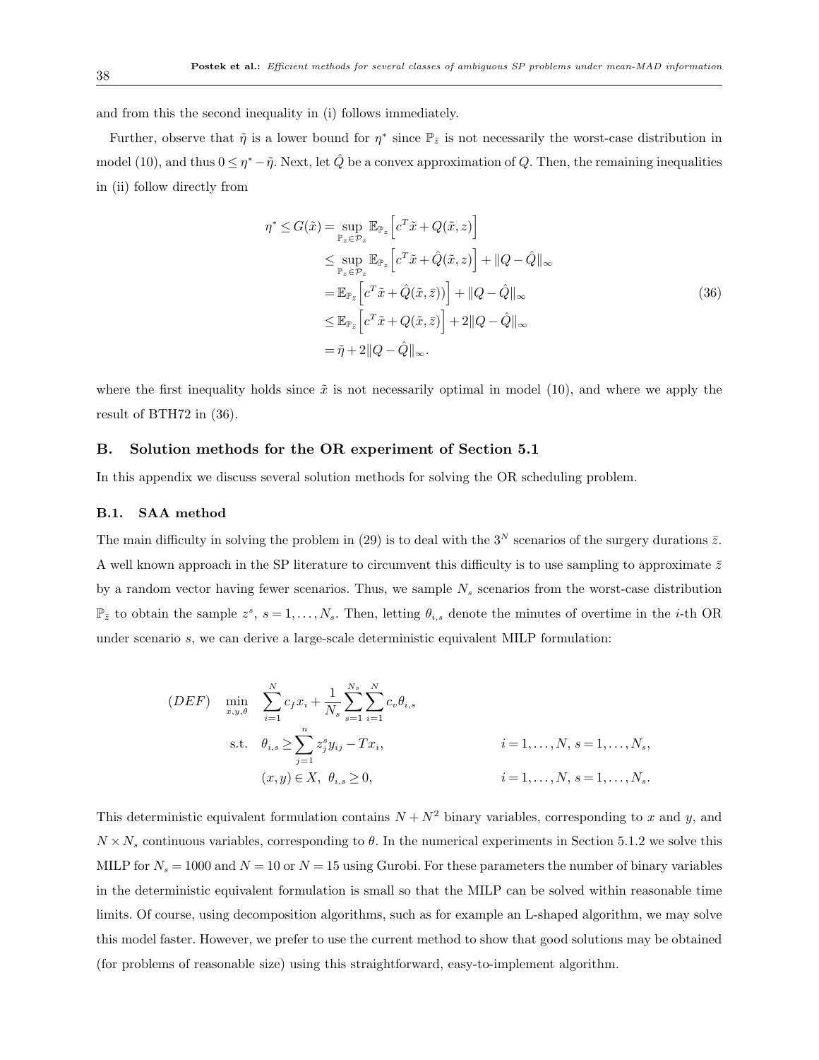and from this the second inequality in (i) follows immediately.

Further, observe that $\tilde{\eta}$ is a lower bound for $\eta^*$ since $\mathbb{P}_{\bar{z}}$ is not necessarily the worst-case distribution in model (10), and thus $0 \leq \eta^* - \tilde{\eta}$. Next, let $\hat{Q}$ be a convex approximation of $Q$. Then, the remaining inequalities in (ii) follow directly from

$$
\begin{aligned}
\eta^* \leq G(\tilde{x}) &= \sup_{\mathbb{P}_z \in \mathcal{P}_z} \mathbb{E}_{\mathbb{P}_z}\left[c^T \tilde{x} + Q(\tilde{x}, z)\right] \\
&\leq \sup_{\mathbb{P}_z \in \mathcal{P}_z} \mathbb{E}_{\mathbb{P}_z}\left[c^T \tilde{x} + \hat{Q}(\tilde{x}, z)\right] + \|Q - \hat{Q}\|_\infty \\
&= \mathbb{E}_{\mathbb{P}_{\bar{z}}}\left[c^T \tilde{x} + \hat{Q}(\tilde{x}, \bar{z}))\right] + \|Q - \hat{Q}\|_\infty \\
&\leq \mathbb{E}_{\mathbb{P}_{\bar{z}}}\left[c^T \tilde{x} + Q(\tilde{x}, \bar{z})\right] + 2\|Q - \hat{Q}\|_\infty \\
&= \tilde{\eta} + 2\|Q - \hat{Q}\|_\infty.
\end{aligned}
\tag{36}
$$

where the first inequality holds since $\tilde{x}$ is not necessarily optimal in model (10), and where we apply the result of BTH72 in (36).

## B. Solution methods for the OR experiment of Section 5.1

In this appendix we discuss several solution methods for solving the OR scheduling problem.

### B.1. SAA method

The main difficulty in solving the problem in (29) is to deal with the $3^N$ scenarios of the surgery durations $\bar{z}$. A well known approach in the SP literature to circumvent this difficulty is to use sampling to approximate $\bar{z}$ by a random vector having fewer scenarios. Thus, we sample $N_s$ scenarios from the worst-case distribution $\mathbb{P}_{\bar{z}}$ to obtain the sample $z^s$, $s = 1, \ldots, N_s$. Then, letting $\theta_{i,s}$ denote the minutes of overtime in the $i$-th OR under scenario $s$, we can derive a large-scale deterministic equivalent MILP formulation:

$$
\begin{aligned}
(DEF) \quad \min_{x,y,\theta} \quad & \sum_{i=1}^{N} c_f x_i + \frac{1}{N_s} \sum_{s=1}^{N_s} \sum_{i=1}^{N} c_v \theta_{i,s} \\
\text{s.t.} \quad & \theta_{i,s} \geq \sum_{j=1}^{n} z_j^s y_{ij} - T x_i, && i = 1, \ldots, N, \; s = 1, \ldots, N_s, \\
& (x, y) \in X, \;\; \theta_{i,s} \geq 0, && i = 1, \ldots, N, \; s = 1, \ldots, N_s.
\end{aligned}
$$

This deterministic equivalent formulation contains $N + N^2$ binary variables, corresponding to $x$ and $y$, and $N \times N_s$ continuous variables, corresponding to $\theta$. In the numerical experiments in Section 5.1.2 we solve this MILP for $N_s = 1000$ and $N = 10$ or $N = 15$ using Gurobi. For these parameters the number of binary variables in the deterministic equivalent formulation is small so that the MILP can be solved within reasonable time limits. Of course, using decomposition algorithms, such as for example an L-shaped algorithm, we may solve this model faster. However, we prefer to use the current method to show that good solutions may be obtained (for problems of reasonable size) using this straightforward, easy-to-implement algorithm.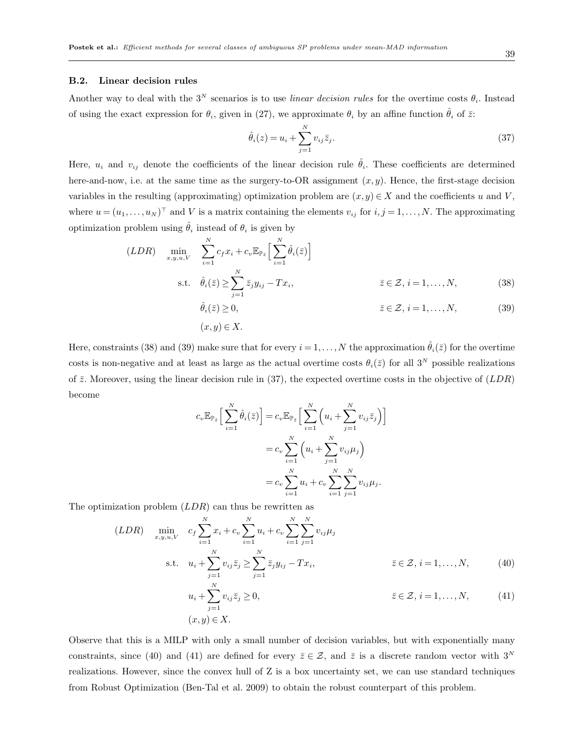### B.2. Linear decision rules

Another way to deal with the $3^N$ scenarios is to use *linear decision rules* for the overtime costs $\theta_i$. Instead of using the exact expression for $\theta_i$, given in (27), we approximate $\theta_i$ by an affine function $\hat{\theta}_i$ of $\bar{z}$:

$$\hat{\theta}_i(z) = u_i + \sum_{j=1}^{N} v_{ij}\bar{z}_j. \tag{37}$$

Here, $u_i$ and $v_{ij}$ denote the coefficients of the linear decision rule $\hat{\theta}_i$. These coefficients are determined here-and-now, i.e. at the same time as the surgery-to-OR assignment $(x, y)$. Hence, the first-stage decision variables in the resulting (approximating) optimization problem are $(x, y) \in X$ and the coefficients $u$ and $V$, where $u = (u_1, \ldots, u_N)^\top$ and $V$ is a matrix containing the elements $v_{ij}$ for $i, j = 1, \ldots, N$. The approximating optimization problem using $\hat{\theta}_i$ instead of $\theta_i$ is given by

$$
\begin{aligned}
(LDR) \quad \min_{x,y,u,V} \quad & \sum_{i=1}^{N} c_f x_i + c_v \mathbb{E}_{\mathbb{P}_{\bar{z}}}\Big[\sum_{i=1}^{N} \hat{\theta}_i(\bar{z})\Big] \\
\text{s.t.} \quad & \hat{\theta}_i(\bar{z}) \geq \sum_{j=1}^{N} \bar{z}_j y_{ij} - T x_i, \qquad \bar{z} \in \mathcal{Z},\ i = 1, \ldots, N, \qquad (38) \\
& \hat{\theta}_i(\bar{z}) \geq 0, \qquad \bar{z} \in \mathcal{Z},\ i = 1, \ldots, N, \qquad (39) \\
& (x, y) \in X.
\end{aligned}
$$

Here, constraints (38) and (39) make sure that for every $i = 1, \ldots, N$ the approximation $\hat{\theta}_i(\bar{z})$ for the overtime costs is non-negative and at least as large as the actual overtime costs $\theta_i(\bar{z})$ for all $3^N$ possible realizations of $\bar{z}$. Moreover, using the linear decision rule in (37), the expected overtime costs in the objective of $(LDR)$ become

$$
\begin{aligned}
c_v \mathbb{E}_{\mathbb{P}_{\bar{z}}}\Big[\sum_{i=1}^{N} \hat{\theta}_i(\bar{z})\Big] &= c_v \mathbb{E}_{\mathbb{P}_{\bar{z}}}\Big[\sum_{i=1}^{N} \Big(u_i + \sum_{j=1}^{N} v_{ij}\bar{z}_j\Big)\Big] \\
&= c_v \sum_{i=1}^{N} \Big(u_i + \sum_{j=1}^{N} v_{ij}\mu_j\Big) \\
&= c_v \sum_{i=1}^{N} u_i + c_v \sum_{i=1}^{N}\sum_{j=1}^{N} v_{ij}\mu_j.
\end{aligned}
$$

The optimization problem $(LDR)$ can thus be rewritten as

$$
\begin{aligned}
(LDR) \quad \min_{x,y,u,V} \quad & c_f \sum_{i=1}^{N} x_i + c_v \sum_{i=1}^{N} u_i + c_v \sum_{i=1}^{N}\sum_{j=1}^{N} v_{ij}\mu_j \\
\text{s.t.} \quad & u_i + \sum_{j=1}^{N} v_{ij}\bar{z}_j \geq \sum_{j=1}^{N} \bar{z}_j y_{ij} - T x_i, \qquad \bar{z} \in \mathcal{Z},\ i = 1, \ldots, N, \qquad (40) \\
& u_i + \sum_{j=1}^{N} v_{ij}\bar{z}_j \geq 0, \qquad \bar{z} \in \mathcal{Z},\ i = 1, \ldots, N, \qquad (41) \\
& (x, y) \in X.
\end{aligned}
$$

Observe that this is a MILP with only a small number of decision variables, but with exponentially many constraints, since (40) and (41) are defined for every $\bar{z} \in \mathcal{Z}$, and $\bar{z}$ is a discrete random vector with $3^N$ realizations. However, since the convex hull of Z is a box uncertainty set, we can use standard techniques from Robust Optimization (Ben-Tal et al. 2009) to obtain the robust counterpart of this problem.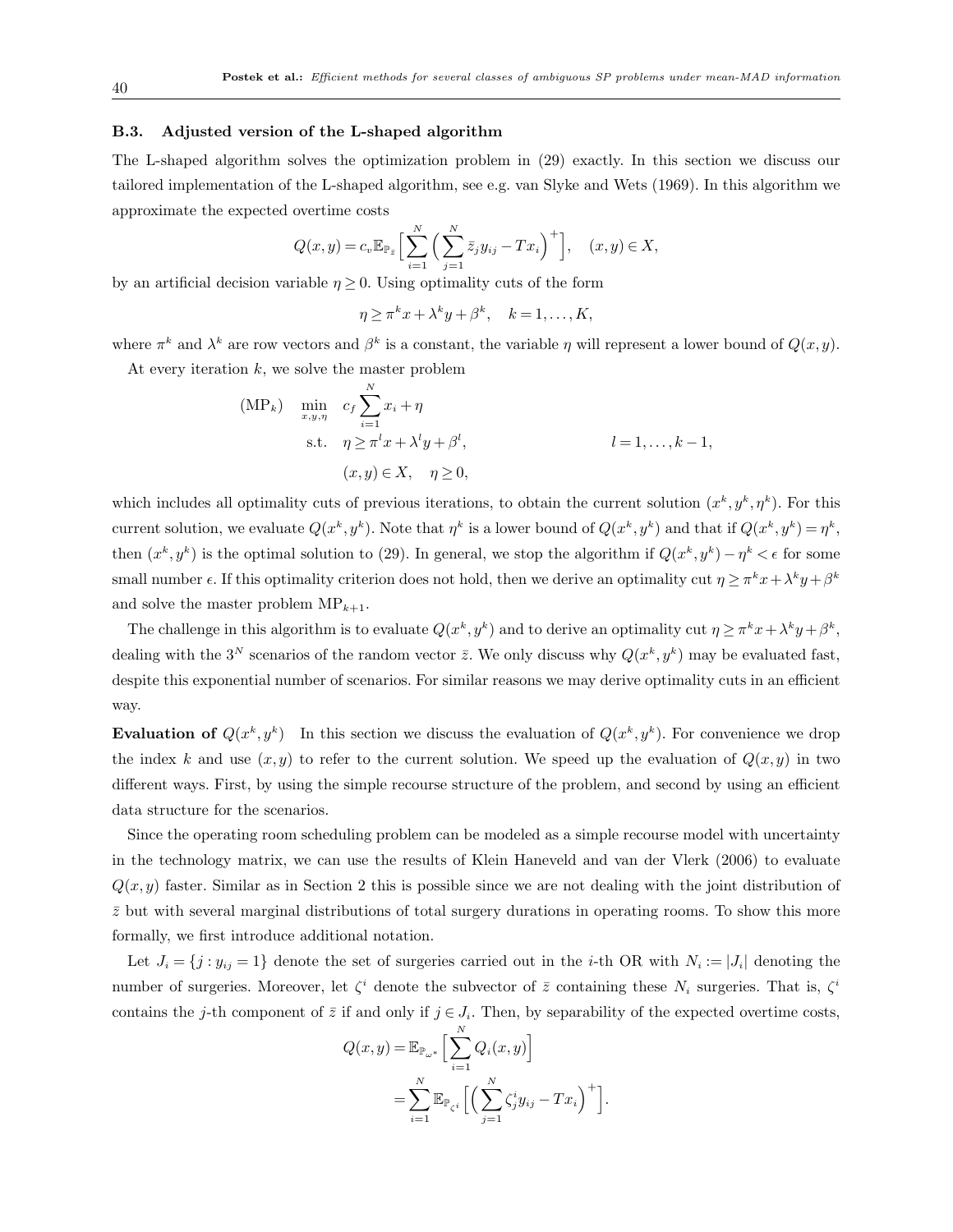### B.3. Adjusted version of the L-shaped algorithm

The L-shaped algorithm solves the optimization problem in (29) exactly. In this section we discuss our tailored implementation of the L-shaped algorithm, see e.g. van Slyke and Wets (1969). In this algorithm we approximate the expected overtime costs

$$Q(x,y) = c_v \mathbb{E}_{\mathbb{P}_{\bar{z}}}\Big[\sum_{i=1}^{N}\Big(\sum_{j=1}^{N}\bar{z}_j y_{ij} - Tx_i\Big)^+\Big], \quad (x,y)\in X,$$

by an artificial decision variable $\eta \geq 0$. Using optimality cuts of the form

$$\eta \geq \pi^k x + \lambda^k y + \beta^k, \quad k=1,\ldots,K,$$

where $\pi^k$ and $\lambda^k$ are row vectors and $\beta^k$ is a constant, the variable $\eta$ will represent a lower bound of $Q(x,y)$.

At every iteration $k$, we solve the master problem

$$\begin{aligned}
(\text{MP}_k) \quad \min_{x,y,\eta} \quad & c_f \sum_{i=1}^{N} x_i + \eta \\
\text{s.t.} \quad & \eta \geq \pi^l x + \lambda^l y + \beta^l, \qquad\qquad l=1,\ldots,k-1, \\
& (x,y)\in X, \quad \eta \geq 0,
\end{aligned}$$

which includes all optimality cuts of previous iterations, to obtain the current solution $(x^k, y^k, \eta^k)$. For this current solution, we evaluate $Q(x^k,y^k)$. Note that $\eta^k$ is a lower bound of $Q(x^k,y^k)$ and that if $Q(x^k,y^k)=\eta^k$, then $(x^k,y^k)$ is the optimal solution to (29). In general, we stop the algorithm if $Q(x^k,y^k)-\eta^k<\epsilon$ for some small number $\epsilon$. If this optimality criterion does not hold, then we derive an optimality cut $\eta \geq \pi^k x + \lambda^k y + \beta^k$ and solve the master problem $\text{MP}_{k+1}$.

The challenge in this algorithm is to evaluate $Q(x^k,y^k)$ and to derive an optimality cut $\eta \geq \pi^k x + \lambda^k y + \beta^k$, dealing with the $3^N$ scenarios of the random vector $\bar{z}$. We only discuss why $Q(x^k,y^k)$ may be evaluated fast, despite this exponential number of scenarios. For similar reasons we may derive optimality cuts in an efficient way.

**Evaluation of $Q(x^k,y^k)$** In this section we discuss the evaluation of $Q(x^k,y^k)$. For convenience we drop the index $k$ and use $(x,y)$ to refer to the current solution. We speed up the evaluation of $Q(x,y)$ in two different ways. First, by using the simple recourse structure of the problem, and second by using an efficient data structure for the scenarios.

Since the operating room scheduling problem can be modeled as a simple recourse model with uncertainty in the technology matrix, we can use the results of Klein Haneveld and van der Vlerk (2006) to evaluate $Q(x,y)$ faster. Similar as in Section 2 this is possible since we are not dealing with the joint distribution of $\bar{z}$ but with several marginal distributions of total surgery durations in operating rooms. To show this more formally, we first introduce additional notation.

Let $J_i = \{j : y_{ij}=1\}$ denote the set of surgeries carried out in the $i$-th OR with $N_i := |J_i|$ denoting the number of surgeries. Moreover, let $\zeta^i$ denote the subvector of $\bar{z}$ containing these $N_i$ surgeries. That is, $\zeta^i$ contains the $j$-th component of $\bar{z}$ if and only if $j\in J_i$. Then, by separability of the expected overtime costs,

$$\begin{aligned}
Q(x,y) &= \mathbb{E}_{\mathbb{P}_{\omega^*}}\Big[\sum_{i=1}^{N} Q_i(x,y)\Big] \\
&= \sum_{i=1}^{N} \mathbb{E}_{\mathbb{P}_{\zeta^i}}\Big[\Big(\sum_{j=1}^{N}\zeta^i_j y_{ij} - Tx_i\Big)^+\Big].
\end{aligned}$$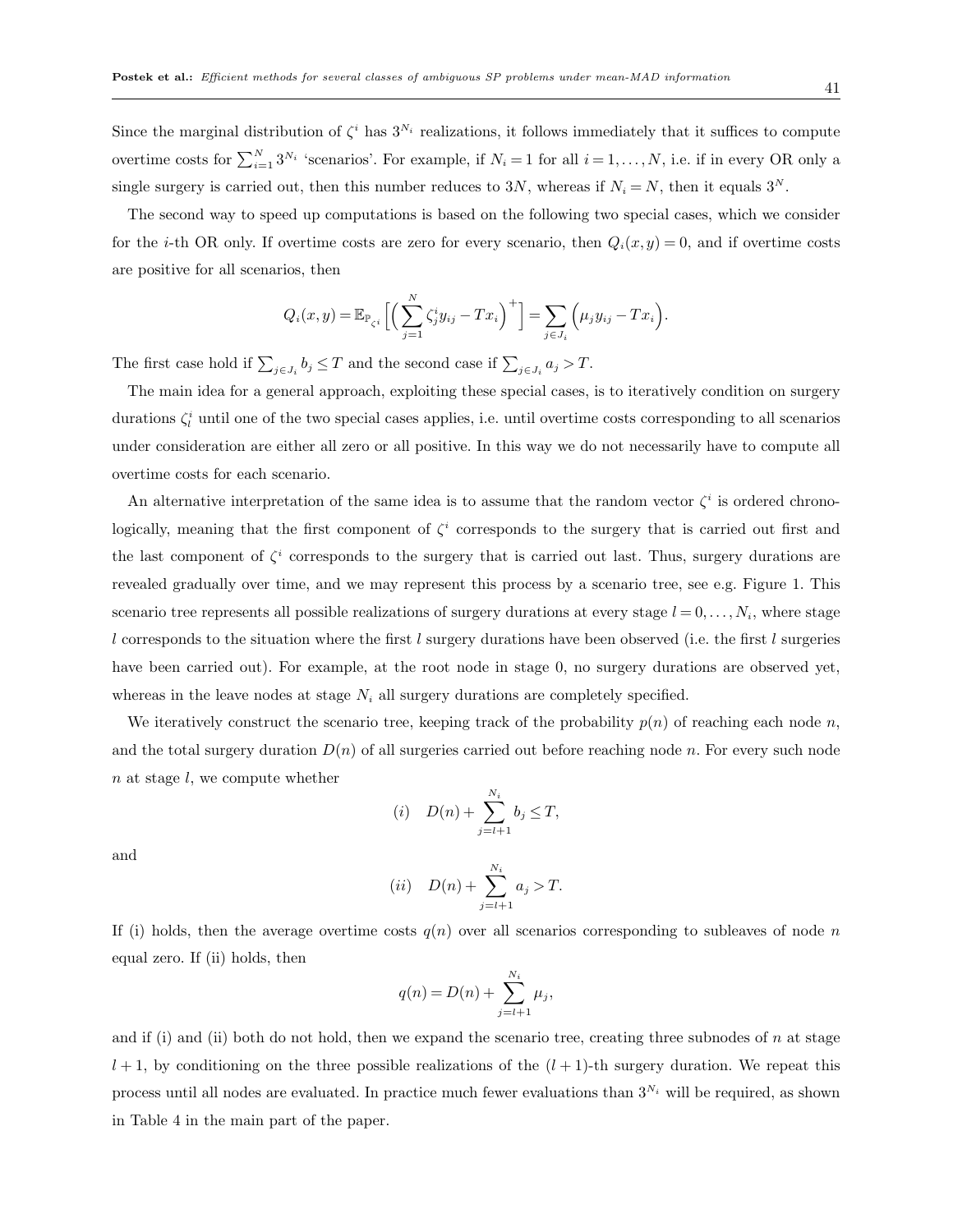Since the marginal distribution of $\zeta^i$ has $3^{N_i}$ realizations, it follows immediately that it suffices to compute overtime costs for $\sum_{i=1}^{N} 3^{N_i}$ 'scenarios'. For example, if $N_i = 1$ for all $i = 1, \ldots, N$, i.e. if in every OR only a single surgery is carried out, then this number reduces to $3N$, whereas if $N_i = N$, then it equals $3^N$.

The second way to speed up computations is based on the following two special cases, which we consider for the $i$-th OR only. If overtime costs are zero for every scenario, then $Q_i(x, y) = 0$, and if overtime costs are positive for all scenarios, then

$$Q_i(x, y) = \mathbb{E}_{\mathbb{P}_{\zeta^i}} \left[ \Big( \sum_{j=1}^{N} \zeta_j^i y_{ij} - T x_i \Big)^+ \right] = \sum_{j \in J_i} \Big( \mu_j y_{ij} - T x_i \Big).$$

The first case hold if $\sum_{j \in J_i} b_j \leq T$ and the second case if $\sum_{j \in J_i} a_j > T$.

The main idea for a general approach, exploiting these special cases, is to iteratively condition on surgery durations $\zeta_l^i$ until one of the two special cases applies, i.e. until overtime costs corresponding to all scenarios under consideration are either all zero or all positive. In this way we do not necessarily have to compute all overtime costs for each scenario.

An alternative interpretation of the same idea is to assume that the random vector $\zeta^i$ is ordered chronologically, meaning that the first component of $\zeta^i$ corresponds to the surgery that is carried out first and the last component of $\zeta^i$ corresponds to the surgery that is carried out last. Thus, surgery durations are revealed gradually over time, and we may represent this process by a scenario tree, see e.g. Figure 1. This scenario tree represents all possible realizations of surgery durations at every stage $l = 0, \ldots, N_i$, where stage $l$ corresponds to the situation where the first $l$ surgery durations have been observed (i.e. the first $l$ surgeries have been carried out). For example, at the root node in stage 0, no surgery durations are observed yet, whereas in the leave nodes at stage $N_i$ all surgery durations are completely specified.

We iteratively construct the scenario tree, keeping track of the probability $p(n)$ of reaching each node $n$, and the total surgery duration $D(n)$ of all surgeries carried out before reaching node $n$. For every such node $n$ at stage $l$, we compute whether

$$(i) \quad D(n) + \sum_{j=l+1}^{N_i} b_j \leq T,$$

and

$$(ii) \quad D(n) + \sum_{j=l+1}^{N_i} a_j > T.$$

If (i) holds, then the average overtime costs $q(n)$ over all scenarios corresponding to subleaves of node $n$ equal zero. If (ii) holds, then

$$q(n) = D(n) + \sum_{j=l+1}^{N_i} \mu_j,$$

and if (i) and (ii) both do not hold, then we expand the scenario tree, creating three subnodes of $n$ at stage $l+1$, by conditioning on the three possible realizations of the $(l+1)$-th surgery duration. We repeat this process until all nodes are evaluated. In practice much fewer evaluations than $3^{N_i}$ will be required, as shown in Table 4 in the main part of the paper.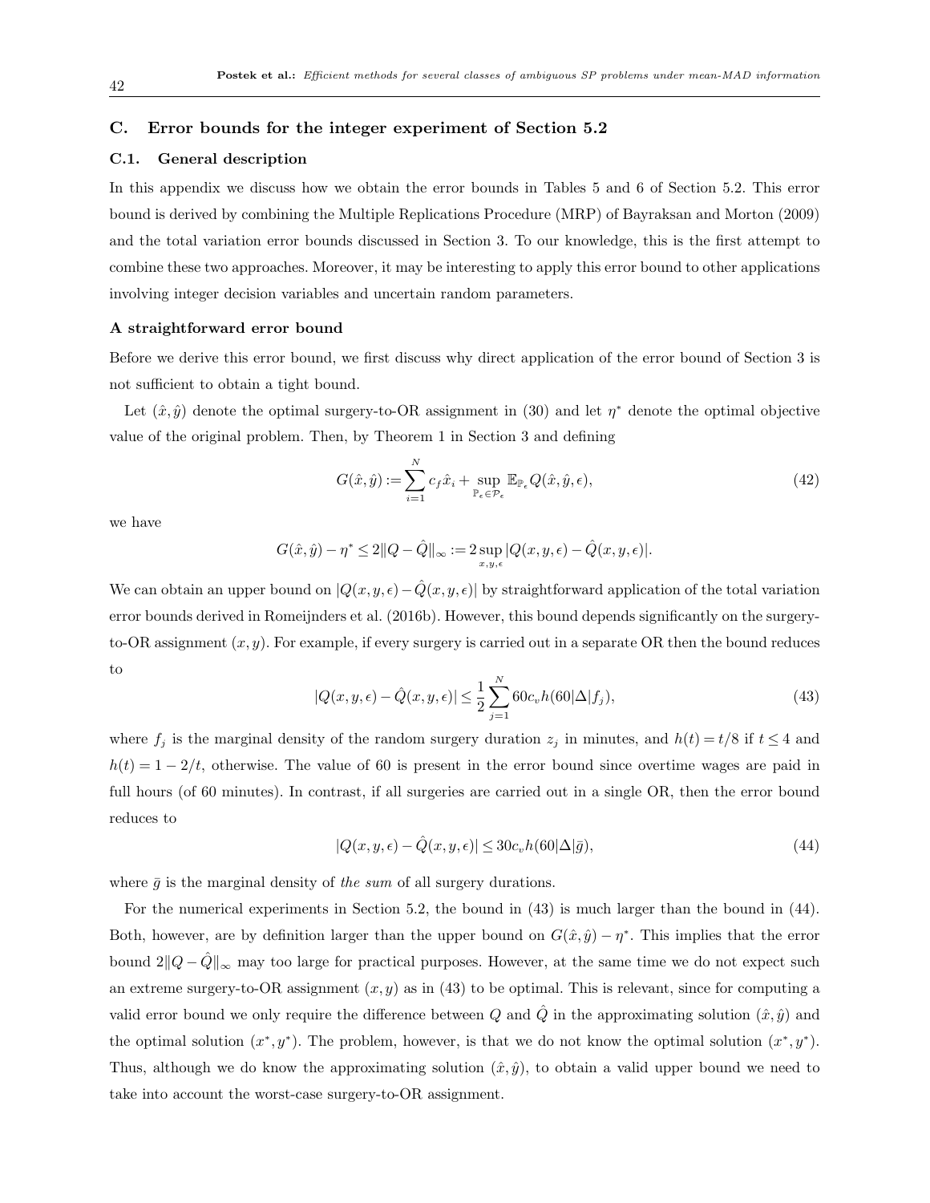## C. Error bounds for the integer experiment of Section 5.2

### C.1. General description

In this appendix we discuss how we obtain the error bounds in Tables 5 and 6 of Section 5.2. This error bound is derived by combining the Multiple Replications Procedure (MRP) of Bayraksan and Morton (2009) and the total variation error bounds discussed in Section 3. To our knowledge, this is the first attempt to combine these two approaches. Moreover, it may be interesting to apply this error bound to other applications involving integer decision variables and uncertain random parameters.

**A straightforward error bound**

Before we derive this error bound, we first discuss why direct application of the error bound of Section 3 is not sufficient to obtain a tight bound.

Let $(\hat{x}, \hat{y})$ denote the optimal surgery-to-OR assignment in (30) and let $\eta^*$ denote the optimal objective value of the original problem. Then, by Theorem 1 in Section 3 and defining

$$G(\hat{x}, \hat{y}) := \sum_{i=1}^{N} c_f \hat{x}_i + \sup_{\mathbb{P}_\epsilon \in \mathcal{P}_\epsilon} \mathbb{E}_{\mathbb{P}_\epsilon} Q(\hat{x}, \hat{y}, \epsilon), \tag{42}$$

we have

$$G(\hat{x}, \hat{y}) - \eta^* \leq 2\|Q - \hat{Q}\|_\infty := 2 \sup_{x,y,\epsilon} |Q(x, y, \epsilon) - \hat{Q}(x, y, \epsilon)|.$$

We can obtain an upper bound on $|Q(x, y, \epsilon) - \hat{Q}(x, y, \epsilon)|$ by straightforward application of the total variation error bounds derived in Romeijnders et al. (2016b). However, this bound depends significantly on the surgery-to-OR assignment $(x, y)$. For example, if every surgery is carried out in a separate OR then the bound reduces to

$$|Q(x, y, \epsilon) - \hat{Q}(x, y, \epsilon)| \leq \frac{1}{2} \sum_{j=1}^{N} 60 c_v h(60|\Delta| f_j), \tag{43}$$

where $f_j$ is the marginal density of the random surgery duration $z_j$ in minutes, and $h(t) = t/8$ if $t \leq 4$ and $h(t) = 1 - 2/t$, otherwise. The value of 60 is present in the error bound since overtime wages are paid in full hours (of 60 minutes). In contrast, if all surgeries are carried out in a single OR, then the error bound reduces to

$$|Q(x, y, \epsilon) - \hat{Q}(x, y, \epsilon)| \leq 30 c_v h(60|\Delta| \bar{g}), \tag{44}$$

where $\bar{g}$ is the marginal density of *the sum* of all surgery durations.

For the numerical experiments in Section 5.2, the bound in (43) is much larger than the bound in (44). Both, however, are by definition larger than the upper bound on $G(\hat{x}, \hat{y}) - \eta^*$. This implies that the error bound $2\|Q - \hat{Q}\|_\infty$ may too large for practical purposes. However, at the same time we do not expect such an extreme surgery-to-OR assignment $(x, y)$ as in (43) to be optimal. This is relevant, since for computing a valid error bound we only require the difference between $Q$ and $\hat{Q}$ in the approximating solution $(\hat{x}, \hat{y})$ and the optimal solution $(x^*, y^*)$. The problem, however, is that we do not know the optimal solution $(x^*, y^*)$. Thus, although we do know the approximating solution $(\hat{x}, \hat{y})$, to obtain a valid upper bound we need to take into account the worst-case surgery-to-OR assignment.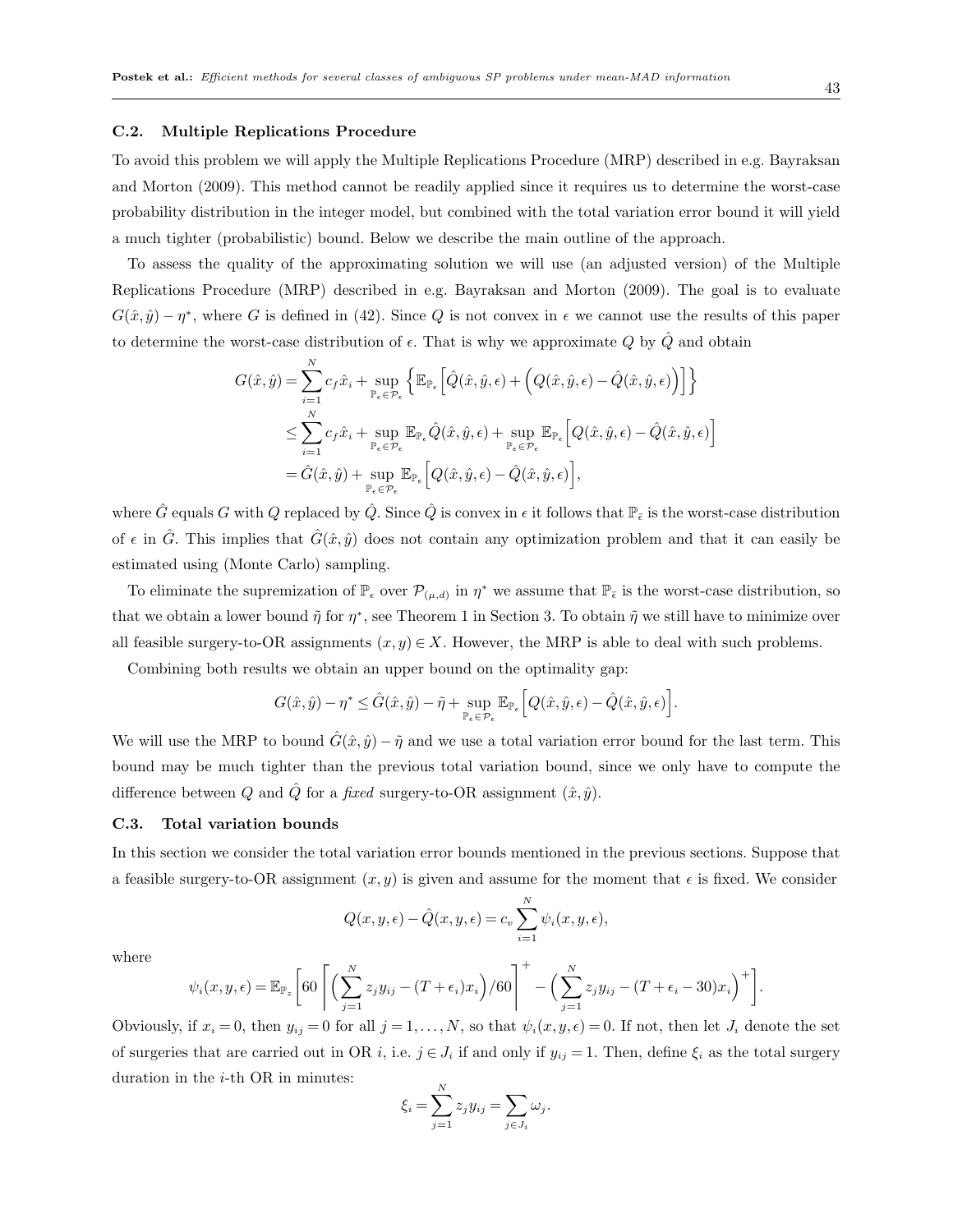### C.2. Multiple Replications Procedure

To avoid this problem we will apply the Multiple Replications Procedure (MRP) described in e.g. Bayraksan and Morton (2009). This method cannot be readily applied since it requires us to determine the worst-case probability distribution in the integer model, but combined with the total variation error bound it will yield a much tighter (probabilistic) bound. Below we describe the main outline of the approach.

To assess the quality of the approximating solution we will use (an adjusted version) of the Multiple Replications Procedure (MRP) described in e.g. Bayraksan and Morton (2009). The goal is to evaluate $G(\hat{x},\hat{y}) - \eta^*$, where $G$ is defined in (42). Since $Q$ is not convex in $\epsilon$ we cannot use the results of this paper to determine the worst-case distribution of $\epsilon$. That is why we approximate $Q$ by $\hat{Q}$ and obtain

$$
\begin{aligned}
G(\hat{x},\hat{y}) &= \sum_{i=1}^{N} c_f \hat{x}_i + \sup_{\mathbb{P}_\epsilon \in \mathcal{P}_\epsilon} \left\{ \mathbb{E}_{\mathbb{P}_\epsilon}\left[ \hat{Q}(\hat{x},\hat{y},\epsilon) + \Big( Q(\hat{x},\hat{y},\epsilon) - \hat{Q}(\hat{x},\hat{y},\epsilon) \Big) \right] \right\} \\
&\le \sum_{i=1}^{N} c_f \hat{x}_i + \sup_{\mathbb{P}_\epsilon \in \mathcal{P}_\epsilon} \mathbb{E}_{\mathbb{P}_\epsilon} \hat{Q}(\hat{x},\hat{y},\epsilon) + \sup_{\mathbb{P}_\epsilon \in \mathcal{P}_\epsilon} \mathbb{E}_{\mathbb{P}_\epsilon}\Big[ Q(\hat{x},\hat{y},\epsilon) - \hat{Q}(\hat{x},\hat{y},\epsilon) \Big] \\
&= \hat{G}(\hat{x},\hat{y}) + \sup_{\mathbb{P}_\epsilon \in \mathcal{P}_\epsilon} \mathbb{E}_{\mathbb{P}_\epsilon}\Big[ Q(\hat{x},\hat{y},\epsilon) - \hat{Q}(\hat{x},\hat{y},\epsilon) \Big],
\end{aligned}
$$

where $\hat{G}$ equals $G$ with $Q$ replaced by $\hat{Q}$. Since $\hat{Q}$ is convex in $\epsilon$ it follows that $\mathbb{P}_{\bar{\epsilon}}$ is the worst-case distribution of $\epsilon$ in $\hat{G}$. This implies that $\hat{G}(\hat{x},\hat{y})$ does not contain any optimization problem and that it can easily be estimated using (Monte Carlo) sampling.

To eliminate the supremization of $\mathbb{P}_\epsilon$ over $\mathcal{P}_{(\mu,d)}$ in $\eta^*$ we assume that $\mathbb{P}_{\bar{\epsilon}}$ is the worst-case distribution, so that we obtain a lower bound $\tilde{\eta}$ for $\eta^*$, see Theorem 1 in Section 3. To obtain $\tilde{\eta}$ we still have to minimize over all feasible surgery-to-OR assignments $(x,y) \in X$. However, the MRP is able to deal with such problems.

Combining both results we obtain an upper bound on the optimality gap:

$$
G(\hat{x},\hat{y}) - \eta^* \le \hat{G}(\hat{x},\hat{y}) - \tilde{\eta} + \sup_{\mathbb{P}_\epsilon \in \mathcal{P}_\epsilon} \mathbb{E}_{\mathbb{P}_\epsilon}\Big[ Q(\hat{x},\hat{y},\epsilon) - \hat{Q}(\hat{x},\hat{y},\epsilon) \Big].
$$

We will use the MRP to bound $\hat{G}(\hat{x},\hat{y}) - \tilde{\eta}$ and we use a total variation error bound for the last term. This bound may be much tighter than the previous total variation bound, since we only have to compute the difference between $Q$ and $\hat{Q}$ for a *fixed* surgery-to-OR assignment $(\hat{x},\hat{y})$.

### C.3. Total variation bounds

In this section we consider the total variation error bounds mentioned in the previous sections. Suppose that a feasible surgery-to-OR assignment $(x,y)$ is given and assume for the moment that $\epsilon$ is fixed. We consider

$$
Q(x,y,\epsilon) - \hat{Q}(x,y,\epsilon) = c_v \sum_{i=1}^{N} \psi_i(x,y,\epsilon),
$$

where

$$
\psi_i(x,y,\epsilon) = \mathbb{E}_{\mathbb{P}_z}\left[ 60 \left\lceil \Big( \sum_{j=1}^{N} z_j y_{ij} - (T+\epsilon_i) x_i \Big) / 60 \right\rceil^+ - \Big( \sum_{j=1}^{N} z_j y_{ij} - (T+\epsilon_i - 30) x_i \Big)^+ \right].
$$

Obviously, if $x_i = 0$, then $y_{ij} = 0$ for all $j = 1,\ldots,N$, so that $\psi_i(x,y,\epsilon) = 0$. If not, then let $J_i$ denote the set of surgeries that are carried out in OR $i$, i.e. $j \in J_i$ if and only if $y_{ij} = 1$. Then, define $\xi_i$ as the total surgery duration in the $i$-th OR in minutes:

$$
\xi_i = \sum_{j=1}^{N} z_j y_{ij} = \sum_{j \in J_i} \omega_j.
$$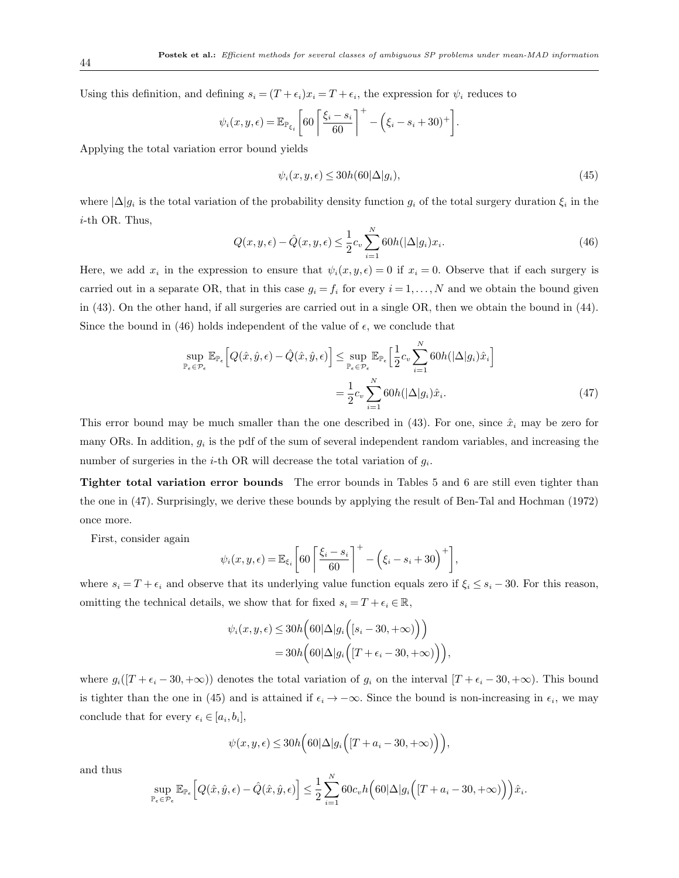Using this definition, and defining $s_i = (T + \epsilon_i)x_i = T + \epsilon_i$, the expression for $\psi_i$ reduces to

$$\psi_i(x, y, \epsilon) = \mathbb{E}_{\mathbb{P}_{\xi_i}}\left[60\left\lceil\frac{\xi_i - s_i}{60}\right\rceil^+ - \left(\xi_i - s_i + 30\right)^+\right].$$

Applying the total variation error bound yields

$$\psi_i(x, y, \epsilon) \leq 30h(60|\Delta|g_i), \tag{45}$$

where $|\Delta|g_i$ is the total variation of the probability density function $g_i$ of the total surgery duration $\xi_i$ in the $i$-th OR. Thus,

$$Q(x, y, \epsilon) - \hat{Q}(x, y, \epsilon) \leq \frac{1}{2}c_v \sum_{i=1}^{N} 60h(|\Delta|g_i)x_i. \tag{46}$$

Here, we add $x_i$ in the expression to ensure that $\psi_i(x, y, \epsilon) = 0$ if $x_i = 0$. Observe that if each surgery is carried out in a separate OR, that in this case $g_i = f_i$ for every $i = 1, \ldots, N$ and we obtain the bound given in (43). On the other hand, if all surgeries are carried out in a single OR, then we obtain the bound in (44). Since the bound in (46) holds independent of the value of $\epsilon$, we conclude that

$$\begin{aligned}
\sup_{\mathbb{P}_\epsilon \in \mathcal{P}_\epsilon} \mathbb{E}_{\mathbb{P}_\epsilon}\left[Q(\hat{x}, \hat{y}, \epsilon) - \hat{Q}(\hat{x}, \hat{y}, \epsilon)\right] &\leq \sup_{\mathbb{P}_\epsilon \in \mathcal{P}_\epsilon} \mathbb{E}_{\mathbb{P}_\epsilon}\left[\frac{1}{2}c_v \sum_{i=1}^{N} 60h(|\Delta|g_i)\hat{x}_i\right] \\
&= \frac{1}{2}c_v \sum_{i=1}^{N} 60h(|\Delta|g_i)\hat{x}_i.
\end{aligned} \tag{47}$$

This error bound may be much smaller than the one described in (43). For one, since $\hat{x}_i$ may be zero for many ORs. In addition, $g_i$ is the pdf of the sum of several independent random variables, and increasing the number of surgeries in the $i$-th OR will decrease the total variation of $g_i$.

**Tighter total variation error bounds** The error bounds in Tables 5 and 6 are still even tighter than the one in (47). Surprisingly, we derive these bounds by applying the result of Ben-Tal and Hochman (1972) once more.

First, consider again

$$\psi_i(x, y, \epsilon) = \mathbb{E}_{\xi_i}\left[60\left\lceil\frac{\xi_i - s_i}{60}\right\rceil^+ - \left(\xi_i - s_i + 30\right)^+\right],$$

where $s_i = T + \epsilon_i$ and observe that its underlying value function equals zero if $\xi_i \leq s_i - 30$. For this reason, omitting the technical details, we show that for fixed $s_i = T + \epsilon_i \in \mathbb{R}$,

$$\begin{aligned}
\psi_i(x, y, \epsilon) &\leq 30h\Big(60|\Delta|g_i\Big([s_i - 30, +\infty)\Big)\Big) \\
&= 30h\Big(60|\Delta|g_i\Big([T + \epsilon_i - 30, +\infty)\Big)\Big),
\end{aligned}$$

where $g_i([T + \epsilon_i - 30, +\infty))$ denotes the total variation of $g_i$ on the interval $[T + \epsilon_i - 30, +\infty)$. This bound is tighter than the one in (45) and is attained if $\epsilon_i \to -\infty$. Since the bound is non-increasing in $\epsilon_i$, we may conclude that for every $\epsilon_i \in [a_i, b_i]$,

$$\psi(x, y, \epsilon) \leq 30h\Big(60|\Delta|g_i\Big([T + a_i - 30, +\infty)\Big)\Big),$$

and thus

$$\sup_{\mathbb{P}_\epsilon \in \mathcal{P}_\epsilon} \mathbb{E}_{\mathbb{P}_\epsilon}\left[Q(\hat{x}, \hat{y}, \epsilon) - \hat{Q}(\hat{x}, \hat{y}, \epsilon)\right] \leq \frac{1}{2}\sum_{i=1}^{N} 60c_v h\Big(60|\Delta|g_i\Big([T + a_i - 30, +\infty)\Big)\Big)\hat{x}_i.$$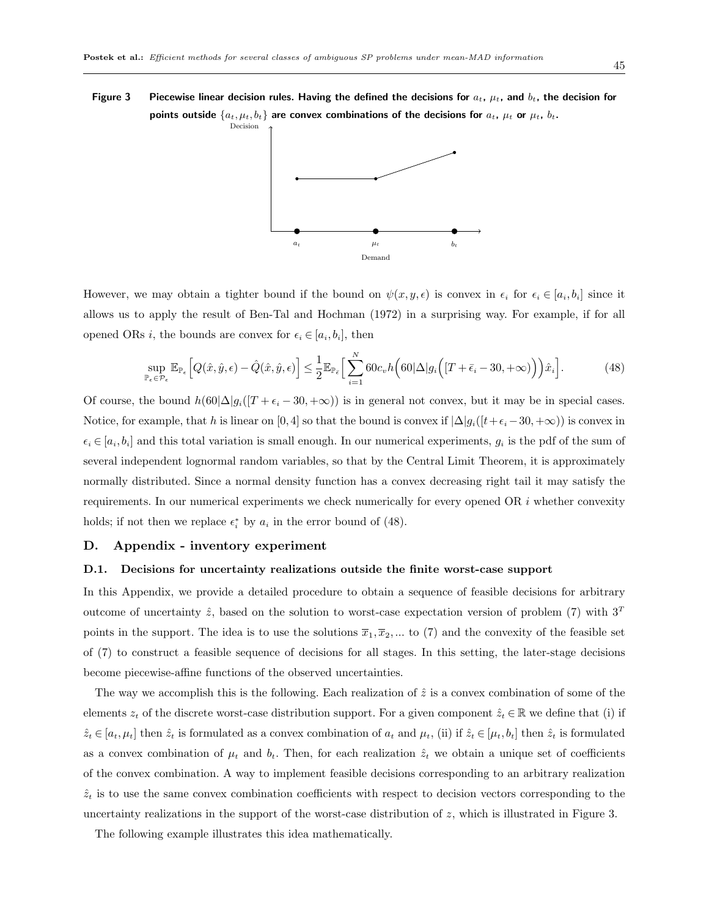**Figure 3** **Piecewise linear decision rules. Having the defined the decisions for $a_t$, $\mu_t$, and $b_t$, the decision for points outside $\{a_t, \mu_t, b_t\}$ are convex combinations of the decisions for $a_t$, $\mu_t$ or $\mu_t$, $b_t$.**

However, we may obtain a tighter bound if the bound on $\psi(x, y, \epsilon)$ is convex in $\epsilon_i$ for $\epsilon_i \in [a_i, b_i]$ since it allows us to apply the result of Ben-Tal and Hochman (1972) in a surprising way. For example, if for all opened ORs $i$, the bounds are convex for $\epsilon_i \in [a_i, b_i]$, then

$$\sup_{\mathbb{P}_\epsilon \in \mathcal{P}_\epsilon} \mathbb{E}_{\mathbb{P}_\epsilon}\Big[Q(\hat{x}, \hat{y}, \epsilon) - \hat{Q}(\hat{x}, \hat{y}, \epsilon)\Big] \leq \frac{1}{2}\mathbb{E}_{\mathbb{P}_{\bar{\epsilon}}}\Big[\sum_{i=1}^{N} 60 c_v h\Big(60|\Delta| g_i\Big([T + \bar{\epsilon}_i - 30, +\infty)\Big)\Big)\hat{x}_i\Big]. \tag{48}$$

Of course, the bound $h(60|\Delta|g_i([T + \epsilon_i - 30, +\infty))$ is in general not convex, but it may be in special cases. Notice, for example, that $h$ is linear on $[0, 4]$ so that the bound is convex if $|\Delta|g_i([t + \epsilon_i - 30, +\infty))$ is convex in $\epsilon_i \in [a_i, b_i]$ and this total variation is small enough. In our numerical experiments, $g_i$ is the pdf of the sum of several independent lognormal random variables, so that by the Central Limit Theorem, it is approximately normally distributed. Since a normal density function has a convex decreasing right tail it may satisfy the requirements. In our numerical experiments we check numerically for every opened OR $i$ whether convexity holds; if not then we replace $\epsilon_i^*$ by $a_i$ in the error bound of (48).

## D. Appendix - inventory experiment

### D.1. Decisions for uncertainty realizations outside the finite worst-case support

In this Appendix, we provide a detailed procedure to obtain a sequence of feasible decisions for arbitrary outcome of uncertainty $\hat{z}$, based on the solution to worst-case expectation version of problem (7) with $3^T$ points in the support. The idea is to use the solutions $\overline{x}_1, \overline{x}_2, \ldots$ to (7) and the convexity of the feasible set of (7) to construct a feasible sequence of decisions for all stages. In this setting, the later-stage decisions become piecewise-affine functions of the observed uncertainties.

The way we accomplish this is the following. Each realization of $\hat{z}$ is a convex combination of some of the elements $z_t$ of the discrete worst-case distribution support. For a given component $\hat{z}_t \in \mathbb{R}$ we define that (i) if $\hat{z}_t \in [a_t, \mu_t]$ then $\hat{z}_t$ is formulated as a convex combination of $a_t$ and $\mu_t$, (ii) if $\hat{z}_t \in [\mu_t, b_t]$ then $\hat{z}_t$ is formulated as a convex combination of $\mu_t$ and $b_t$. Then, for each realization $\hat{z}_t$ we obtain a unique set of coefficients of the convex combination. A way to implement feasible decisions corresponding to an arbitrary realization $\hat{z}_t$ is to use the same convex combination coefficients with respect to decision vectors corresponding to the uncertainty realizations in the support of the worst-case distribution of $z$, which is illustrated in Figure 3.

The following example illustrates this idea mathematically.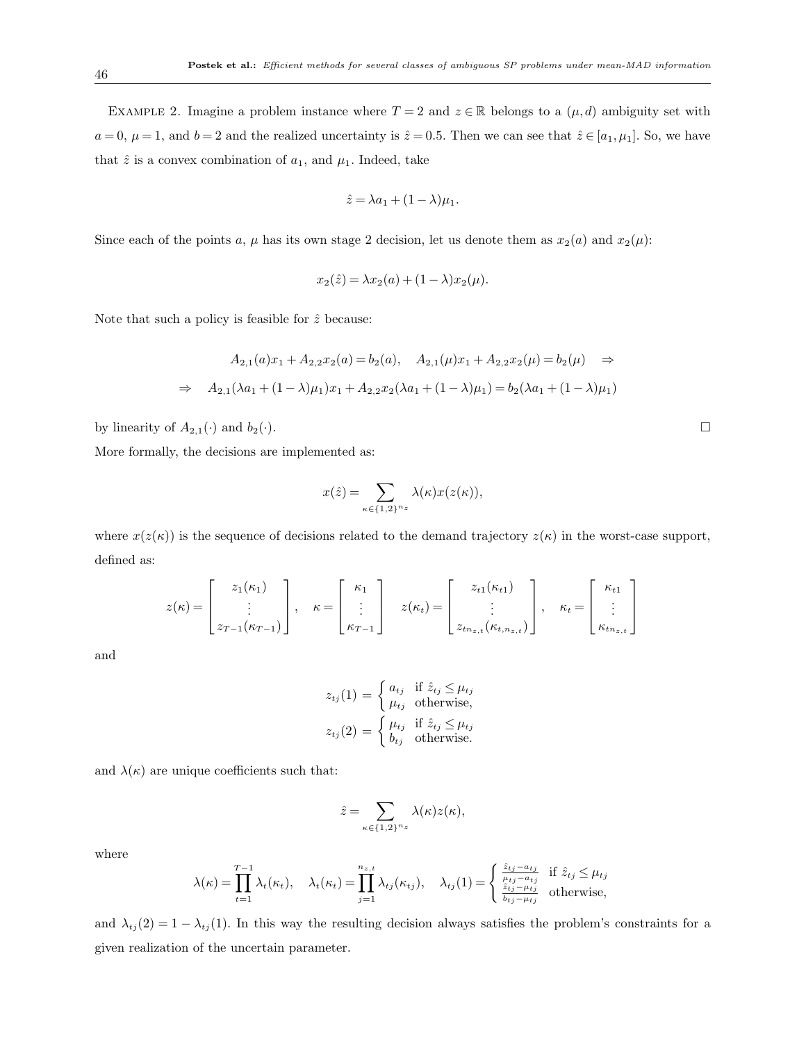Example 2. Imagine a problem instance where $T = 2$ and $z \in \mathbb{R}$ belongs to a $(\mu, d)$ ambiguity set with $a = 0$, $\mu = 1$, and $b = 2$ and the realized uncertainty is $\hat{z} = 0.5$. Then we can see that $\hat{z} \in [a_1, \mu_1]$. So, we have that $\hat{z}$ is a convex combination of $a_1$, and $\mu_1$. Indeed, take

$$\hat{z} = \lambda a_1 + (1 - \lambda)\mu_1.$$

Since each of the points $a$, $\mu$ has its own stage 2 decision, let us denote them as $x_2(a)$ and $x_2(\mu)$:

$$x_2(\hat{z}) = \lambda x_2(a) + (1 - \lambda)x_2(\mu).$$

Note that such a policy is feasible for $\hat{z}$ because:

$$A_{2,1}(a)x_1 + A_{2,2}x_2(a) = b_2(a), \quad A_{2,1}(\mu)x_1 + A_{2,2}x_2(\mu) = b_2(\mu) \quad \Rightarrow$$

$$\Rightarrow \quad A_{2,1}(\lambda a_1 + (1-\lambda)\mu_1)x_1 + A_{2,2}x_2(\lambda a_1 + (1-\lambda)\mu_1) = b_2(\lambda a_1 + (1-\lambda)\mu_1)$$

by linearity of $A_{2,1}(\cdot)$ and $b_2(\cdot)$. $\square$

More formally, the decisions are implemented as:

$$x(\hat{z}) = \sum_{\kappa \in \{1,2\}^{n_z}} \lambda(\kappa) x(z(\kappa)),$$

where $x(z(\kappa))$ is the sequence of decisions related to the demand trajectory $z(\kappa)$ in the worst-case support, defined as:

$$z(\kappa) = \begin{bmatrix} z_1(\kappa_1) \\ \vdots \\ z_{T-1}(\kappa_{T-1}) \end{bmatrix}, \quad \kappa = \begin{bmatrix} \kappa_1 \\ \vdots \\ \kappa_{T-1} \end{bmatrix} \quad z(\kappa_t) = \begin{bmatrix} z_{t1}(\kappa_{t1}) \\ \vdots \\ z_{tn_{z,t}}(\kappa_{t,n_{z,t}}) \end{bmatrix}, \quad \kappa_t = \begin{bmatrix} \kappa_{t1} \\ \vdots \\ \kappa_{tn_{z,t}} \end{bmatrix}$$

and

$$z_{tj}(1) = \begin{cases} a_{tj} & \text{if } \hat{z}_{tj} \le \mu_{tj} \\ \mu_{tj} & \text{otherwise,} \end{cases}$$
$$z_{tj}(2) = \begin{cases} \mu_{tj} & \text{if } \hat{z}_{tj} \le \mu_{tj} \\ b_{tj} & \text{otherwise.} \end{cases}$$

and $\lambda(\kappa)$ are unique coefficients such that:

$$\hat{z} = \sum_{\kappa \in \{1,2\}^{n_z}} \lambda(\kappa) z(\kappa),$$

where

$$\lambda(\kappa) = \prod_{t=1}^{T-1} \lambda_t(\kappa_t), \quad \lambda_t(\kappa_t) = \prod_{j=1}^{n_{z,t}} \lambda_{tj}(\kappa_{tj}), \quad \lambda_{tj}(1) = \begin{cases} \frac{\hat{z}_{tj} - a_{tj}}{\mu_{tj} - a_{tj}} & \text{if } \hat{z}_{tj} \le \mu_{tj} \\ \frac{\hat{z}_{tj} - \mu_{tj}}{b_{tj} - \mu_{tj}} & \text{otherwise,} \end{cases}$$

and $\lambda_{tj}(2) = 1 - \lambda_{tj}(1)$. In this way the resulting decision always satisfies the problem's constraints for a given realization of the uncertain parameter.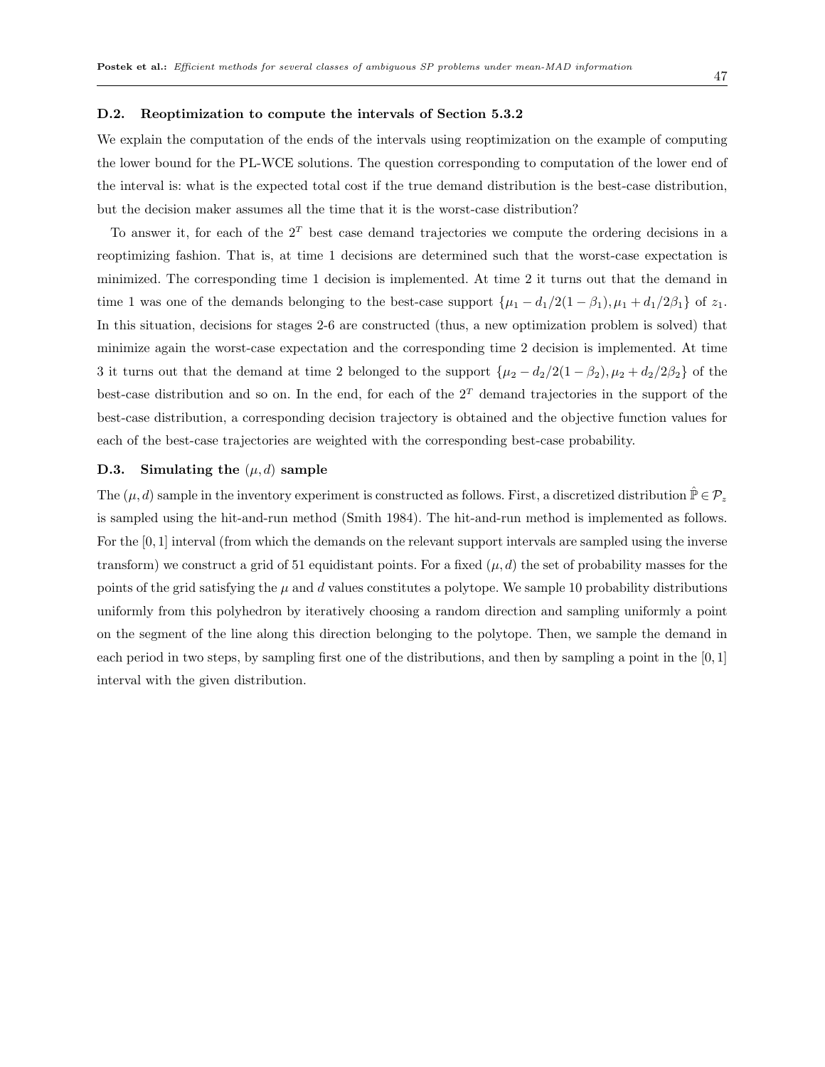### D.2. Reoptimization to compute the intervals of Section 5.3.2

We explain the computation of the ends of the intervals using reoptimization on the example of computing the lower bound for the PL-WCE solutions. The question corresponding to computation of the lower end of the interval is: what is the expected total cost if the true demand distribution is the best-case distribution, but the decision maker assumes all the time that it is the worst-case distribution?

To answer it, for each of the $2^T$ best case demand trajectories we compute the ordering decisions in a reoptimizing fashion. That is, at time 1 decisions are determined such that the worst-case expectation is minimized. The corresponding time 1 decision is implemented. At time 2 it turns out that the demand in time 1 was one of the demands belonging to the best-case support $\{\mu_1 - d_1/2(1-\beta_1), \mu_1 + d_1/2\beta_1\}$ of $z_1$. In this situation, decisions for stages 2-6 are constructed (thus, a new optimization problem is solved) that minimize again the worst-case expectation and the corresponding time 2 decision is implemented. At time 3 it turns out that the demand at time 2 belonged to the support $\{\mu_2 - d_2/2(1-\beta_2), \mu_2 + d_2/2\beta_2\}$ of the best-case distribution and so on. In the end, for each of the $2^T$ demand trajectories in the support of the best-case distribution, a corresponding decision trajectory is obtained and the objective function values for each of the best-case trajectories are weighted with the corresponding best-case probability.

### D.3. Simulating the $(\mu, d)$ sample

The $(\mu, d)$ sample in the inventory experiment is constructed as follows. First, a discretized distribution $\hat{\mathbb{P}} \in \mathcal{P}_z$ is sampled using the hit-and-run method (Smith 1984). The hit-and-run method is implemented as follows. For the $[0,1]$ interval (from which the demands on the relevant support intervals are sampled using the inverse transform) we construct a grid of 51 equidistant points. For a fixed $(\mu, d)$ the set of probability masses for the points of the grid satisfying the $\mu$ and $d$ values constitutes a polytope. We sample 10 probability distributions uniformly from this polyhedron by iteratively choosing a random direction and sampling uniformly a point on the segment of the line along this direction belonging to the polytope. Then, we sample the demand in each period in two steps, by sampling first one of the distributions, and then by sampling a point in the $[0,1]$ interval with the given distribution.